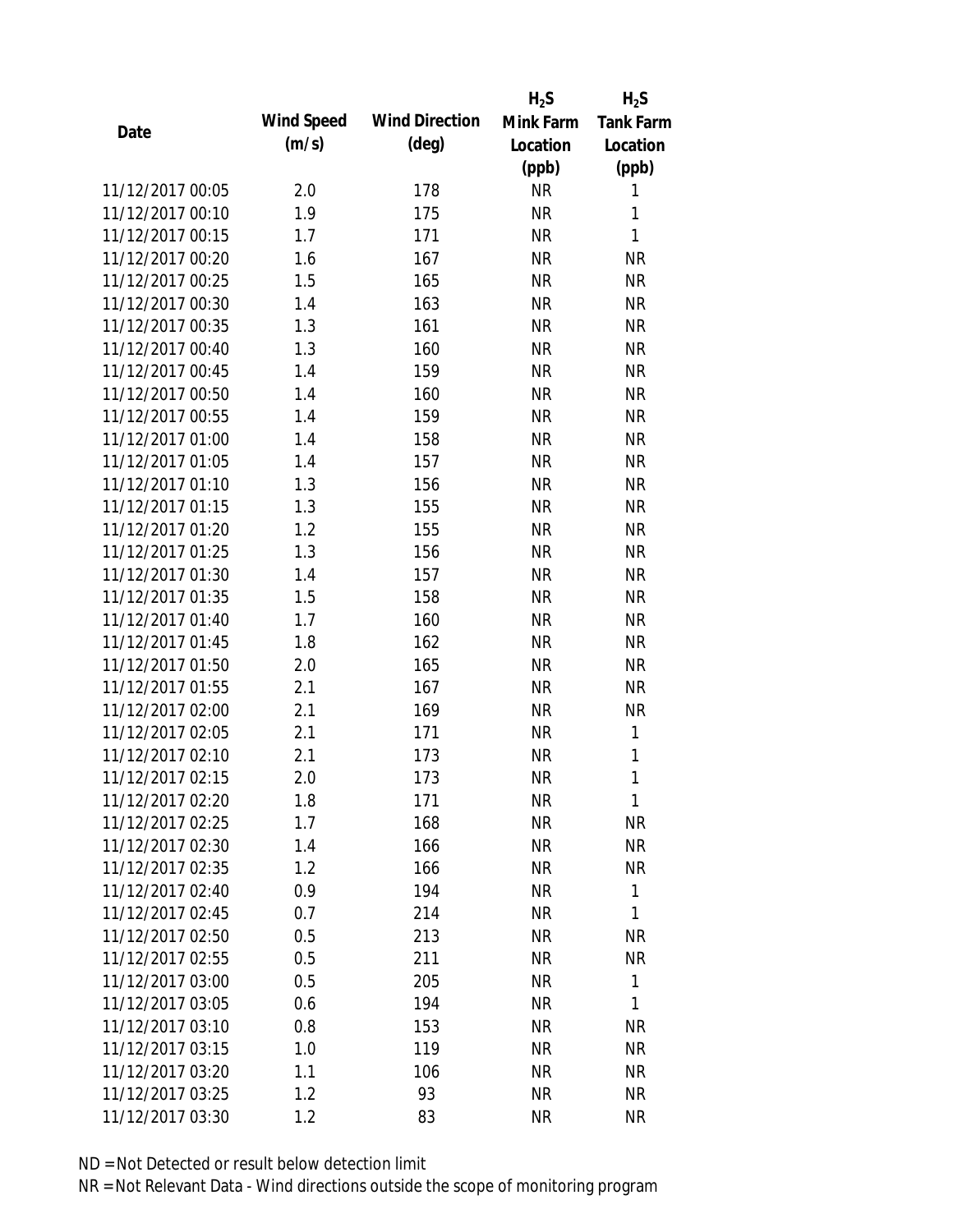| Date | Wind Speed (m/s) | Wind Direction (deg) | $H_2S$ Mink Farm Location (ppb) | $H_2S$ Tank Farm Location (ppb) |
|---|---|---|---|---|
| 11/12/2017 00:05 | 2.0 | 178 | NR | 1 |
| 11/12/2017 00:10 | 1.9 | 175 | NR | 1 |
| 11/12/2017 00:15 | 1.7 | 171 | NR | 1 |
| 11/12/2017 00:20 | 1.6 | 167 | NR | NR |
| 11/12/2017 00:25 | 1.5 | 165 | NR | NR |
| 11/12/2017 00:30 | 1.4 | 163 | NR | NR |
| 11/12/2017 00:35 | 1.3 | 161 | NR | NR |
| 11/12/2017 00:40 | 1.3 | 160 | NR | NR |
| 11/12/2017 00:45 | 1.4 | 159 | NR | NR |
| 11/12/2017 00:50 | 1.4 | 160 | NR | NR |
| 11/12/2017 00:55 | 1.4 | 159 | NR | NR |
| 11/12/2017 01:00 | 1.4 | 158 | NR | NR |
| 11/12/2017 01:05 | 1.4 | 157 | NR | NR |
| 11/12/2017 01:10 | 1.3 | 156 | NR | NR |
| 11/12/2017 01:15 | 1.3 | 155 | NR | NR |
| 11/12/2017 01:20 | 1.2 | 155 | NR | NR |
| 11/12/2017 01:25 | 1.3 | 156 | NR | NR |
| 11/12/2017 01:30 | 1.4 | 157 | NR | NR |
| 11/12/2017 01:35 | 1.5 | 158 | NR | NR |
| 11/12/2017 01:40 | 1.7 | 160 | NR | NR |
| 11/12/2017 01:45 | 1.8 | 162 | NR | NR |
| 11/12/2017 01:50 | 2.0 | 165 | NR | NR |
| 11/12/2017 01:55 | 2.1 | 167 | NR | NR |
| 11/12/2017 02:00 | 2.1 | 169 | NR | NR |
| 11/12/2017 02:05 | 2.1 | 171 | NR | 1 |
| 11/12/2017 02:10 | 2.1 | 173 | NR | 1 |
| 11/12/2017 02:15 | 2.0 | 173 | NR | 1 |
| 11/12/2017 02:20 | 1.8 | 171 | NR | 1 |
| 11/12/2017 02:25 | 1.7 | 168 | NR | NR |
| 11/12/2017 02:30 | 1.4 | 166 | NR | NR |
| 11/12/2017 02:35 | 1.2 | 166 | NR | NR |
| 11/12/2017 02:40 | 0.9 | 194 | NR | 1 |
| 11/12/2017 02:45 | 0.7 | 214 | NR | 1 |
| 11/12/2017 02:50 | 0.5 | 213 | NR | NR |
| 11/12/2017 02:55 | 0.5 | 211 | NR | NR |
| 11/12/2017 03:00 | 0.5 | 205 | NR | 1 |
| 11/12/2017 03:05 | 0.6 | 194 | NR | 1 |
| 11/12/2017 03:10 | 0.8 | 153 | NR | NR |
| 11/12/2017 03:15 | 1.0 | 119 | NR | NR |
| 11/12/2017 03:20 | 1.1 | 106 | NR | NR |
| 11/12/2017 03:25 | 1.2 | 93 | NR | NR |
| 11/12/2017 03:30 | 1.2 | 83 | NR | NR |

ND = Not Detected or result below detection limit

NR = Not Relevant Data - Wind directions outside the scope of monitoring program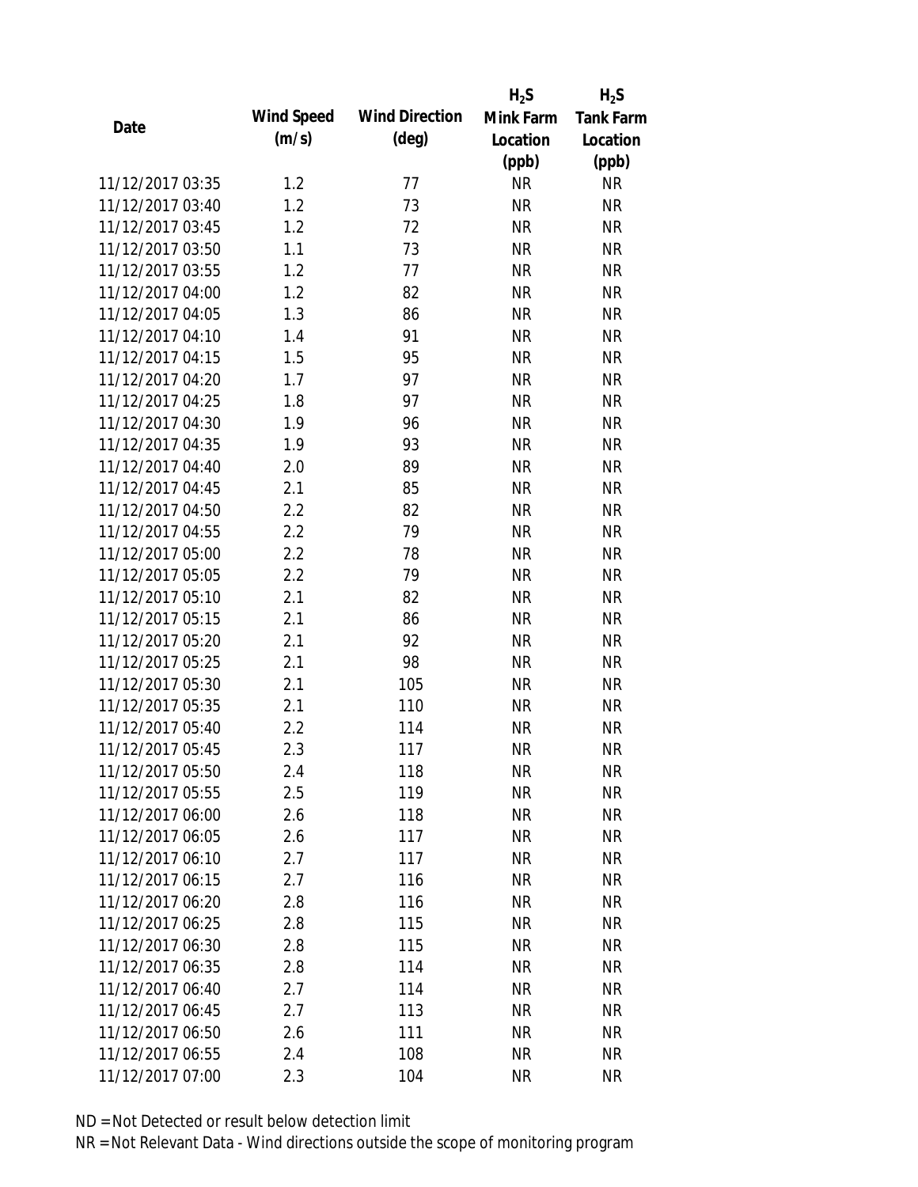| Date | Wind Speed (m/s) | Wind Direction (deg) | $H_2S$ Mink Farm Location (ppb) | $H_2S$ Tank Farm Location (ppb) |
|---|---|---|---|---|
| 11/12/2017 03:35 | 1.2 | 77 | NR | NR |
| 11/12/2017 03:40 | 1.2 | 73 | NR | NR |
| 11/12/2017 03:45 | 1.2 | 72 | NR | NR |
| 11/12/2017 03:50 | 1.1 | 73 | NR | NR |
| 11/12/2017 03:55 | 1.2 | 77 | NR | NR |
| 11/12/2017 04:00 | 1.2 | 82 | NR | NR |
| 11/12/2017 04:05 | 1.3 | 86 | NR | NR |
| 11/12/2017 04:10 | 1.4 | 91 | NR | NR |
| 11/12/2017 04:15 | 1.5 | 95 | NR | NR |
| 11/12/2017 04:20 | 1.7 | 97 | NR | NR |
| 11/12/2017 04:25 | 1.8 | 97 | NR | NR |
| 11/12/2017 04:30 | 1.9 | 96 | NR | NR |
| 11/12/2017 04:35 | 1.9 | 93 | NR | NR |
| 11/12/2017 04:40 | 2.0 | 89 | NR | NR |
| 11/12/2017 04:45 | 2.1 | 85 | NR | NR |
| 11/12/2017 04:50 | 2.2 | 82 | NR | NR |
| 11/12/2017 04:55 | 2.2 | 79 | NR | NR |
| 11/12/2017 05:00 | 2.2 | 78 | NR | NR |
| 11/12/2017 05:05 | 2.2 | 79 | NR | NR |
| 11/12/2017 05:10 | 2.1 | 82 | NR | NR |
| 11/12/2017 05:15 | 2.1 | 86 | NR | NR |
| 11/12/2017 05:20 | 2.1 | 92 | NR | NR |
| 11/12/2017 05:25 | 2.1 | 98 | NR | NR |
| 11/12/2017 05:30 | 2.1 | 105 | NR | NR |
| 11/12/2017 05:35 | 2.1 | 110 | NR | NR |
| 11/12/2017 05:40 | 2.2 | 114 | NR | NR |
| 11/12/2017 05:45 | 2.3 | 117 | NR | NR |
| 11/12/2017 05:50 | 2.4 | 118 | NR | NR |
| 11/12/2017 05:55 | 2.5 | 119 | NR | NR |
| 11/12/2017 06:00 | 2.6 | 118 | NR | NR |
| 11/12/2017 06:05 | 2.6 | 117 | NR | NR |
| 11/12/2017 06:10 | 2.7 | 117 | NR | NR |
| 11/12/2017 06:15 | 2.7 | 116 | NR | NR |
| 11/12/2017 06:20 | 2.8 | 116 | NR | NR |
| 11/12/2017 06:25 | 2.8 | 115 | NR | NR |
| 11/12/2017 06:30 | 2.8 | 115 | NR | NR |
| 11/12/2017 06:35 | 2.8 | 114 | NR | NR |
| 11/12/2017 06:40 | 2.7 | 114 | NR | NR |
| 11/12/2017 06:45 | 2.7 | 113 | NR | NR |
| 11/12/2017 06:50 | 2.6 | 111 | NR | NR |
| 11/12/2017 06:55 | 2.4 | 108 | NR | NR |
| 11/12/2017 07:00 | 2.3 | 104 | NR | NR |

ND = Not Detected or result below detection limit
NR = Not Relevant Data - Wind directions outside the scope of monitoring program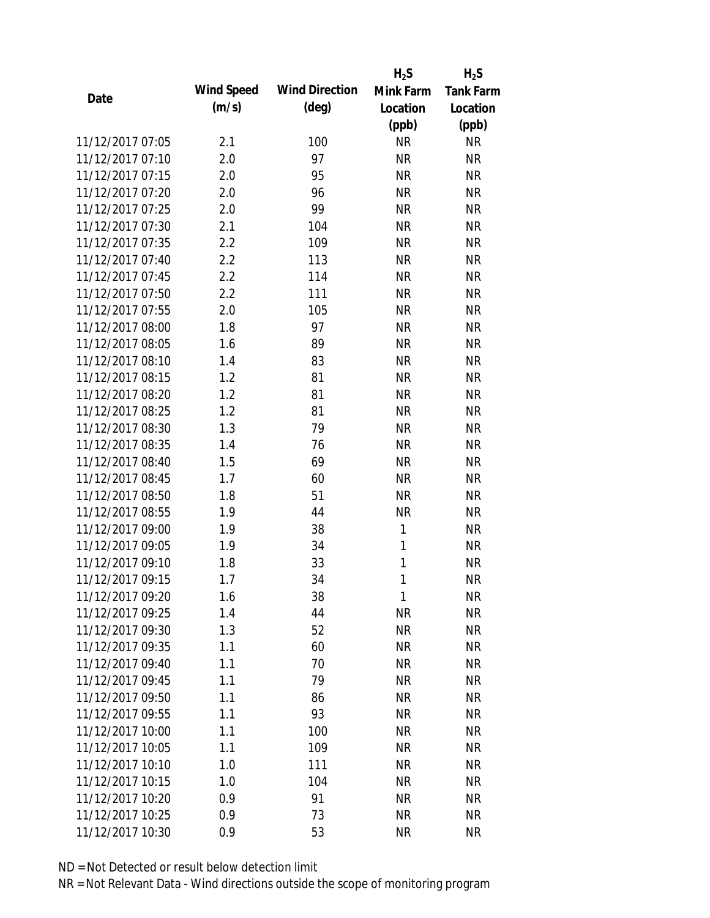| Date | Wind Speed (m/s) | Wind Direction (deg) | $H_2S$ Mink Farm Location (ppb) | $H_2S$ Tank Farm Location (ppb) |
|---|---|---|---|---|
| 11/12/2017 07:05 | 2.1 | 100 | NR | NR |
| 11/12/2017 07:10 | 2.0 | 97 | NR | NR |
| 11/12/2017 07:15 | 2.0 | 95 | NR | NR |
| 11/12/2017 07:20 | 2.0 | 96 | NR | NR |
| 11/12/2017 07:25 | 2.0 | 99 | NR | NR |
| 11/12/2017 07:30 | 2.1 | 104 | NR | NR |
| 11/12/2017 07:35 | 2.2 | 109 | NR | NR |
| 11/12/2017 07:40 | 2.2 | 113 | NR | NR |
| 11/12/2017 07:45 | 2.2 | 114 | NR | NR |
| 11/12/2017 07:50 | 2.2 | 111 | NR | NR |
| 11/12/2017 07:55 | 2.0 | 105 | NR | NR |
| 11/12/2017 08:00 | 1.8 | 97 | NR | NR |
| 11/12/2017 08:05 | 1.6 | 89 | NR | NR |
| 11/12/2017 08:10 | 1.4 | 83 | NR | NR |
| 11/12/2017 08:15 | 1.2 | 81 | NR | NR |
| 11/12/2017 08:20 | 1.2 | 81 | NR | NR |
| 11/12/2017 08:25 | 1.2 | 81 | NR | NR |
| 11/12/2017 08:30 | 1.3 | 79 | NR | NR |
| 11/12/2017 08:35 | 1.4 | 76 | NR | NR |
| 11/12/2017 08:40 | 1.5 | 69 | NR | NR |
| 11/12/2017 08:45 | 1.7 | 60 | NR | NR |
| 11/12/2017 08:50 | 1.8 | 51 | NR | NR |
| 11/12/2017 08:55 | 1.9 | 44 | NR | NR |
| 11/12/2017 09:00 | 1.9 | 38 | 1 | NR |
| 11/12/2017 09:05 | 1.9 | 34 | 1 | NR |
| 11/12/2017 09:10 | 1.8 | 33 | 1 | NR |
| 11/12/2017 09:15 | 1.7 | 34 | 1 | NR |
| 11/12/2017 09:20 | 1.6 | 38 | 1 | NR |
| 11/12/2017 09:25 | 1.4 | 44 | NR | NR |
| 11/12/2017 09:30 | 1.3 | 52 | NR | NR |
| 11/12/2017 09:35 | 1.1 | 60 | NR | NR |
| 11/12/2017 09:40 | 1.1 | 70 | NR | NR |
| 11/12/2017 09:45 | 1.1 | 79 | NR | NR |
| 11/12/2017 09:50 | 1.1 | 86 | NR | NR |
| 11/12/2017 09:55 | 1.1 | 93 | NR | NR |
| 11/12/2017 10:00 | 1.1 | 100 | NR | NR |
| 11/12/2017 10:05 | 1.1 | 109 | NR | NR |
| 11/12/2017 10:10 | 1.0 | 111 | NR | NR |
| 11/12/2017 10:15 | 1.0 | 104 | NR | NR |
| 11/12/2017 10:20 | 0.9 | 91 | NR | NR |
| 11/12/2017 10:25 | 0.9 | 73 | NR | NR |
| 11/12/2017 10:30 | 0.9 | 53 | NR | NR |

ND = Not Detected or result below detection limit

NR = Not Relevant Data - Wind directions outside the scope of monitoring program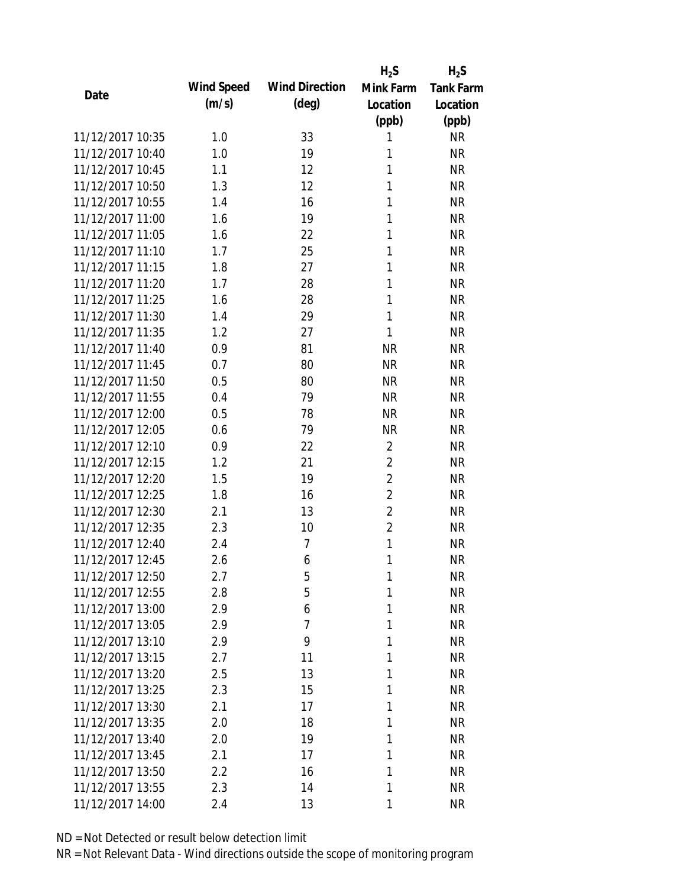| Date | Wind Speed (m/s) | Wind Direction (deg) | $H_2S$ Mink Farm Location (ppb) | $H_2S$ Tank Farm Location (ppb) |
|---|---|---|---|---|
| 11/12/2017 10:35 | 1.0 | 33 | 1 | NR |
| 11/12/2017 10:40 | 1.0 | 19 | 1 | NR |
| 11/12/2017 10:45 | 1.1 | 12 | 1 | NR |
| 11/12/2017 10:50 | 1.3 | 12 | 1 | NR |
| 11/12/2017 10:55 | 1.4 | 16 | 1 | NR |
| 11/12/2017 11:00 | 1.6 | 19 | 1 | NR |
| 11/12/2017 11:05 | 1.6 | 22 | 1 | NR |
| 11/12/2017 11:10 | 1.7 | 25 | 1 | NR |
| 11/12/2017 11:15 | 1.8 | 27 | 1 | NR |
| 11/12/2017 11:20 | 1.7 | 28 | 1 | NR |
| 11/12/2017 11:25 | 1.6 | 28 | 1 | NR |
| 11/12/2017 11:30 | 1.4 | 29 | 1 | NR |
| 11/12/2017 11:35 | 1.2 | 27 | 1 | NR |
| 11/12/2017 11:40 | 0.9 | 81 | NR | NR |
| 11/12/2017 11:45 | 0.7 | 80 | NR | NR |
| 11/12/2017 11:50 | 0.5 | 80 | NR | NR |
| 11/12/2017 11:55 | 0.4 | 79 | NR | NR |
| 11/12/2017 12:00 | 0.5 | 78 | NR | NR |
| 11/12/2017 12:05 | 0.6 | 79 | NR | NR |
| 11/12/2017 12:10 | 0.9 | 22 | 2 | NR |
| 11/12/2017 12:15 | 1.2 | 21 | 2 | NR |
| 11/12/2017 12:20 | 1.5 | 19 | 2 | NR |
| 11/12/2017 12:25 | 1.8 | 16 | 2 | NR |
| 11/12/2017 12:30 | 2.1 | 13 | 2 | NR |
| 11/12/2017 12:35 | 2.3 | 10 | 2 | NR |
| 11/12/2017 12:40 | 2.4 | 7 | 1 | NR |
| 11/12/2017 12:45 | 2.6 | 6 | 1 | NR |
| 11/12/2017 12:50 | 2.7 | 5 | 1 | NR |
| 11/12/2017 12:55 | 2.8 | 5 | 1 | NR |
| 11/12/2017 13:00 | 2.9 | 6 | 1 | NR |
| 11/12/2017 13:05 | 2.9 | 7 | 1 | NR |
| 11/12/2017 13:10 | 2.9 | 9 | 1 | NR |
| 11/12/2017 13:15 | 2.7 | 11 | 1 | NR |
| 11/12/2017 13:20 | 2.5 | 13 | 1 | NR |
| 11/12/2017 13:25 | 2.3 | 15 | 1 | NR |
| 11/12/2017 13:30 | 2.1 | 17 | 1 | NR |
| 11/12/2017 13:35 | 2.0 | 18 | 1 | NR |
| 11/12/2017 13:40 | 2.0 | 19 | 1 | NR |
| 11/12/2017 13:45 | 2.1 | 17 | 1 | NR |
| 11/12/2017 13:50 | 2.2 | 16 | 1 | NR |
| 11/12/2017 13:55 | 2.3 | 14 | 1 | NR |
| 11/12/2017 14:00 | 2.4 | 13 | 1 | NR |

ND = Not Detected or result below detection limit

NR = Not Relevant Data - Wind directions outside the scope of monitoring program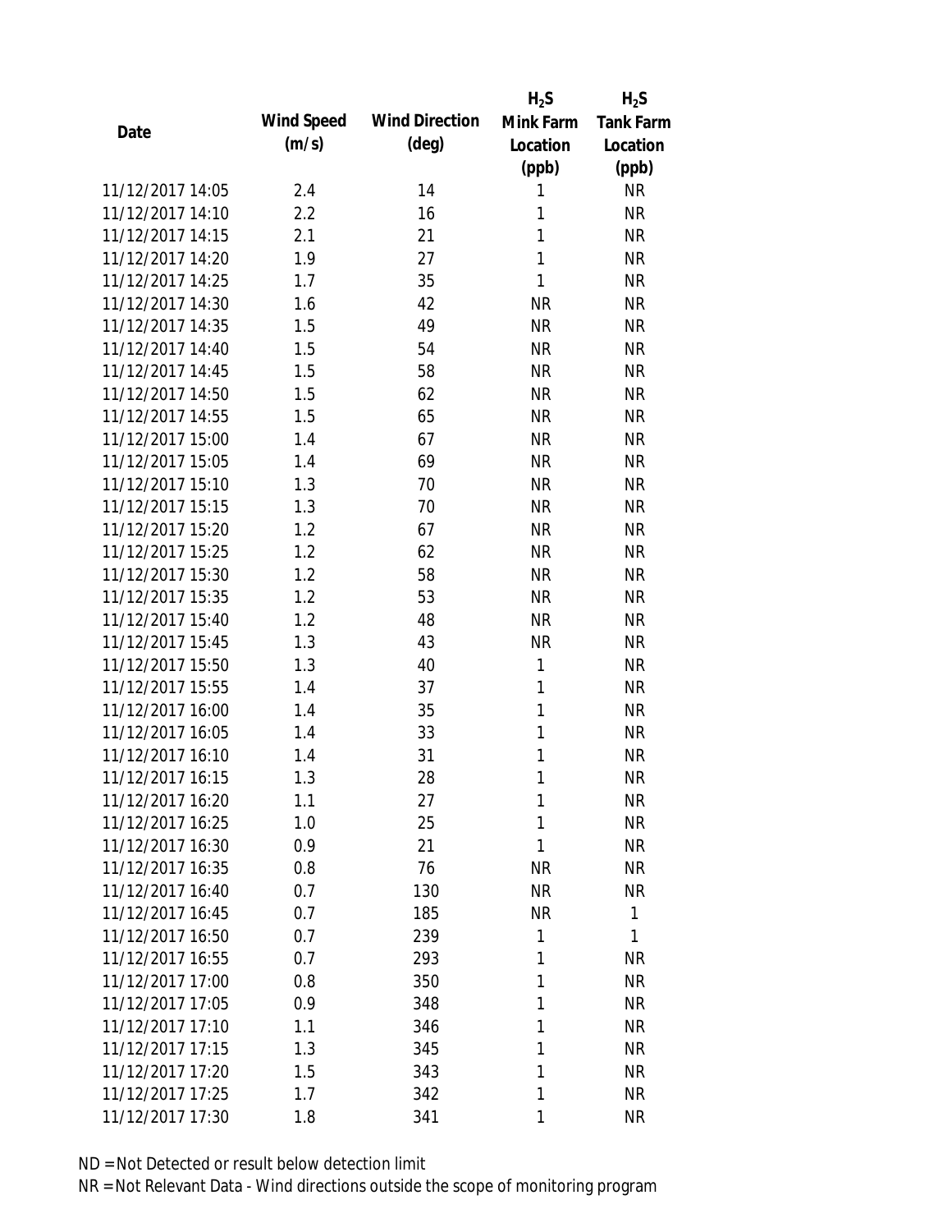| Date | Wind Speed (m/s) | Wind Direction (deg) | $H_2S$ Mink Farm Location (ppb) | $H_2S$ Tank Farm Location (ppb) |
|---|---|---|---|---|
| 11/12/2017 14:05 | 2.4 | 14 | 1 | NR |
| 11/12/2017 14:10 | 2.2 | 16 | 1 | NR |
| 11/12/2017 14:15 | 2.1 | 21 | 1 | NR |
| 11/12/2017 14:20 | 1.9 | 27 | 1 | NR |
| 11/12/2017 14:25 | 1.7 | 35 | 1 | NR |
| 11/12/2017 14:30 | 1.6 | 42 | NR | NR |
| 11/12/2017 14:35 | 1.5 | 49 | NR | NR |
| 11/12/2017 14:40 | 1.5 | 54 | NR | NR |
| 11/12/2017 14:45 | 1.5 | 58 | NR | NR |
| 11/12/2017 14:50 | 1.5 | 62 | NR | NR |
| 11/12/2017 14:55 | 1.5 | 65 | NR | NR |
| 11/12/2017 15:00 | 1.4 | 67 | NR | NR |
| 11/12/2017 15:05 | 1.4 | 69 | NR | NR |
| 11/12/2017 15:10 | 1.3 | 70 | NR | NR |
| 11/12/2017 15:15 | 1.3 | 70 | NR | NR |
| 11/12/2017 15:20 | 1.2 | 67 | NR | NR |
| 11/12/2017 15:25 | 1.2 | 62 | NR | NR |
| 11/12/2017 15:30 | 1.2 | 58 | NR | NR |
| 11/12/2017 15:35 | 1.2 | 53 | NR | NR |
| 11/12/2017 15:40 | 1.2 | 48 | NR | NR |
| 11/12/2017 15:45 | 1.3 | 43 | NR | NR |
| 11/12/2017 15:50 | 1.3 | 40 | 1 | NR |
| 11/12/2017 15:55 | 1.4 | 37 | 1 | NR |
| 11/12/2017 16:00 | 1.4 | 35 | 1 | NR |
| 11/12/2017 16:05 | 1.4 | 33 | 1 | NR |
| 11/12/2017 16:10 | 1.4 | 31 | 1 | NR |
| 11/12/2017 16:15 | 1.3 | 28 | 1 | NR |
| 11/12/2017 16:20 | 1.1 | 27 | 1 | NR |
| 11/12/2017 16:25 | 1.0 | 25 | 1 | NR |
| 11/12/2017 16:30 | 0.9 | 21 | 1 | NR |
| 11/12/2017 16:35 | 0.8 | 76 | NR | NR |
| 11/12/2017 16:40 | 0.7 | 130 | NR | NR |
| 11/12/2017 16:45 | 0.7 | 185 | NR | 1 |
| 11/12/2017 16:50 | 0.7 | 239 | 1 | 1 |
| 11/12/2017 16:55 | 0.7 | 293 | 1 | NR |
| 11/12/2017 17:00 | 0.8 | 350 | 1 | NR |
| 11/12/2017 17:05 | 0.9 | 348 | 1 | NR |
| 11/12/2017 17:10 | 1.1 | 346 | 1 | NR |
| 11/12/2017 17:15 | 1.3 | 345 | 1 | NR |
| 11/12/2017 17:20 | 1.5 | 343 | 1 | NR |
| 11/12/2017 17:25 | 1.7 | 342 | 1 | NR |
| 11/12/2017 17:30 | 1.8 | 341 | 1 | NR |

ND = Not Detected or result below detection limit

NR = Not Relevant Data - Wind directions outside the scope of monitoring program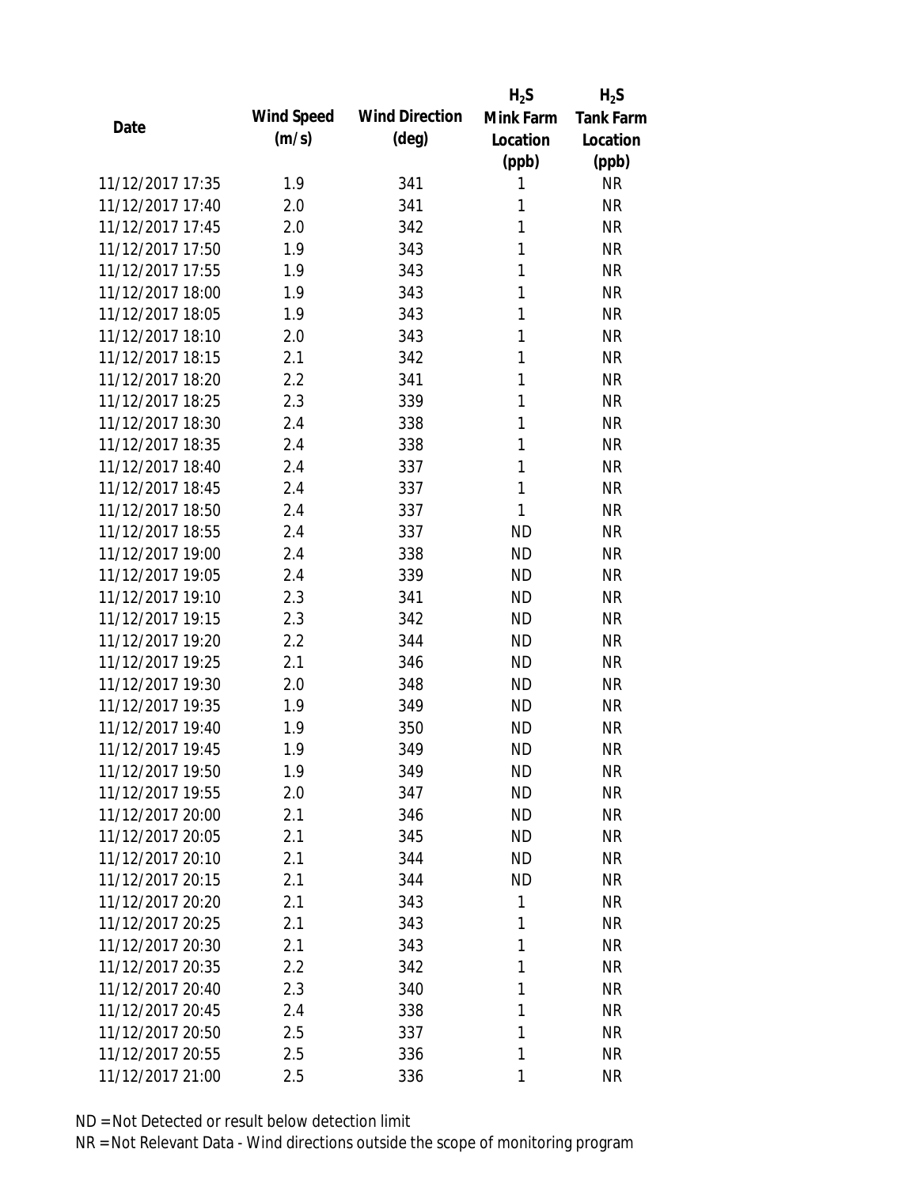| Date | Wind Speed (m/s) | Wind Direction (deg) | $H_2S$ Mink Farm Location (ppb) | $H_2S$ Tank Farm Location (ppb) |
|---|---|---|---|---|
| 11/12/2017 17:35 | 1.9 | 341 | 1 | NR |
| 11/12/2017 17:40 | 2.0 | 341 | 1 | NR |
| 11/12/2017 17:45 | 2.0 | 342 | 1 | NR |
| 11/12/2017 17:50 | 1.9 | 343 | 1 | NR |
| 11/12/2017 17:55 | 1.9 | 343 | 1 | NR |
| 11/12/2017 18:00 | 1.9 | 343 | 1 | NR |
| 11/12/2017 18:05 | 1.9 | 343 | 1 | NR |
| 11/12/2017 18:10 | 2.0 | 343 | 1 | NR |
| 11/12/2017 18:15 | 2.1 | 342 | 1 | NR |
| 11/12/2017 18:20 | 2.2 | 341 | 1 | NR |
| 11/12/2017 18:25 | 2.3 | 339 | 1 | NR |
| 11/12/2017 18:30 | 2.4 | 338 | 1 | NR |
| 11/12/2017 18:35 | 2.4 | 338 | 1 | NR |
| 11/12/2017 18:40 | 2.4 | 337 | 1 | NR |
| 11/12/2017 18:45 | 2.4 | 337 | 1 | NR |
| 11/12/2017 18:50 | 2.4 | 337 | 1 | NR |
| 11/12/2017 18:55 | 2.4 | 337 | ND | NR |
| 11/12/2017 19:00 | 2.4 | 338 | ND | NR |
| 11/12/2017 19:05 | 2.4 | 339 | ND | NR |
| 11/12/2017 19:10 | 2.3 | 341 | ND | NR |
| 11/12/2017 19:15 | 2.3 | 342 | ND | NR |
| 11/12/2017 19:20 | 2.2 | 344 | ND | NR |
| 11/12/2017 19:25 | 2.1 | 346 | ND | NR |
| 11/12/2017 19:30 | 2.0 | 348 | ND | NR |
| 11/12/2017 19:35 | 1.9 | 349 | ND | NR |
| 11/12/2017 19:40 | 1.9 | 350 | ND | NR |
| 11/12/2017 19:45 | 1.9 | 349 | ND | NR |
| 11/12/2017 19:50 | 1.9 | 349 | ND | NR |
| 11/12/2017 19:55 | 2.0 | 347 | ND | NR |
| 11/12/2017 20:00 | 2.1 | 346 | ND | NR |
| 11/12/2017 20:05 | 2.1 | 345 | ND | NR |
| 11/12/2017 20:10 | 2.1 | 344 | ND | NR |
| 11/12/2017 20:15 | 2.1 | 344 | ND | NR |
| 11/12/2017 20:20 | 2.1 | 343 | 1 | NR |
| 11/12/2017 20:25 | 2.1 | 343 | 1 | NR |
| 11/12/2017 20:30 | 2.1 | 343 | 1 | NR |
| 11/12/2017 20:35 | 2.2 | 342 | 1 | NR |
| 11/12/2017 20:40 | 2.3 | 340 | 1 | NR |
| 11/12/2017 20:45 | 2.4 | 338 | 1 | NR |
| 11/12/2017 20:50 | 2.5 | 337 | 1 | NR |
| 11/12/2017 20:55 | 2.5 | 336 | 1 | NR |
| 11/12/2017 21:00 | 2.5 | 336 | 1 | NR |

ND = Not Detected or result below detection limit

NR = Not Relevant Data - Wind directions outside the scope of monitoring program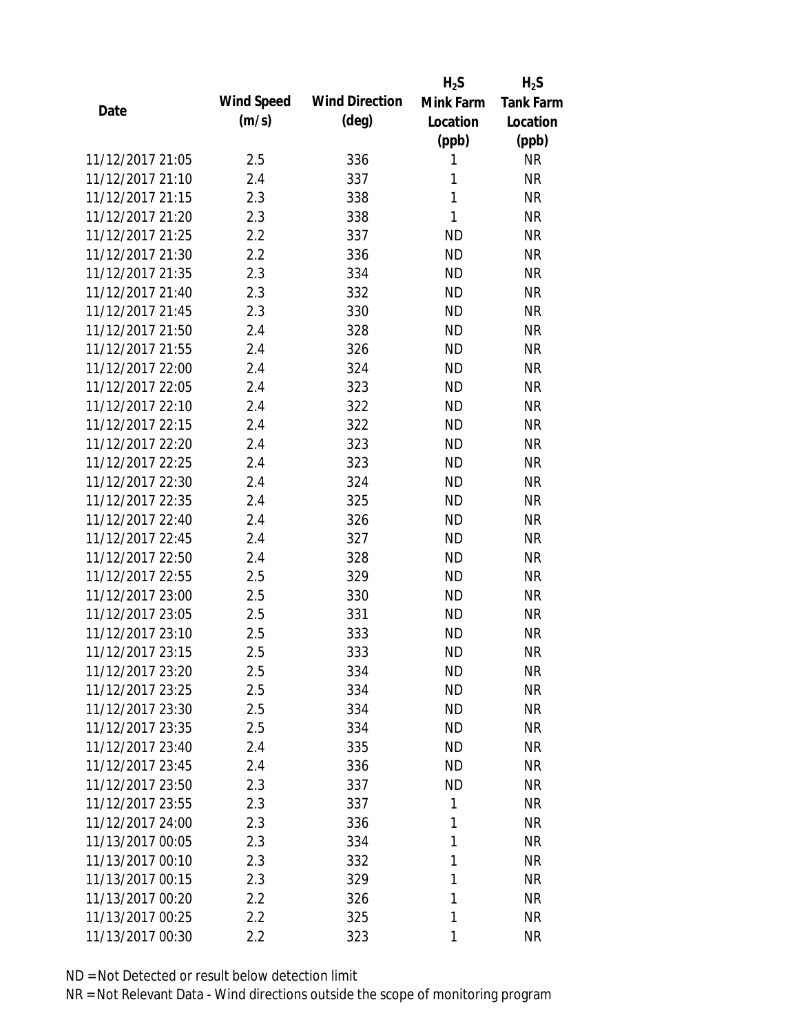| Date | Wind Speed (m/s) | Wind Direction (deg) | $H_2S$ Mink Farm Location (ppb) | $H_2S$ Tank Farm Location (ppb) |
|---|---|---|---|---|
| 11/12/2017 21:05 | 2.5 | 336 | 1 | NR |
| 11/12/2017 21:10 | 2.4 | 337 | 1 | NR |
| 11/12/2017 21:15 | 2.3 | 338 | 1 | NR |
| 11/12/2017 21:20 | 2.3 | 338 | 1 | NR |
| 11/12/2017 21:25 | 2.2 | 337 | ND | NR |
| 11/12/2017 21:30 | 2.2 | 336 | ND | NR |
| 11/12/2017 21:35 | 2.3 | 334 | ND | NR |
| 11/12/2017 21:40 | 2.3 | 332 | ND | NR |
| 11/12/2017 21:45 | 2.3 | 330 | ND | NR |
| 11/12/2017 21:50 | 2.4 | 328 | ND | NR |
| 11/12/2017 21:55 | 2.4 | 326 | ND | NR |
| 11/12/2017 22:00 | 2.4 | 324 | ND | NR |
| 11/12/2017 22:05 | 2.4 | 323 | ND | NR |
| 11/12/2017 22:10 | 2.4 | 322 | ND | NR |
| 11/12/2017 22:15 | 2.4 | 322 | ND | NR |
| 11/12/2017 22:20 | 2.4 | 323 | ND | NR |
| 11/12/2017 22:25 | 2.4 | 323 | ND | NR |
| 11/12/2017 22:30 | 2.4 | 324 | ND | NR |
| 11/12/2017 22:35 | 2.4 | 325 | ND | NR |
| 11/12/2017 22:40 | 2.4 | 326 | ND | NR |
| 11/12/2017 22:45 | 2.4 | 327 | ND | NR |
| 11/12/2017 22:50 | 2.4 | 328 | ND | NR |
| 11/12/2017 22:55 | 2.5 | 329 | ND | NR |
| 11/12/2017 23:00 | 2.5 | 330 | ND | NR |
| 11/12/2017 23:05 | 2.5 | 331 | ND | NR |
| 11/12/2017 23:10 | 2.5 | 333 | ND | NR |
| 11/12/2017 23:15 | 2.5 | 333 | ND | NR |
| 11/12/2017 23:20 | 2.5 | 334 | ND | NR |
| 11/12/2017 23:25 | 2.5 | 334 | ND | NR |
| 11/12/2017 23:30 | 2.5 | 334 | ND | NR |
| 11/12/2017 23:35 | 2.5 | 334 | ND | NR |
| 11/12/2017 23:40 | 2.4 | 335 | ND | NR |
| 11/12/2017 23:45 | 2.4 | 336 | ND | NR |
| 11/12/2017 23:50 | 2.3 | 337 | ND | NR |
| 11/12/2017 23:55 | 2.3 | 337 | 1 | NR |
| 11/12/2017 24:00 | 2.3 | 336 | 1 | NR |
| 11/13/2017 00:05 | 2.3 | 334 | 1 | NR |
| 11/13/2017 00:10 | 2.3 | 332 | 1 | NR |
| 11/13/2017 00:15 | 2.3 | 329 | 1 | NR |
| 11/13/2017 00:20 | 2.2 | 326 | 1 | NR |
| 11/13/2017 00:25 | 2.2 | 325 | 1 | NR |
| 11/13/2017 00:30 | 2.2 | 323 | 1 | NR |

ND = Not Detected or result below detection limit

NR = Not Relevant Data - Wind directions outside the scope of monitoring program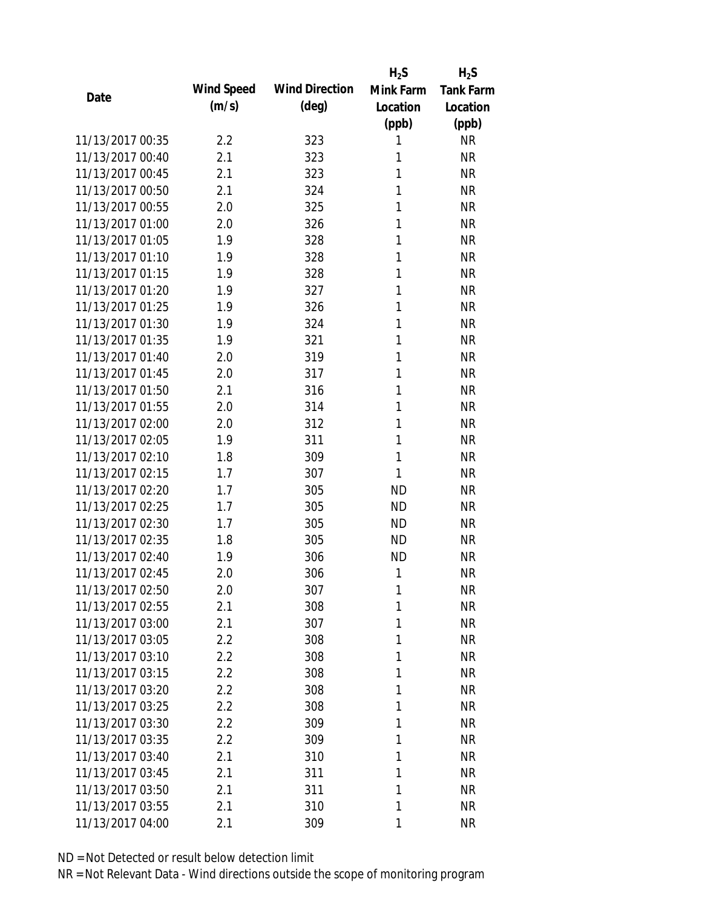| Date | Wind Speed (m/s) | Wind Direction (deg) | $H_2S$ Mink Farm Location (ppb) | $H_2S$ Tank Farm Location (ppb) |
|---|---|---|---|---|
| 11/13/2017 00:35 | 2.2 | 323 | 1 | NR |
| 11/13/2017 00:40 | 2.1 | 323 | 1 | NR |
| 11/13/2017 00:45 | 2.1 | 323 | 1 | NR |
| 11/13/2017 00:50 | 2.1 | 324 | 1 | NR |
| 11/13/2017 00:55 | 2.0 | 325 | 1 | NR |
| 11/13/2017 01:00 | 2.0 | 326 | 1 | NR |
| 11/13/2017 01:05 | 1.9 | 328 | 1 | NR |
| 11/13/2017 01:10 | 1.9 | 328 | 1 | NR |
| 11/13/2017 01:15 | 1.9 | 328 | 1 | NR |
| 11/13/2017 01:20 | 1.9 | 327 | 1 | NR |
| 11/13/2017 01:25 | 1.9 | 326 | 1 | NR |
| 11/13/2017 01:30 | 1.9 | 324 | 1 | NR |
| 11/13/2017 01:35 | 1.9 | 321 | 1 | NR |
| 11/13/2017 01:40 | 2.0 | 319 | 1 | NR |
| 11/13/2017 01:45 | 2.0 | 317 | 1 | NR |
| 11/13/2017 01:50 | 2.1 | 316 | 1 | NR |
| 11/13/2017 01:55 | 2.0 | 314 | 1 | NR |
| 11/13/2017 02:00 | 2.0 | 312 | 1 | NR |
| 11/13/2017 02:05 | 1.9 | 311 | 1 | NR |
| 11/13/2017 02:10 | 1.8 | 309 | 1 | NR |
| 11/13/2017 02:15 | 1.7 | 307 | 1 | NR |
| 11/13/2017 02:20 | 1.7 | 305 | ND | NR |
| 11/13/2017 02:25 | 1.7 | 305 | ND | NR |
| 11/13/2017 02:30 | 1.7 | 305 | ND | NR |
| 11/13/2017 02:35 | 1.8 | 305 | ND | NR |
| 11/13/2017 02:40 | 1.9 | 306 | ND | NR |
| 11/13/2017 02:45 | 2.0 | 306 | 1 | NR |
| 11/13/2017 02:50 | 2.0 | 307 | 1 | NR |
| 11/13/2017 02:55 | 2.1 | 308 | 1 | NR |
| 11/13/2017 03:00 | 2.1 | 307 | 1 | NR |
| 11/13/2017 03:05 | 2.2 | 308 | 1 | NR |
| 11/13/2017 03:10 | 2.2 | 308 | 1 | NR |
| 11/13/2017 03:15 | 2.2 | 308 | 1 | NR |
| 11/13/2017 03:20 | 2.2 | 308 | 1 | NR |
| 11/13/2017 03:25 | 2.2 | 308 | 1 | NR |
| 11/13/2017 03:30 | 2.2 | 309 | 1 | NR |
| 11/13/2017 03:35 | 2.2 | 309 | 1 | NR |
| 11/13/2017 03:40 | 2.1 | 310 | 1 | NR |
| 11/13/2017 03:45 | 2.1 | 311 | 1 | NR |
| 11/13/2017 03:50 | 2.1 | 311 | 1 | NR |
| 11/13/2017 03:55 | 2.1 | 310 | 1 | NR |
| 11/13/2017 04:00 | 2.1 | 309 | 1 | NR |

ND = Not Detected or result below detection limit

NR = Not Relevant Data - Wind directions outside the scope of monitoring program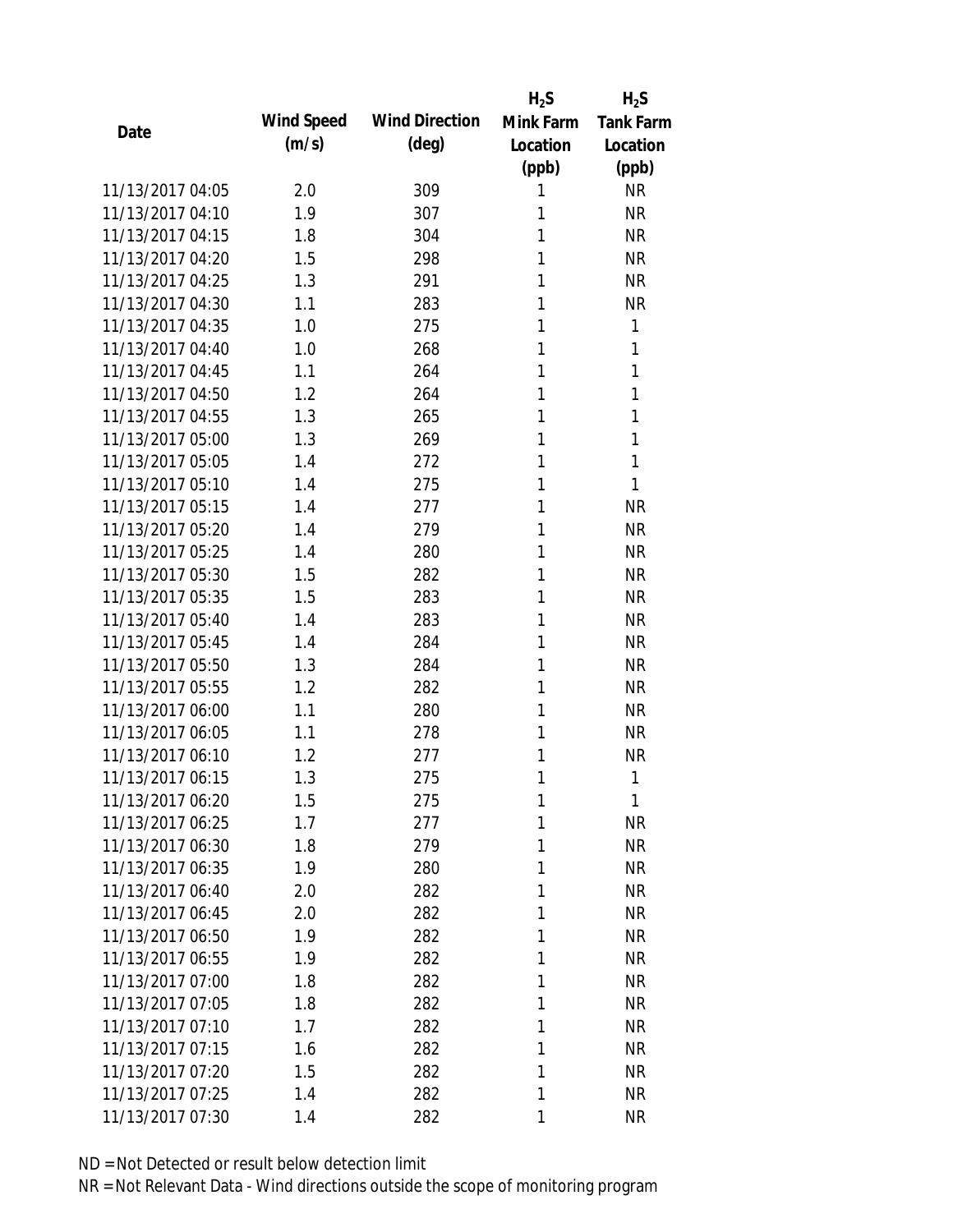| Date | Wind Speed (m/s) | Wind Direction (deg) | $H_2S$ Mink Farm Location (ppb) | $H_2S$ Tank Farm Location (ppb) |
|---|---|---|---|---|
| 11/13/2017 04:05 | 2.0 | 309 | 1 | NR |
| 11/13/2017 04:10 | 1.9 | 307 | 1 | NR |
| 11/13/2017 04:15 | 1.8 | 304 | 1 | NR |
| 11/13/2017 04:20 | 1.5 | 298 | 1 | NR |
| 11/13/2017 04:25 | 1.3 | 291 | 1 | NR |
| 11/13/2017 04:30 | 1.1 | 283 | 1 | NR |
| 11/13/2017 04:35 | 1.0 | 275 | 1 | 1 |
| 11/13/2017 04:40 | 1.0 | 268 | 1 | 1 |
| 11/13/2017 04:45 | 1.1 | 264 | 1 | 1 |
| 11/13/2017 04:50 | 1.2 | 264 | 1 | 1 |
| 11/13/2017 04:55 | 1.3 | 265 | 1 | 1 |
| 11/13/2017 05:00 | 1.3 | 269 | 1 | 1 |
| 11/13/2017 05:05 | 1.4 | 272 | 1 | 1 |
| 11/13/2017 05:10 | 1.4 | 275 | 1 | 1 |
| 11/13/2017 05:15 | 1.4 | 277 | 1 | NR |
| 11/13/2017 05:20 | 1.4 | 279 | 1 | NR |
| 11/13/2017 05:25 | 1.4 | 280 | 1 | NR |
| 11/13/2017 05:30 | 1.5 | 282 | 1 | NR |
| 11/13/2017 05:35 | 1.5 | 283 | 1 | NR |
| 11/13/2017 05:40 | 1.4 | 283 | 1 | NR |
| 11/13/2017 05:45 | 1.4 | 284 | 1 | NR |
| 11/13/2017 05:50 | 1.3 | 284 | 1 | NR |
| 11/13/2017 05:55 | 1.2 | 282 | 1 | NR |
| 11/13/2017 06:00 | 1.1 | 280 | 1 | NR |
| 11/13/2017 06:05 | 1.1 | 278 | 1 | NR |
| 11/13/2017 06:10 | 1.2 | 277 | 1 | NR |
| 11/13/2017 06:15 | 1.3 | 275 | 1 | 1 |
| 11/13/2017 06:20 | 1.5 | 275 | 1 | 1 |
| 11/13/2017 06:25 | 1.7 | 277 | 1 | NR |
| 11/13/2017 06:30 | 1.8 | 279 | 1 | NR |
| 11/13/2017 06:35 | 1.9 | 280 | 1 | NR |
| 11/13/2017 06:40 | 2.0 | 282 | 1 | NR |
| 11/13/2017 06:45 | 2.0 | 282 | 1 | NR |
| 11/13/2017 06:50 | 1.9 | 282 | 1 | NR |
| 11/13/2017 06:55 | 1.9 | 282 | 1 | NR |
| 11/13/2017 07:00 | 1.8 | 282 | 1 | NR |
| 11/13/2017 07:05 | 1.8 | 282 | 1 | NR |
| 11/13/2017 07:10 | 1.7 | 282 | 1 | NR |
| 11/13/2017 07:15 | 1.6 | 282 | 1 | NR |
| 11/13/2017 07:20 | 1.5 | 282 | 1 | NR |
| 11/13/2017 07:25 | 1.4 | 282 | 1 | NR |
| 11/13/2017 07:30 | 1.4 | 282 | 1 | NR |

ND = Not Detected or result below detection limit

NR = Not Relevant Data - Wind directions outside the scope of monitoring program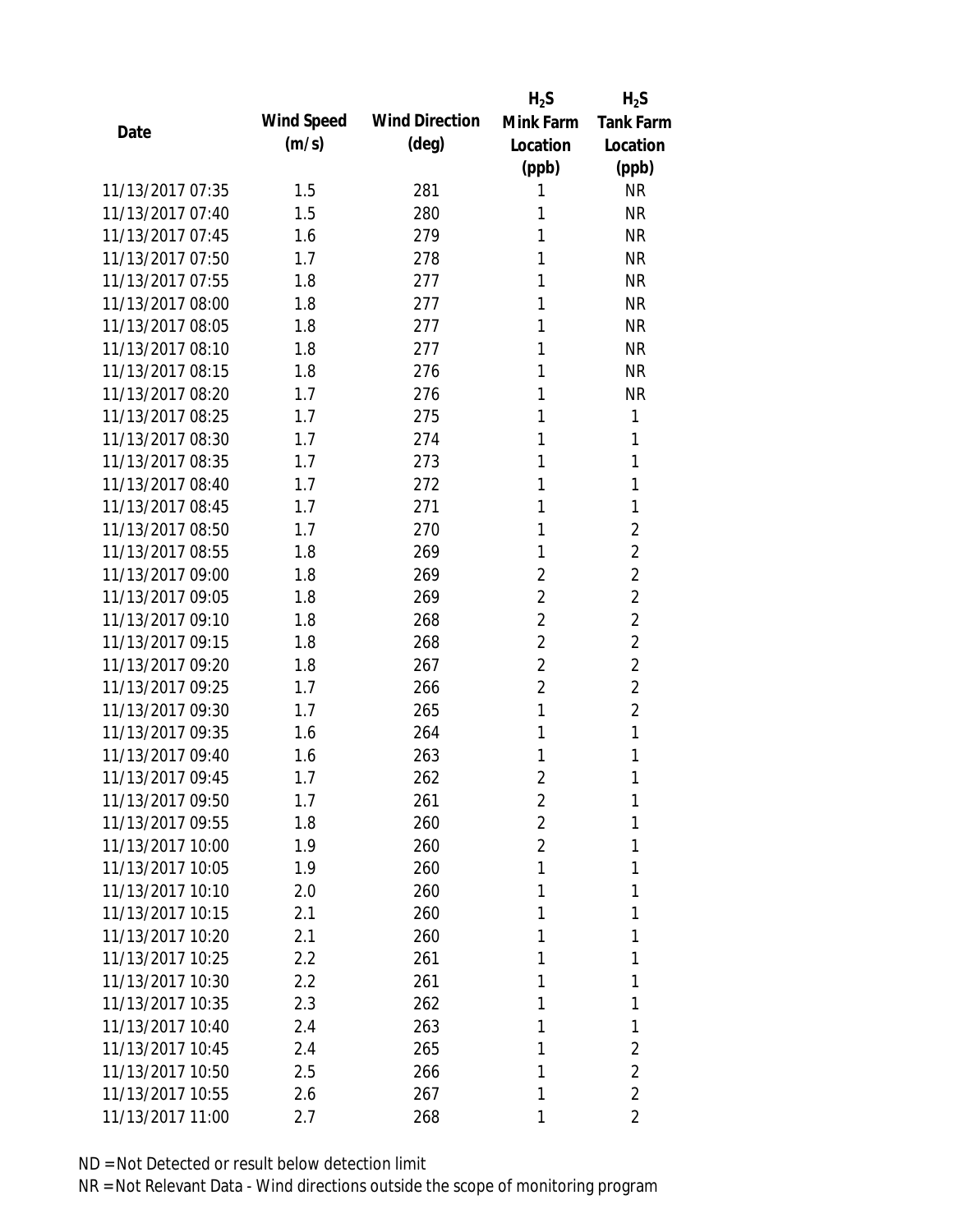| Date | Wind Speed (m/s) | Wind Direction (deg) | $H_2S$ Mink Farm Location (ppb) | $H_2S$ Tank Farm Location (ppb) |
|---|---|---|---|---|
| 11/13/2017 07:35 | 1.5 | 281 | 1 | NR |
| 11/13/2017 07:40 | 1.5 | 280 | 1 | NR |
| 11/13/2017 07:45 | 1.6 | 279 | 1 | NR |
| 11/13/2017 07:50 | 1.7 | 278 | 1 | NR |
| 11/13/2017 07:55 | 1.8 | 277 | 1 | NR |
| 11/13/2017 08:00 | 1.8 | 277 | 1 | NR |
| 11/13/2017 08:05 | 1.8 | 277 | 1 | NR |
| 11/13/2017 08:10 | 1.8 | 277 | 1 | NR |
| 11/13/2017 08:15 | 1.8 | 276 | 1 | NR |
| 11/13/2017 08:20 | 1.7 | 276 | 1 | NR |
| 11/13/2017 08:25 | 1.7 | 275 | 1 | 1 |
| 11/13/2017 08:30 | 1.7 | 274 | 1 | 1 |
| 11/13/2017 08:35 | 1.7 | 273 | 1 | 1 |
| 11/13/2017 08:40 | 1.7 | 272 | 1 | 1 |
| 11/13/2017 08:45 | 1.7 | 271 | 1 | 1 |
| 11/13/2017 08:50 | 1.7 | 270 | 1 | 2 |
| 11/13/2017 08:55 | 1.8 | 269 | 1 | 2 |
| 11/13/2017 09:00 | 1.8 | 269 | 2 | 2 |
| 11/13/2017 09:05 | 1.8 | 269 | 2 | 2 |
| 11/13/2017 09:10 | 1.8 | 268 | 2 | 2 |
| 11/13/2017 09:15 | 1.8 | 268 | 2 | 2 |
| 11/13/2017 09:20 | 1.8 | 267 | 2 | 2 |
| 11/13/2017 09:25 | 1.7 | 266 | 2 | 2 |
| 11/13/2017 09:30 | 1.7 | 265 | 1 | 2 |
| 11/13/2017 09:35 | 1.6 | 264 | 1 | 1 |
| 11/13/2017 09:40 | 1.6 | 263 | 1 | 1 |
| 11/13/2017 09:45 | 1.7 | 262 | 2 | 1 |
| 11/13/2017 09:50 | 1.7 | 261 | 2 | 1 |
| 11/13/2017 09:55 | 1.8 | 260 | 2 | 1 |
| 11/13/2017 10:00 | 1.9 | 260 | 2 | 1 |
| 11/13/2017 10:05 | 1.9 | 260 | 1 | 1 |
| 11/13/2017 10:10 | 2.0 | 260 | 1 | 1 |
| 11/13/2017 10:15 | 2.1 | 260 | 1 | 1 |
| 11/13/2017 10:20 | 2.1 | 260 | 1 | 1 |
| 11/13/2017 10:25 | 2.2 | 261 | 1 | 1 |
| 11/13/2017 10:30 | 2.2 | 261 | 1 | 1 |
| 11/13/2017 10:35 | 2.3 | 262 | 1 | 1 |
| 11/13/2017 10:40 | 2.4 | 263 | 1 | 1 |
| 11/13/2017 10:45 | 2.4 | 265 | 1 | 2 |
| 11/13/2017 10:50 | 2.5 | 266 | 1 | 2 |
| 11/13/2017 10:55 | 2.6 | 267 | 1 | 2 |
| 11/13/2017 11:00 | 2.7 | 268 | 1 | 2 |

ND = Not Detected or result below detection limit

NR = Not Relevant Data - Wind directions outside the scope of monitoring program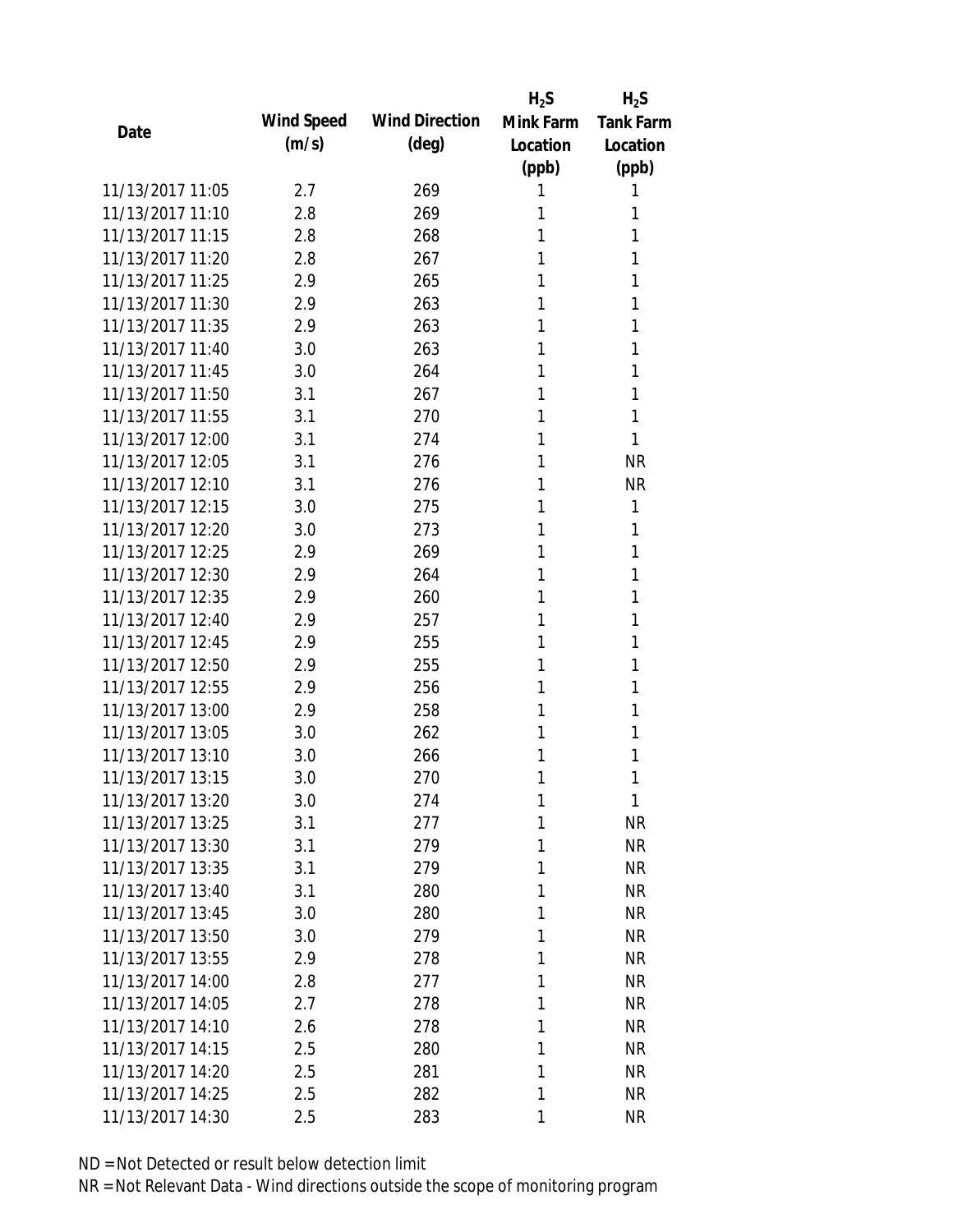| Date | Wind Speed (m/s) | Wind Direction (deg) | $H_2S$ Mink Farm Location (ppb) | $H_2S$ Tank Farm Location (ppb) |
|---|---|---|---|---|
| 11/13/2017 11:05 | 2.7 | 269 | 1 | 1 |
| 11/13/2017 11:10 | 2.8 | 269 | 1 | 1 |
| 11/13/2017 11:15 | 2.8 | 268 | 1 | 1 |
| 11/13/2017 11:20 | 2.8 | 267 | 1 | 1 |
| 11/13/2017 11:25 | 2.9 | 265 | 1 | 1 |
| 11/13/2017 11:30 | 2.9 | 263 | 1 | 1 |
| 11/13/2017 11:35 | 2.9 | 263 | 1 | 1 |
| 11/13/2017 11:40 | 3.0 | 263 | 1 | 1 |
| 11/13/2017 11:45 | 3.0 | 264 | 1 | 1 |
| 11/13/2017 11:50 | 3.1 | 267 | 1 | 1 |
| 11/13/2017 11:55 | 3.1 | 270 | 1 | 1 |
| 11/13/2017 12:00 | 3.1 | 274 | 1 | 1 |
| 11/13/2017 12:05 | 3.1 | 276 | 1 | NR |
| 11/13/2017 12:10 | 3.1 | 276 | 1 | NR |
| 11/13/2017 12:15 | 3.0 | 275 | 1 | 1 |
| 11/13/2017 12:20 | 3.0 | 273 | 1 | 1 |
| 11/13/2017 12:25 | 2.9 | 269 | 1 | 1 |
| 11/13/2017 12:30 | 2.9 | 264 | 1 | 1 |
| 11/13/2017 12:35 | 2.9 | 260 | 1 | 1 |
| 11/13/2017 12:40 | 2.9 | 257 | 1 | 1 |
| 11/13/2017 12:45 | 2.9 | 255 | 1 | 1 |
| 11/13/2017 12:50 | 2.9 | 255 | 1 | 1 |
| 11/13/2017 12:55 | 2.9 | 256 | 1 | 1 |
| 11/13/2017 13:00 | 2.9 | 258 | 1 | 1 |
| 11/13/2017 13:05 | 3.0 | 262 | 1 | 1 |
| 11/13/2017 13:10 | 3.0 | 266 | 1 | 1 |
| 11/13/2017 13:15 | 3.0 | 270 | 1 | 1 |
| 11/13/2017 13:20 | 3.0 | 274 | 1 | 1 |
| 11/13/2017 13:25 | 3.1 | 277 | 1 | NR |
| 11/13/2017 13:30 | 3.1 | 279 | 1 | NR |
| 11/13/2017 13:35 | 3.1 | 279 | 1 | NR |
| 11/13/2017 13:40 | 3.1 | 280 | 1 | NR |
| 11/13/2017 13:45 | 3.0 | 280 | 1 | NR |
| 11/13/2017 13:50 | 3.0 | 279 | 1 | NR |
| 11/13/2017 13:55 | 2.9 | 278 | 1 | NR |
| 11/13/2017 14:00 | 2.8 | 277 | 1 | NR |
| 11/13/2017 14:05 | 2.7 | 278 | 1 | NR |
| 11/13/2017 14:10 | 2.6 | 278 | 1 | NR |
| 11/13/2017 14:15 | 2.5 | 280 | 1 | NR |
| 11/13/2017 14:20 | 2.5 | 281 | 1 | NR |
| 11/13/2017 14:25 | 2.5 | 282 | 1 | NR |
| 11/13/2017 14:30 | 2.5 | 283 | 1 | NR |

ND = Not Detected or result below detection limit

NR = Not Relevant Data - Wind directions outside the scope of monitoring program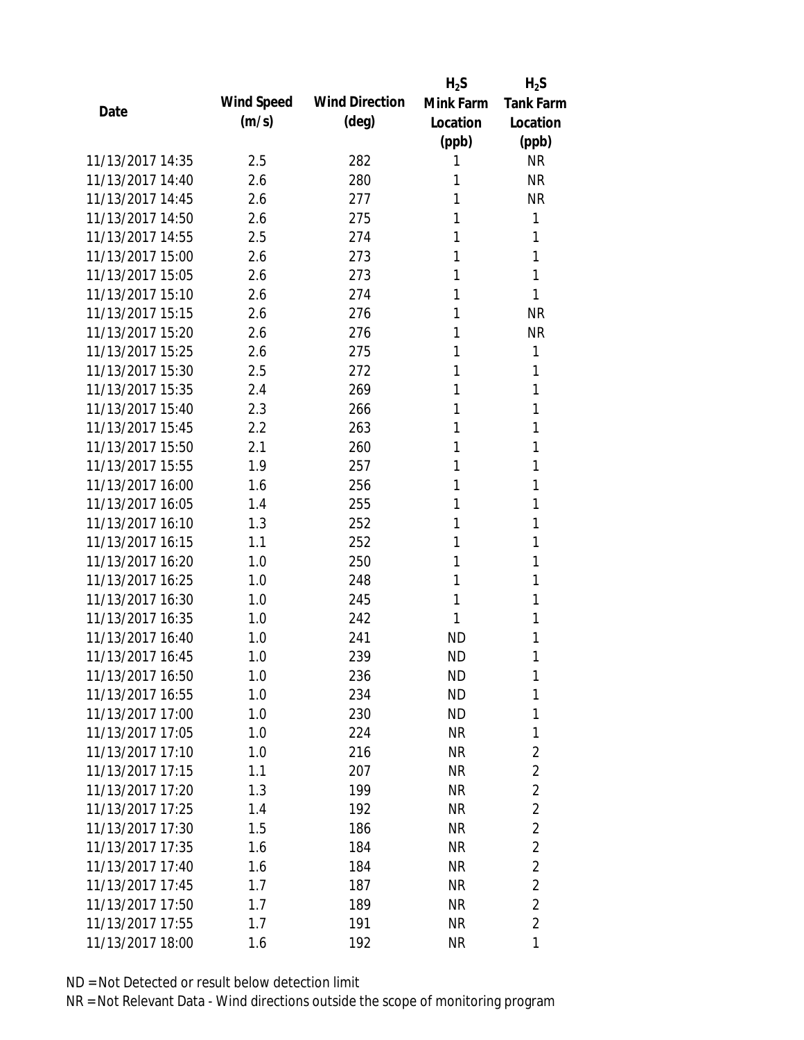| Date | Wind Speed (m/s) | Wind Direction (deg) | $H_2S$ Mink Farm Location (ppb) | $H_2S$ Tank Farm Location (ppb) |
|---|---|---|---|---|
| 11/13/2017 14:35 | 2.5 | 282 | 1 | NR |
| 11/13/2017 14:40 | 2.6 | 280 | 1 | NR |
| 11/13/2017 14:45 | 2.6 | 277 | 1 | NR |
| 11/13/2017 14:50 | 2.6 | 275 | 1 | 1 |
| 11/13/2017 14:55 | 2.5 | 274 | 1 | 1 |
| 11/13/2017 15:00 | 2.6 | 273 | 1 | 1 |
| 11/13/2017 15:05 | 2.6 | 273 | 1 | 1 |
| 11/13/2017 15:10 | 2.6 | 274 | 1 | 1 |
| 11/13/2017 15:15 | 2.6 | 276 | 1 | NR |
| 11/13/2017 15:20 | 2.6 | 276 | 1 | NR |
| 11/13/2017 15:25 | 2.6 | 275 | 1 | 1 |
| 11/13/2017 15:30 | 2.5 | 272 | 1 | 1 |
| 11/13/2017 15:35 | 2.4 | 269 | 1 | 1 |
| 11/13/2017 15:40 | 2.3 | 266 | 1 | 1 |
| 11/13/2017 15:45 | 2.2 | 263 | 1 | 1 |
| 11/13/2017 15:50 | 2.1 | 260 | 1 | 1 |
| 11/13/2017 15:55 | 1.9 | 257 | 1 | 1 |
| 11/13/2017 16:00 | 1.6 | 256 | 1 | 1 |
| 11/13/2017 16:05 | 1.4 | 255 | 1 | 1 |
| 11/13/2017 16:10 | 1.3 | 252 | 1 | 1 |
| 11/13/2017 16:15 | 1.1 | 252 | 1 | 1 |
| 11/13/2017 16:20 | 1.0 | 250 | 1 | 1 |
| 11/13/2017 16:25 | 1.0 | 248 | 1 | 1 |
| 11/13/2017 16:30 | 1.0 | 245 | 1 | 1 |
| 11/13/2017 16:35 | 1.0 | 242 | 1 | 1 |
| 11/13/2017 16:40 | 1.0 | 241 | ND | 1 |
| 11/13/2017 16:45 | 1.0 | 239 | ND | 1 |
| 11/13/2017 16:50 | 1.0 | 236 | ND | 1 |
| 11/13/2017 16:55 | 1.0 | 234 | ND | 1 |
| 11/13/2017 17:00 | 1.0 | 230 | ND | 1 |
| 11/13/2017 17:05 | 1.0 | 224 | NR | 1 |
| 11/13/2017 17:10 | 1.0 | 216 | NR | 2 |
| 11/13/2017 17:15 | 1.1 | 207 | NR | 2 |
| 11/13/2017 17:20 | 1.3 | 199 | NR | 2 |
| 11/13/2017 17:25 | 1.4 | 192 | NR | 2 |
| 11/13/2017 17:30 | 1.5 | 186 | NR | 2 |
| 11/13/2017 17:35 | 1.6 | 184 | NR | 2 |
| 11/13/2017 17:40 | 1.6 | 184 | NR | 2 |
| 11/13/2017 17:45 | 1.7 | 187 | NR | 2 |
| 11/13/2017 17:50 | 1.7 | 189 | NR | 2 |
| 11/13/2017 17:55 | 1.7 | 191 | NR | 2 |
| 11/13/2017 18:00 | 1.6 | 192 | NR | 1 |

ND = Not Detected or result below detection limit

NR = Not Relevant Data - Wind directions outside the scope of monitoring program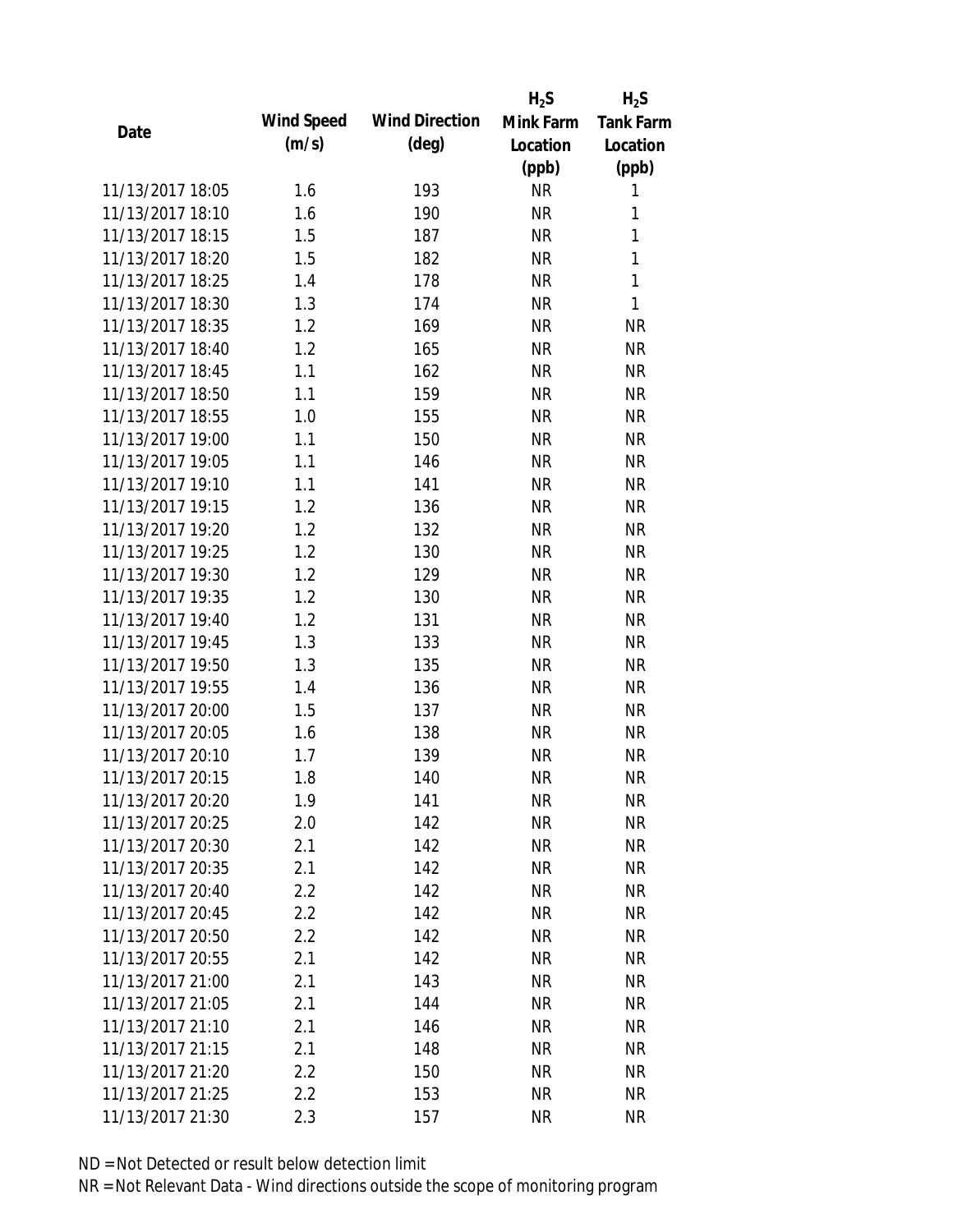| Date | Wind Speed (m/s) | Wind Direction (deg) | $H_2S$ Mink Farm Location (ppb) | $H_2S$ Tank Farm Location (ppb) |
|---|---|---|---|---|
| 11/13/2017 18:05 | 1.6 | 193 | NR | 1 |
| 11/13/2017 18:10 | 1.6 | 190 | NR | 1 |
| 11/13/2017 18:15 | 1.5 | 187 | NR | 1 |
| 11/13/2017 18:20 | 1.5 | 182 | NR | 1 |
| 11/13/2017 18:25 | 1.4 | 178 | NR | 1 |
| 11/13/2017 18:30 | 1.3 | 174 | NR | 1 |
| 11/13/2017 18:35 | 1.2 | 169 | NR | NR |
| 11/13/2017 18:40 | 1.2 | 165 | NR | NR |
| 11/13/2017 18:45 | 1.1 | 162 | NR | NR |
| 11/13/2017 18:50 | 1.1 | 159 | NR | NR |
| 11/13/2017 18:55 | 1.0 | 155 | NR | NR |
| 11/13/2017 19:00 | 1.1 | 150 | NR | NR |
| 11/13/2017 19:05 | 1.1 | 146 | NR | NR |
| 11/13/2017 19:10 | 1.1 | 141 | NR | NR |
| 11/13/2017 19:15 | 1.2 | 136 | NR | NR |
| 11/13/2017 19:20 | 1.2 | 132 | NR | NR |
| 11/13/2017 19:25 | 1.2 | 130 | NR | NR |
| 11/13/2017 19:30 | 1.2 | 129 | NR | NR |
| 11/13/2017 19:35 | 1.2 | 130 | NR | NR |
| 11/13/2017 19:40 | 1.2 | 131 | NR | NR |
| 11/13/2017 19:45 | 1.3 | 133 | NR | NR |
| 11/13/2017 19:50 | 1.3 | 135 | NR | NR |
| 11/13/2017 19:55 | 1.4 | 136 | NR | NR |
| 11/13/2017 20:00 | 1.5 | 137 | NR | NR |
| 11/13/2017 20:05 | 1.6 | 138 | NR | NR |
| 11/13/2017 20:10 | 1.7 | 139 | NR | NR |
| 11/13/2017 20:15 | 1.8 | 140 | NR | NR |
| 11/13/2017 20:20 | 1.9 | 141 | NR | NR |
| 11/13/2017 20:25 | 2.0 | 142 | NR | NR |
| 11/13/2017 20:30 | 2.1 | 142 | NR | NR |
| 11/13/2017 20:35 | 2.1 | 142 | NR | NR |
| 11/13/2017 20:40 | 2.2 | 142 | NR | NR |
| 11/13/2017 20:45 | 2.2 | 142 | NR | NR |
| 11/13/2017 20:50 | 2.2 | 142 | NR | NR |
| 11/13/2017 20:55 | 2.1 | 142 | NR | NR |
| 11/13/2017 21:00 | 2.1 | 143 | NR | NR |
| 11/13/2017 21:05 | 2.1 | 144 | NR | NR |
| 11/13/2017 21:10 | 2.1 | 146 | NR | NR |
| 11/13/2017 21:15 | 2.1 | 148 | NR | NR |
| 11/13/2017 21:20 | 2.2 | 150 | NR | NR |
| 11/13/2017 21:25 | 2.2 | 153 | NR | NR |
| 11/13/2017 21:30 | 2.3 | 157 | NR | NR |

ND = Not Detected or result below detection limit

NR = Not Relevant Data - Wind directions outside the scope of monitoring program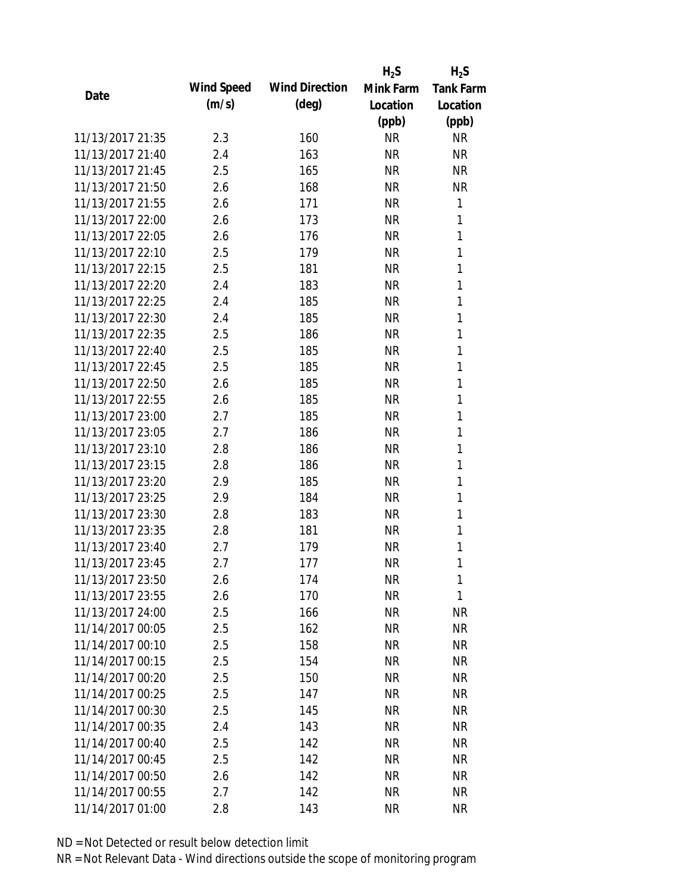| Date | Wind Speed (m/s) | Wind Direction (deg) | $H_2S$ Mink Farm Location (ppb) | $H_2S$ Tank Farm Location (ppb) |
|---|---|---|---|---|
| 11/13/2017 21:35 | 2.3 | 160 | NR | NR |
| 11/13/2017 21:40 | 2.4 | 163 | NR | NR |
| 11/13/2017 21:45 | 2.5 | 165 | NR | NR |
| 11/13/2017 21:50 | 2.6 | 168 | NR | NR |
| 11/13/2017 21:55 | 2.6 | 171 | NR | 1 |
| 11/13/2017 22:00 | 2.6 | 173 | NR | 1 |
| 11/13/2017 22:05 | 2.6 | 176 | NR | 1 |
| 11/13/2017 22:10 | 2.5 | 179 | NR | 1 |
| 11/13/2017 22:15 | 2.5 | 181 | NR | 1 |
| 11/13/2017 22:20 | 2.4 | 183 | NR | 1 |
| 11/13/2017 22:25 | 2.4 | 185 | NR | 1 |
| 11/13/2017 22:30 | 2.4 | 185 | NR | 1 |
| 11/13/2017 22:35 | 2.5 | 186 | NR | 1 |
| 11/13/2017 22:40 | 2.5 | 185 | NR | 1 |
| 11/13/2017 22:45 | 2.5 | 185 | NR | 1 |
| 11/13/2017 22:50 | 2.6 | 185 | NR | 1 |
| 11/13/2017 22:55 | 2.6 | 185 | NR | 1 |
| 11/13/2017 23:00 | 2.7 | 185 | NR | 1 |
| 11/13/2017 23:05 | 2.7 | 186 | NR | 1 |
| 11/13/2017 23:10 | 2.8 | 186 | NR | 1 |
| 11/13/2017 23:15 | 2.8 | 186 | NR | 1 |
| 11/13/2017 23:20 | 2.9 | 185 | NR | 1 |
| 11/13/2017 23:25 | 2.9 | 184 | NR | 1 |
| 11/13/2017 23:30 | 2.8 | 183 | NR | 1 |
| 11/13/2017 23:35 | 2.8 | 181 | NR | 1 |
| 11/13/2017 23:40 | 2.7 | 179 | NR | 1 |
| 11/13/2017 23:45 | 2.7 | 177 | NR | 1 |
| 11/13/2017 23:50 | 2.6 | 174 | NR | 1 |
| 11/13/2017 23:55 | 2.6 | 170 | NR | 1 |
| 11/13/2017 24:00 | 2.5 | 166 | NR | NR |
| 11/14/2017 00:05 | 2.5 | 162 | NR | NR |
| 11/14/2017 00:10 | 2.5 | 158 | NR | NR |
| 11/14/2017 00:15 | 2.5 | 154 | NR | NR |
| 11/14/2017 00:20 | 2.5 | 150 | NR | NR |
| 11/14/2017 00:25 | 2.5 | 147 | NR | NR |
| 11/14/2017 00:30 | 2.5 | 145 | NR | NR |
| 11/14/2017 00:35 | 2.4 | 143 | NR | NR |
| 11/14/2017 00:40 | 2.5 | 142 | NR | NR |
| 11/14/2017 00:45 | 2.5 | 142 | NR | NR |
| 11/14/2017 00:50 | 2.6 | 142 | NR | NR |
| 11/14/2017 00:55 | 2.7 | 142 | NR | NR |
| 11/14/2017 01:00 | 2.8 | 143 | NR | NR |

ND = Not Detected or result below detection limit

NR = Not Relevant Data - Wind directions outside the scope of monitoring program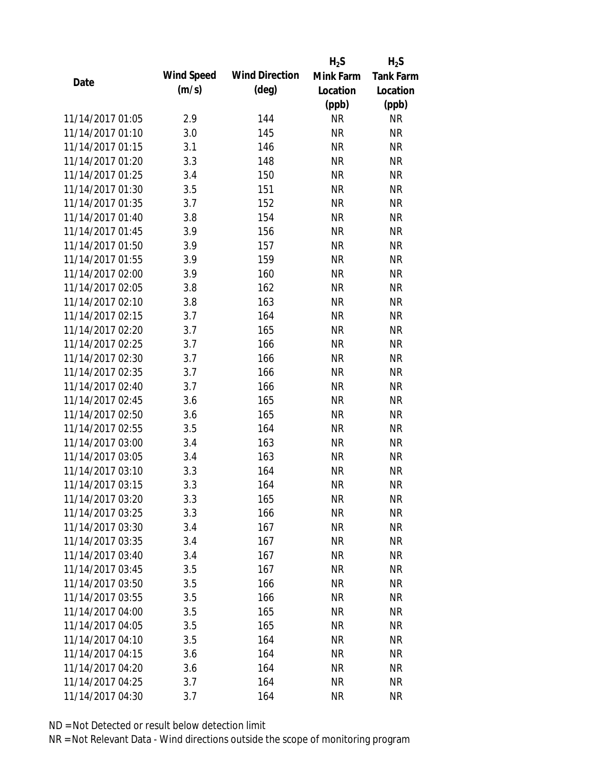| Date | Wind Speed (m/s) | Wind Direction (deg) | $H_2S$ Mink Farm Location (ppb) | $H_2S$ Tank Farm Location (ppb) |
|---|---|---|---|---|
| 11/14/2017 01:05 | 2.9 | 144 | NR | NR |
| 11/14/2017 01:10 | 3.0 | 145 | NR | NR |
| 11/14/2017 01:15 | 3.1 | 146 | NR | NR |
| 11/14/2017 01:20 | 3.3 | 148 | NR | NR |
| 11/14/2017 01:25 | 3.4 | 150 | NR | NR |
| 11/14/2017 01:30 | 3.5 | 151 | NR | NR |
| 11/14/2017 01:35 | 3.7 | 152 | NR | NR |
| 11/14/2017 01:40 | 3.8 | 154 | NR | NR |
| 11/14/2017 01:45 | 3.9 | 156 | NR | NR |
| 11/14/2017 01:50 | 3.9 | 157 | NR | NR |
| 11/14/2017 01:55 | 3.9 | 159 | NR | NR |
| 11/14/2017 02:00 | 3.9 | 160 | NR | NR |
| 11/14/2017 02:05 | 3.8 | 162 | NR | NR |
| 11/14/2017 02:10 | 3.8 | 163 | NR | NR |
| 11/14/2017 02:15 | 3.7 | 164 | NR | NR |
| 11/14/2017 02:20 | 3.7 | 165 | NR | NR |
| 11/14/2017 02:25 | 3.7 | 166 | NR | NR |
| 11/14/2017 02:30 | 3.7 | 166 | NR | NR |
| 11/14/2017 02:35 | 3.7 | 166 | NR | NR |
| 11/14/2017 02:40 | 3.7 | 166 | NR | NR |
| 11/14/2017 02:45 | 3.6 | 165 | NR | NR |
| 11/14/2017 02:50 | 3.6 | 165 | NR | NR |
| 11/14/2017 02:55 | 3.5 | 164 | NR | NR |
| 11/14/2017 03:00 | 3.4 | 163 | NR | NR |
| 11/14/2017 03:05 | 3.4 | 163 | NR | NR |
| 11/14/2017 03:10 | 3.3 | 164 | NR | NR |
| 11/14/2017 03:15 | 3.3 | 164 | NR | NR |
| 11/14/2017 03:20 | 3.3 | 165 | NR | NR |
| 11/14/2017 03:25 | 3.3 | 166 | NR | NR |
| 11/14/2017 03:30 | 3.4 | 167 | NR | NR |
| 11/14/2017 03:35 | 3.4 | 167 | NR | NR |
| 11/14/2017 03:40 | 3.4 | 167 | NR | NR |
| 11/14/2017 03:45 | 3.5 | 167 | NR | NR |
| 11/14/2017 03:50 | 3.5 | 166 | NR | NR |
| 11/14/2017 03:55 | 3.5 | 166 | NR | NR |
| 11/14/2017 04:00 | 3.5 | 165 | NR | NR |
| 11/14/2017 04:05 | 3.5 | 165 | NR | NR |
| 11/14/2017 04:10 | 3.5 | 164 | NR | NR |
| 11/14/2017 04:15 | 3.6 | 164 | NR | NR |
| 11/14/2017 04:20 | 3.6 | 164 | NR | NR |
| 11/14/2017 04:25 | 3.7 | 164 | NR | NR |
| 11/14/2017 04:30 | 3.7 | 164 | NR | NR |

ND = Not Detected or result below detection limit

NR = Not Relevant Data - Wind directions outside the scope of monitoring program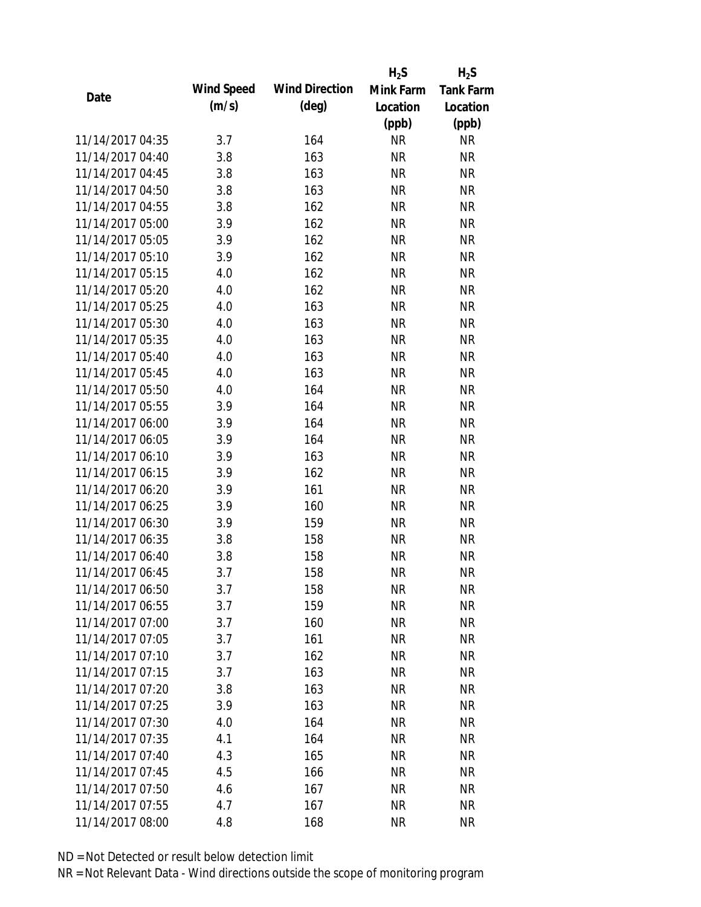| Date | Wind Speed (m/s) | Wind Direction (deg) | $H_2S$ Mink Farm Location (ppb) | $H_2S$ Tank Farm Location (ppb) |
|---|---|---|---|---|
| 11/14/2017 04:35 | 3.7 | 164 | NR | NR |
| 11/14/2017 04:40 | 3.8 | 163 | NR | NR |
| 11/14/2017 04:45 | 3.8 | 163 | NR | NR |
| 11/14/2017 04:50 | 3.8 | 163 | NR | NR |
| 11/14/2017 04:55 | 3.8 | 162 | NR | NR |
| 11/14/2017 05:00 | 3.9 | 162 | NR | NR |
| 11/14/2017 05:05 | 3.9 | 162 | NR | NR |
| 11/14/2017 05:10 | 3.9 | 162 | NR | NR |
| 11/14/2017 05:15 | 4.0 | 162 | NR | NR |
| 11/14/2017 05:20 | 4.0 | 162 | NR | NR |
| 11/14/2017 05:25 | 4.0 | 163 | NR | NR |
| 11/14/2017 05:30 | 4.0 | 163 | NR | NR |
| 11/14/2017 05:35 | 4.0 | 163 | NR | NR |
| 11/14/2017 05:40 | 4.0 | 163 | NR | NR |
| 11/14/2017 05:45 | 4.0 | 163 | NR | NR |
| 11/14/2017 05:50 | 4.0 | 164 | NR | NR |
| 11/14/2017 05:55 | 3.9 | 164 | NR | NR |
| 11/14/2017 06:00 | 3.9 | 164 | NR | NR |
| 11/14/2017 06:05 | 3.9 | 164 | NR | NR |
| 11/14/2017 06:10 | 3.9 | 163 | NR | NR |
| 11/14/2017 06:15 | 3.9 | 162 | NR | NR |
| 11/14/2017 06:20 | 3.9 | 161 | NR | NR |
| 11/14/2017 06:25 | 3.9 | 160 | NR | NR |
| 11/14/2017 06:30 | 3.9 | 159 | NR | NR |
| 11/14/2017 06:35 | 3.8 | 158 | NR | NR |
| 11/14/2017 06:40 | 3.8 | 158 | NR | NR |
| 11/14/2017 06:45 | 3.7 | 158 | NR | NR |
| 11/14/2017 06:50 | 3.7 | 158 | NR | NR |
| 11/14/2017 06:55 | 3.7 | 159 | NR | NR |
| 11/14/2017 07:00 | 3.7 | 160 | NR | NR |
| 11/14/2017 07:05 | 3.7 | 161 | NR | NR |
| 11/14/2017 07:10 | 3.7 | 162 | NR | NR |
| 11/14/2017 07:15 | 3.7 | 163 | NR | NR |
| 11/14/2017 07:20 | 3.8 | 163 | NR | NR |
| 11/14/2017 07:25 | 3.9 | 163 | NR | NR |
| 11/14/2017 07:30 | 4.0 | 164 | NR | NR |
| 11/14/2017 07:35 | 4.1 | 164 | NR | NR |
| 11/14/2017 07:40 | 4.3 | 165 | NR | NR |
| 11/14/2017 07:45 | 4.5 | 166 | NR | NR |
| 11/14/2017 07:50 | 4.6 | 167 | NR | NR |
| 11/14/2017 07:55 | 4.7 | 167 | NR | NR |
| 11/14/2017 08:00 | 4.8 | 168 | NR | NR |

ND = Not Detected or result below detection limit

NR = Not Relevant Data - Wind directions outside the scope of monitoring program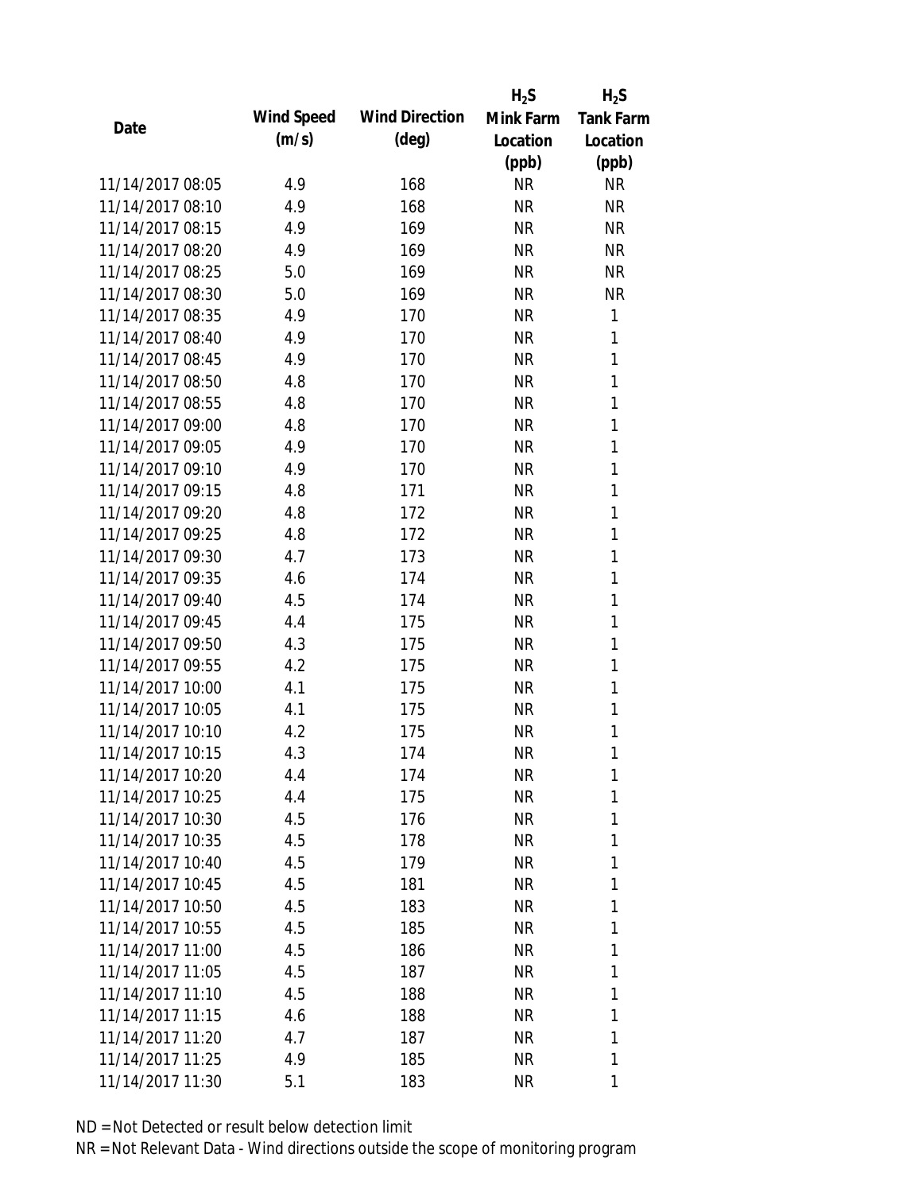| Date | Wind Speed (m/s) | Wind Direction (deg) | $H_2S$ Mink Farm Location (ppb) | $H_2S$ Tank Farm Location (ppb) |
|---|---|---|---|---|
| 11/14/2017 08:05 | 4.9 | 168 | NR | NR |
| 11/14/2017 08:10 | 4.9 | 168 | NR | NR |
| 11/14/2017 08:15 | 4.9 | 169 | NR | NR |
| 11/14/2017 08:20 | 4.9 | 169 | NR | NR |
| 11/14/2017 08:25 | 5.0 | 169 | NR | NR |
| 11/14/2017 08:30 | 5.0 | 169 | NR | NR |
| 11/14/2017 08:35 | 4.9 | 170 | NR | 1 |
| 11/14/2017 08:40 | 4.9 | 170 | NR | 1 |
| 11/14/2017 08:45 | 4.9 | 170 | NR | 1 |
| 11/14/2017 08:50 | 4.8 | 170 | NR | 1 |
| 11/14/2017 08:55 | 4.8 | 170 | NR | 1 |
| 11/14/2017 09:00 | 4.8 | 170 | NR | 1 |
| 11/14/2017 09:05 | 4.9 | 170 | NR | 1 |
| 11/14/2017 09:10 | 4.9 | 170 | NR | 1 |
| 11/14/2017 09:15 | 4.8 | 171 | NR | 1 |
| 11/14/2017 09:20 | 4.8 | 172 | NR | 1 |
| 11/14/2017 09:25 | 4.8 | 172 | NR | 1 |
| 11/14/2017 09:30 | 4.7 | 173 | NR | 1 |
| 11/14/2017 09:35 | 4.6 | 174 | NR | 1 |
| 11/14/2017 09:40 | 4.5 | 174 | NR | 1 |
| 11/14/2017 09:45 | 4.4 | 175 | NR | 1 |
| 11/14/2017 09:50 | 4.3 | 175 | NR | 1 |
| 11/14/2017 09:55 | 4.2 | 175 | NR | 1 |
| 11/14/2017 10:00 | 4.1 | 175 | NR | 1 |
| 11/14/2017 10:05 | 4.1 | 175 | NR | 1 |
| 11/14/2017 10:10 | 4.2 | 175 | NR | 1 |
| 11/14/2017 10:15 | 4.3 | 174 | NR | 1 |
| 11/14/2017 10:20 | 4.4 | 174 | NR | 1 |
| 11/14/2017 10:25 | 4.4 | 175 | NR | 1 |
| 11/14/2017 10:30 | 4.5 | 176 | NR | 1 |
| 11/14/2017 10:35 | 4.5 | 178 | NR | 1 |
| 11/14/2017 10:40 | 4.5 | 179 | NR | 1 |
| 11/14/2017 10:45 | 4.5 | 181 | NR | 1 |
| 11/14/2017 10:50 | 4.5 | 183 | NR | 1 |
| 11/14/2017 10:55 | 4.5 | 185 | NR | 1 |
| 11/14/2017 11:00 | 4.5 | 186 | NR | 1 |
| 11/14/2017 11:05 | 4.5 | 187 | NR | 1 |
| 11/14/2017 11:10 | 4.5 | 188 | NR | 1 |
| 11/14/2017 11:15 | 4.6 | 188 | NR | 1 |
| 11/14/2017 11:20 | 4.7 | 187 | NR | 1 |
| 11/14/2017 11:25 | 4.9 | 185 | NR | 1 |
| 11/14/2017 11:30 | 5.1 | 183 | NR | 1 |

ND = Not Detected or result below detection limit

NR = Not Relevant Data - Wind directions outside the scope of monitoring program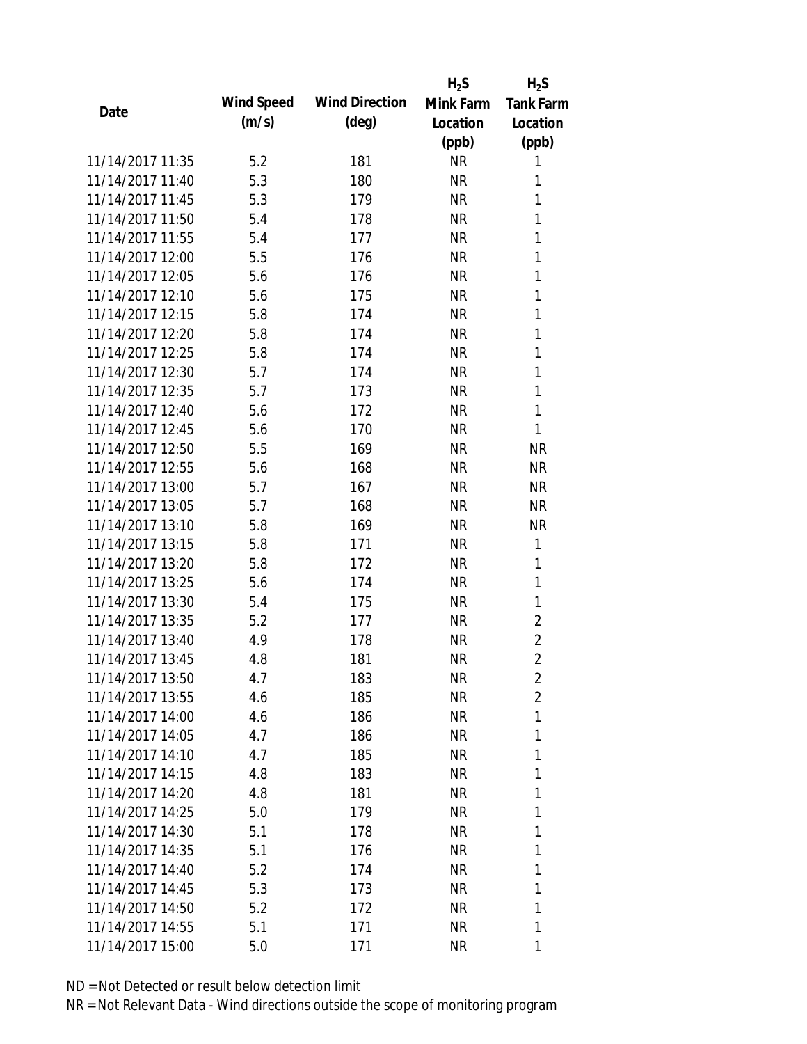| Date | Wind Speed (m/s) | Wind Direction (deg) | $H_2S$ Mink Farm Location (ppb) | $H_2S$ Tank Farm Location (ppb) |
|---|---|---|---|---|
| 11/14/2017 11:35 | 5.2 | 181 | NR | 1 |
| 11/14/2017 11:40 | 5.3 | 180 | NR | 1 |
| 11/14/2017 11:45 | 5.3 | 179 | NR | 1 |
| 11/14/2017 11:50 | 5.4 | 178 | NR | 1 |
| 11/14/2017 11:55 | 5.4 | 177 | NR | 1 |
| 11/14/2017 12:00 | 5.5 | 176 | NR | 1 |
| 11/14/2017 12:05 | 5.6 | 176 | NR | 1 |
| 11/14/2017 12:10 | 5.6 | 175 | NR | 1 |
| 11/14/2017 12:15 | 5.8 | 174 | NR | 1 |
| 11/14/2017 12:20 | 5.8 | 174 | NR | 1 |
| 11/14/2017 12:25 | 5.8 | 174 | NR | 1 |
| 11/14/2017 12:30 | 5.7 | 174 | NR | 1 |
| 11/14/2017 12:35 | 5.7 | 173 | NR | 1 |
| 11/14/2017 12:40 | 5.6 | 172 | NR | 1 |
| 11/14/2017 12:45 | 5.6 | 170 | NR | 1 |
| 11/14/2017 12:50 | 5.5 | 169 | NR | NR |
| 11/14/2017 12:55 | 5.6 | 168 | NR | NR |
| 11/14/2017 13:00 | 5.7 | 167 | NR | NR |
| 11/14/2017 13:05 | 5.7 | 168 | NR | NR |
| 11/14/2017 13:10 | 5.8 | 169 | NR | NR |
| 11/14/2017 13:15 | 5.8 | 171 | NR | 1 |
| 11/14/2017 13:20 | 5.8 | 172 | NR | 1 |
| 11/14/2017 13:25 | 5.6 | 174 | NR | 1 |
| 11/14/2017 13:30 | 5.4 | 175 | NR | 1 |
| 11/14/2017 13:35 | 5.2 | 177 | NR | 2 |
| 11/14/2017 13:40 | 4.9 | 178 | NR | 2 |
| 11/14/2017 13:45 | 4.8 | 181 | NR | 2 |
| 11/14/2017 13:50 | 4.7 | 183 | NR | 2 |
| 11/14/2017 13:55 | 4.6 | 185 | NR | 2 |
| 11/14/2017 14:00 | 4.6 | 186 | NR | 1 |
| 11/14/2017 14:05 | 4.7 | 186 | NR | 1 |
| 11/14/2017 14:10 | 4.7 | 185 | NR | 1 |
| 11/14/2017 14:15 | 4.8 | 183 | NR | 1 |
| 11/14/2017 14:20 | 4.8 | 181 | NR | 1 |
| 11/14/2017 14:25 | 5.0 | 179 | NR | 1 |
| 11/14/2017 14:30 | 5.1 | 178 | NR | 1 |
| 11/14/2017 14:35 | 5.1 | 176 | NR | 1 |
| 11/14/2017 14:40 | 5.2 | 174 | NR | 1 |
| 11/14/2017 14:45 | 5.3 | 173 | NR | 1 |
| 11/14/2017 14:50 | 5.2 | 172 | NR | 1 |
| 11/14/2017 14:55 | 5.1 | 171 | NR | 1 |
| 11/14/2017 15:00 | 5.0 | 171 | NR | 1 |

ND = Not Detected or result below detection limit

NR = Not Relevant Data - Wind directions outside the scope of monitoring program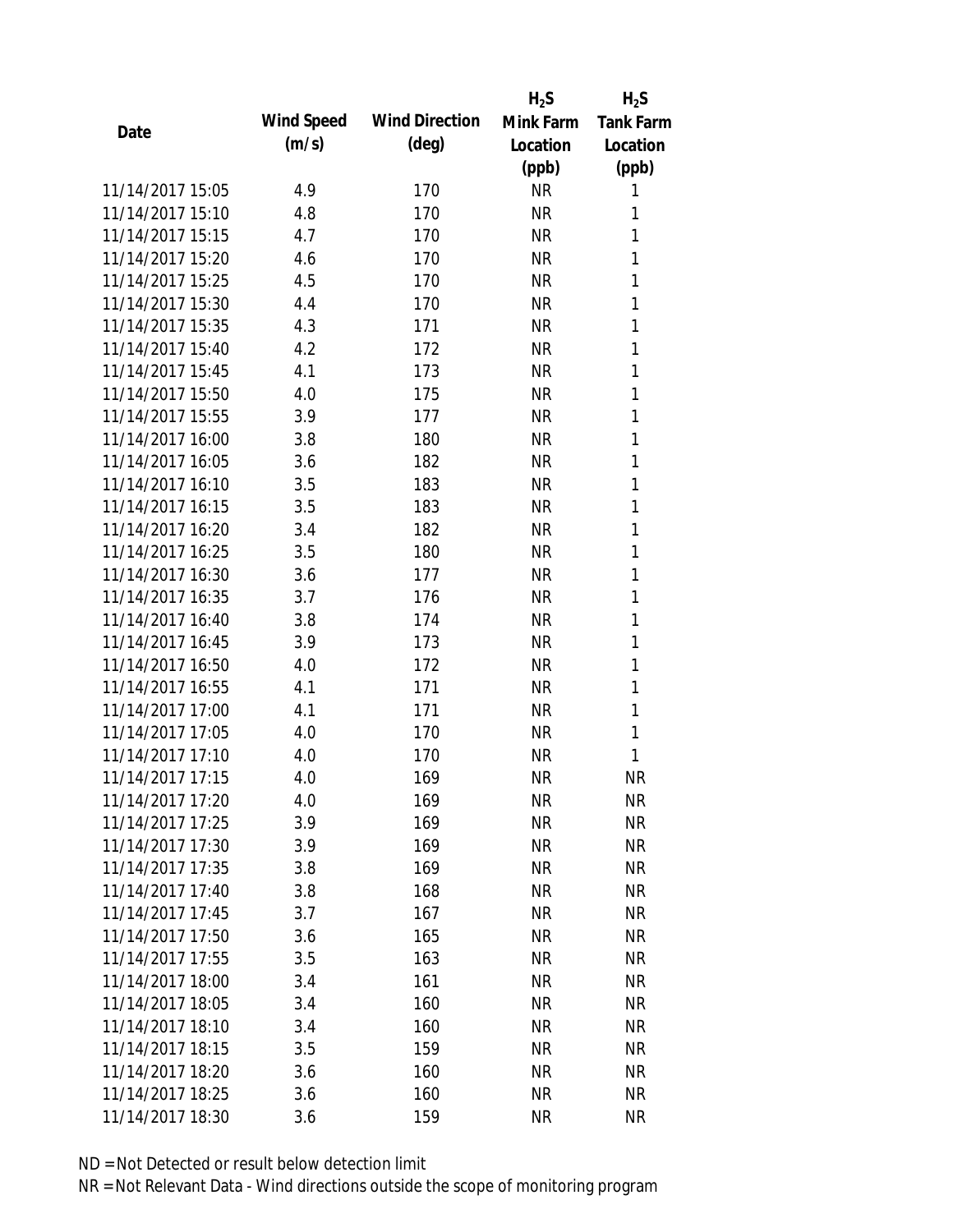| Date | Wind Speed (m/s) | Wind Direction (deg) | $H_2S$ Mink Farm Location (ppb) | $H_2S$ Tank Farm Location (ppb) |
|---|---|---|---|---|
| 11/14/2017 15:05 | 4.9 | 170 | NR | 1 |
| 11/14/2017 15:10 | 4.8 | 170 | NR | 1 |
| 11/14/2017 15:15 | 4.7 | 170 | NR | 1 |
| 11/14/2017 15:20 | 4.6 | 170 | NR | 1 |
| 11/14/2017 15:25 | 4.5 | 170 | NR | 1 |
| 11/14/2017 15:30 | 4.4 | 170 | NR | 1 |
| 11/14/2017 15:35 | 4.3 | 171 | NR | 1 |
| 11/14/2017 15:40 | 4.2 | 172 | NR | 1 |
| 11/14/2017 15:45 | 4.1 | 173 | NR | 1 |
| 11/14/2017 15:50 | 4.0 | 175 | NR | 1 |
| 11/14/2017 15:55 | 3.9 | 177 | NR | 1 |
| 11/14/2017 16:00 | 3.8 | 180 | NR | 1 |
| 11/14/2017 16:05 | 3.6 | 182 | NR | 1 |
| 11/14/2017 16:10 | 3.5 | 183 | NR | 1 |
| 11/14/2017 16:15 | 3.5 | 183 | NR | 1 |
| 11/14/2017 16:20 | 3.4 | 182 | NR | 1 |
| 11/14/2017 16:25 | 3.5 | 180 | NR | 1 |
| 11/14/2017 16:30 | 3.6 | 177 | NR | 1 |
| 11/14/2017 16:35 | 3.7 | 176 | NR | 1 |
| 11/14/2017 16:40 | 3.8 | 174 | NR | 1 |
| 11/14/2017 16:45 | 3.9 | 173 | NR | 1 |
| 11/14/2017 16:50 | 4.0 | 172 | NR | 1 |
| 11/14/2017 16:55 | 4.1 | 171 | NR | 1 |
| 11/14/2017 17:00 | 4.1 | 171 | NR | 1 |
| 11/14/2017 17:05 | 4.0 | 170 | NR | 1 |
| 11/14/2017 17:10 | 4.0 | 170 | NR | 1 |
| 11/14/2017 17:15 | 4.0 | 169 | NR | NR |
| 11/14/2017 17:20 | 4.0 | 169 | NR | NR |
| 11/14/2017 17:25 | 3.9 | 169 | NR | NR |
| 11/14/2017 17:30 | 3.9 | 169 | NR | NR |
| 11/14/2017 17:35 | 3.8 | 169 | NR | NR |
| 11/14/2017 17:40 | 3.8 | 168 | NR | NR |
| 11/14/2017 17:45 | 3.7 | 167 | NR | NR |
| 11/14/2017 17:50 | 3.6 | 165 | NR | NR |
| 11/14/2017 17:55 | 3.5 | 163 | NR | NR |
| 11/14/2017 18:00 | 3.4 | 161 | NR | NR |
| 11/14/2017 18:05 | 3.4 | 160 | NR | NR |
| 11/14/2017 18:10 | 3.4 | 160 | NR | NR |
| 11/14/2017 18:15 | 3.5 | 159 | NR | NR |
| 11/14/2017 18:20 | 3.6 | 160 | NR | NR |
| 11/14/2017 18:25 | 3.6 | 160 | NR | NR |
| 11/14/2017 18:30 | 3.6 | 159 | NR | NR |

ND = Not Detected or result below detection limit

NR = Not Relevant Data - Wind directions outside the scope of monitoring program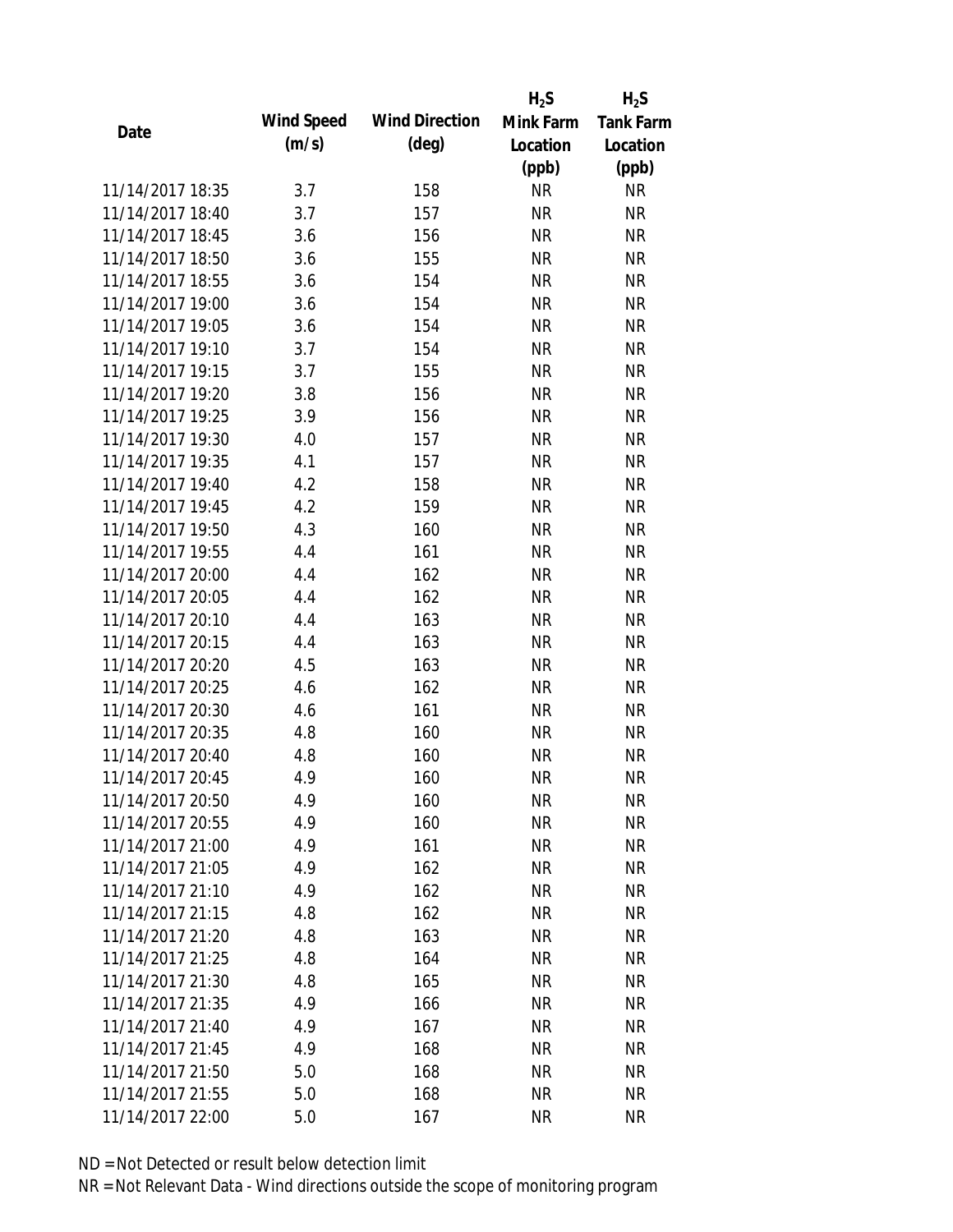| Date | Wind Speed (m/s) | Wind Direction (deg) | $H_2S$ Mink Farm Location (ppb) | $H_2S$ Tank Farm Location (ppb) |
|---|---|---|---|---|
| 11/14/2017 18:35 | 3.7 | 158 | NR | NR |
| 11/14/2017 18:40 | 3.7 | 157 | NR | NR |
| 11/14/2017 18:45 | 3.6 | 156 | NR | NR |
| 11/14/2017 18:50 | 3.6 | 155 | NR | NR |
| 11/14/2017 18:55 | 3.6 | 154 | NR | NR |
| 11/14/2017 19:00 | 3.6 | 154 | NR | NR |
| 11/14/2017 19:05 | 3.6 | 154 | NR | NR |
| 11/14/2017 19:10 | 3.7 | 154 | NR | NR |
| 11/14/2017 19:15 | 3.7 | 155 | NR | NR |
| 11/14/2017 19:20 | 3.8 | 156 | NR | NR |
| 11/14/2017 19:25 | 3.9 | 156 | NR | NR |
| 11/14/2017 19:30 | 4.0 | 157 | NR | NR |
| 11/14/2017 19:35 | 4.1 | 157 | NR | NR |
| 11/14/2017 19:40 | 4.2 | 158 | NR | NR |
| 11/14/2017 19:45 | 4.2 | 159 | NR | NR |
| 11/14/2017 19:50 | 4.3 | 160 | NR | NR |
| 11/14/2017 19:55 | 4.4 | 161 | NR | NR |
| 11/14/2017 20:00 | 4.4 | 162 | NR | NR |
| 11/14/2017 20:05 | 4.4 | 162 | NR | NR |
| 11/14/2017 20:10 | 4.4 | 163 | NR | NR |
| 11/14/2017 20:15 | 4.4 | 163 | NR | NR |
| 11/14/2017 20:20 | 4.5 | 163 | NR | NR |
| 11/14/2017 20:25 | 4.6 | 162 | NR | NR |
| 11/14/2017 20:30 | 4.6 | 161 | NR | NR |
| 11/14/2017 20:35 | 4.8 | 160 | NR | NR |
| 11/14/2017 20:40 | 4.8 | 160 | NR | NR |
| 11/14/2017 20:45 | 4.9 | 160 | NR | NR |
| 11/14/2017 20:50 | 4.9 | 160 | NR | NR |
| 11/14/2017 20:55 | 4.9 | 160 | NR | NR |
| 11/14/2017 21:00 | 4.9 | 161 | NR | NR |
| 11/14/2017 21:05 | 4.9 | 162 | NR | NR |
| 11/14/2017 21:10 | 4.9 | 162 | NR | NR |
| 11/14/2017 21:15 | 4.8 | 162 | NR | NR |
| 11/14/2017 21:20 | 4.8 | 163 | NR | NR |
| 11/14/2017 21:25 | 4.8 | 164 | NR | NR |
| 11/14/2017 21:30 | 4.8 | 165 | NR | NR |
| 11/14/2017 21:35 | 4.9 | 166 | NR | NR |
| 11/14/2017 21:40 | 4.9 | 167 | NR | NR |
| 11/14/2017 21:45 | 4.9 | 168 | NR | NR |
| 11/14/2017 21:50 | 5.0 | 168 | NR | NR |
| 11/14/2017 21:55 | 5.0 | 168 | NR | NR |
| 11/14/2017 22:00 | 5.0 | 167 | NR | NR |

ND = Not Detected or result below detection limit

NR = Not Relevant Data - Wind directions outside the scope of monitoring program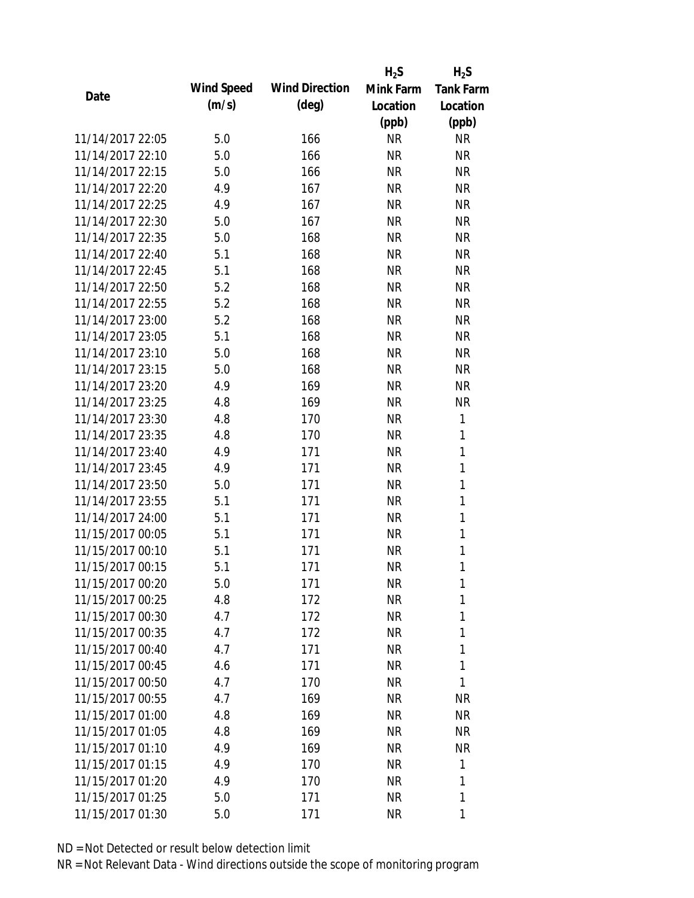| Date | Wind Speed (m/s) | Wind Direction (deg) | $H_2S$ Mink Farm Location (ppb) | $H_2S$ Tank Farm Location (ppb) |
|---|---|---|---|---|
| 11/14/2017 22:05 | 5.0 | 166 | NR | NR |
| 11/14/2017 22:10 | 5.0 | 166 | NR | NR |
| 11/14/2017 22:15 | 5.0 | 166 | NR | NR |
| 11/14/2017 22:20 | 4.9 | 167 | NR | NR |
| 11/14/2017 22:25 | 4.9 | 167 | NR | NR |
| 11/14/2017 22:30 | 5.0 | 167 | NR | NR |
| 11/14/2017 22:35 | 5.0 | 168 | NR | NR |
| 11/14/2017 22:40 | 5.1 | 168 | NR | NR |
| 11/14/2017 22:45 | 5.1 | 168 | NR | NR |
| 11/14/2017 22:50 | 5.2 | 168 | NR | NR |
| 11/14/2017 22:55 | 5.2 | 168 | NR | NR |
| 11/14/2017 23:00 | 5.2 | 168 | NR | NR |
| 11/14/2017 23:05 | 5.1 | 168 | NR | NR |
| 11/14/2017 23:10 | 5.0 | 168 | NR | NR |
| 11/14/2017 23:15 | 5.0 | 168 | NR | NR |
| 11/14/2017 23:20 | 4.9 | 169 | NR | NR |
| 11/14/2017 23:25 | 4.8 | 169 | NR | NR |
| 11/14/2017 23:30 | 4.8 | 170 | NR | 1 |
| 11/14/2017 23:35 | 4.8 | 170 | NR | 1 |
| 11/14/2017 23:40 | 4.9 | 171 | NR | 1 |
| 11/14/2017 23:45 | 4.9 | 171 | NR | 1 |
| 11/14/2017 23:50 | 5.0 | 171 | NR | 1 |
| 11/14/2017 23:55 | 5.1 | 171 | NR | 1 |
| 11/14/2017 24:00 | 5.1 | 171 | NR | 1 |
| 11/15/2017 00:05 | 5.1 | 171 | NR | 1 |
| 11/15/2017 00:10 | 5.1 | 171 | NR | 1 |
| 11/15/2017 00:15 | 5.1 | 171 | NR | 1 |
| 11/15/2017 00:20 | 5.0 | 171 | NR | 1 |
| 11/15/2017 00:25 | 4.8 | 172 | NR | 1 |
| 11/15/2017 00:30 | 4.7 | 172 | NR | 1 |
| 11/15/2017 00:35 | 4.7 | 172 | NR | 1 |
| 11/15/2017 00:40 | 4.7 | 171 | NR | 1 |
| 11/15/2017 00:45 | 4.6 | 171 | NR | 1 |
| 11/15/2017 00:50 | 4.7 | 170 | NR | 1 |
| 11/15/2017 00:55 | 4.7 | 169 | NR | NR |
| 11/15/2017 01:00 | 4.8 | 169 | NR | NR |
| 11/15/2017 01:05 | 4.8 | 169 | NR | NR |
| 11/15/2017 01:10 | 4.9 | 169 | NR | NR |
| 11/15/2017 01:15 | 4.9 | 170 | NR | 1 |
| 11/15/2017 01:20 | 4.9 | 170 | NR | 1 |
| 11/15/2017 01:25 | 5.0 | 171 | NR | 1 |
| 11/15/2017 01:30 | 5.0 | 171 | NR | 1 |

ND = Not Detected or result below detection limit

NR = Not Relevant Data - Wind directions outside the scope of monitoring program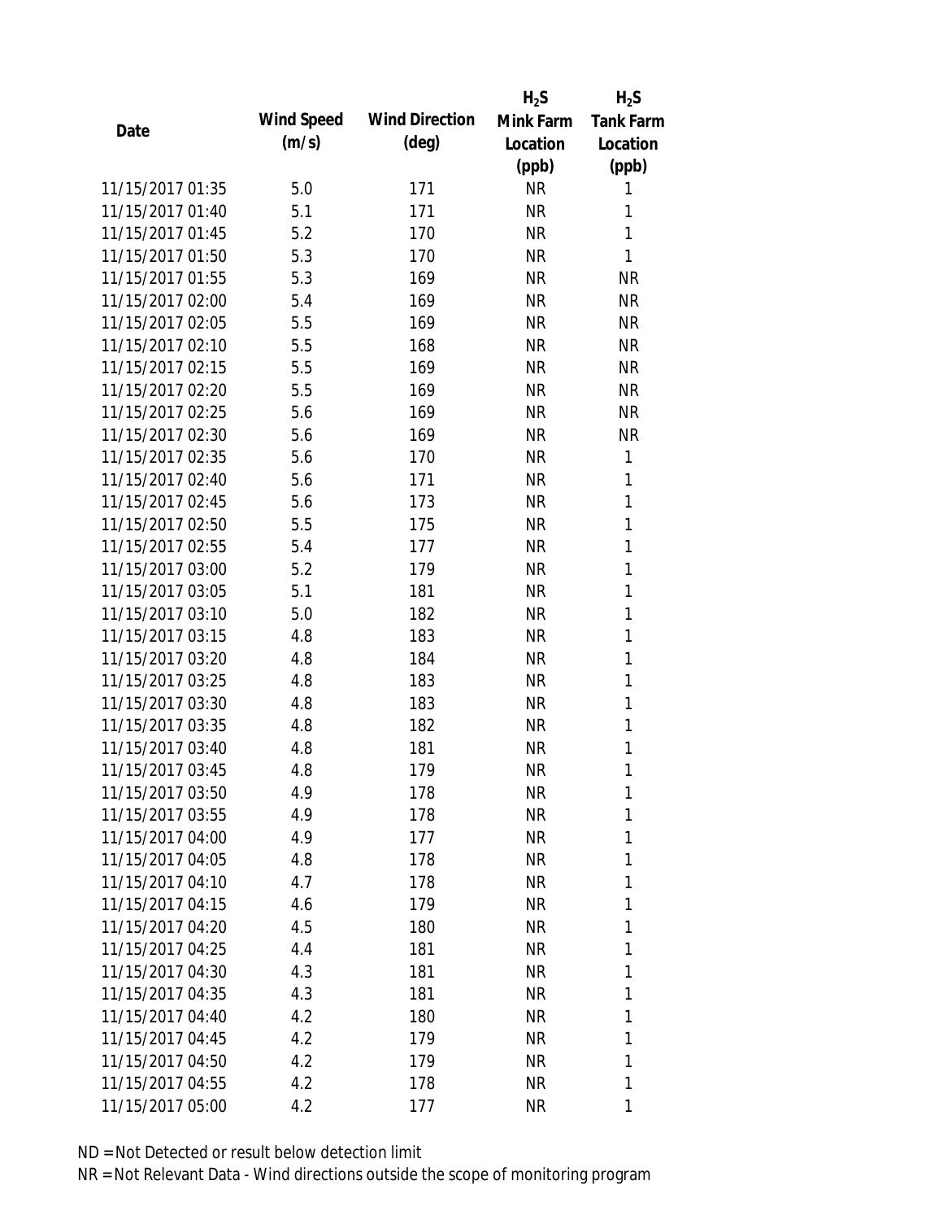| Date | Wind Speed (m/s) | Wind Direction (deg) | $H_2S$ Mink Farm Location (ppb) | $H_2S$ Tank Farm Location (ppb) |
|---|---|---|---|---|
| 11/15/2017 01:35 | 5.0 | 171 | NR | 1 |
| 11/15/2017 01:40 | 5.1 | 171 | NR | 1 |
| 11/15/2017 01:45 | 5.2 | 170 | NR | 1 |
| 11/15/2017 01:50 | 5.3 | 170 | NR | 1 |
| 11/15/2017 01:55 | 5.3 | 169 | NR | NR |
| 11/15/2017 02:00 | 5.4 | 169 | NR | NR |
| 11/15/2017 02:05 | 5.5 | 169 | NR | NR |
| 11/15/2017 02:10 | 5.5 | 168 | NR | NR |
| 11/15/2017 02:15 | 5.5 | 169 | NR | NR |
| 11/15/2017 02:20 | 5.5 | 169 | NR | NR |
| 11/15/2017 02:25 | 5.6 | 169 | NR | NR |
| 11/15/2017 02:30 | 5.6 | 169 | NR | NR |
| 11/15/2017 02:35 | 5.6 | 170 | NR | 1 |
| 11/15/2017 02:40 | 5.6 | 171 | NR | 1 |
| 11/15/2017 02:45 | 5.6 | 173 | NR | 1 |
| 11/15/2017 02:50 | 5.5 | 175 | NR | 1 |
| 11/15/2017 02:55 | 5.4 | 177 | NR | 1 |
| 11/15/2017 03:00 | 5.2 | 179 | NR | 1 |
| 11/15/2017 03:05 | 5.1 | 181 | NR | 1 |
| 11/15/2017 03:10 | 5.0 | 182 | NR | 1 |
| 11/15/2017 03:15 | 4.8 | 183 | NR | 1 |
| 11/15/2017 03:20 | 4.8 | 184 | NR | 1 |
| 11/15/2017 03:25 | 4.8 | 183 | NR | 1 |
| 11/15/2017 03:30 | 4.8 | 183 | NR | 1 |
| 11/15/2017 03:35 | 4.8 | 182 | NR | 1 |
| 11/15/2017 03:40 | 4.8 | 181 | NR | 1 |
| 11/15/2017 03:45 | 4.8 | 179 | NR | 1 |
| 11/15/2017 03:50 | 4.9 | 178 | NR | 1 |
| 11/15/2017 03:55 | 4.9 | 178 | NR | 1 |
| 11/15/2017 04:00 | 4.9 | 177 | NR | 1 |
| 11/15/2017 04:05 | 4.8 | 178 | NR | 1 |
| 11/15/2017 04:10 | 4.7 | 178 | NR | 1 |
| 11/15/2017 04:15 | 4.6 | 179 | NR | 1 |
| 11/15/2017 04:20 | 4.5 | 180 | NR | 1 |
| 11/15/2017 04:25 | 4.4 | 181 | NR | 1 |
| 11/15/2017 04:30 | 4.3 | 181 | NR | 1 |
| 11/15/2017 04:35 | 4.3 | 181 | NR | 1 |
| 11/15/2017 04:40 | 4.2 | 180 | NR | 1 |
| 11/15/2017 04:45 | 4.2 | 179 | NR | 1 |
| 11/15/2017 04:50 | 4.2 | 179 | NR | 1 |
| 11/15/2017 04:55 | 4.2 | 178 | NR | 1 |
| 11/15/2017 05:00 | 4.2 | 177 | NR | 1 |

ND = Not Detected or result below detection limit

NR = Not Relevant Data - Wind directions outside the scope of monitoring program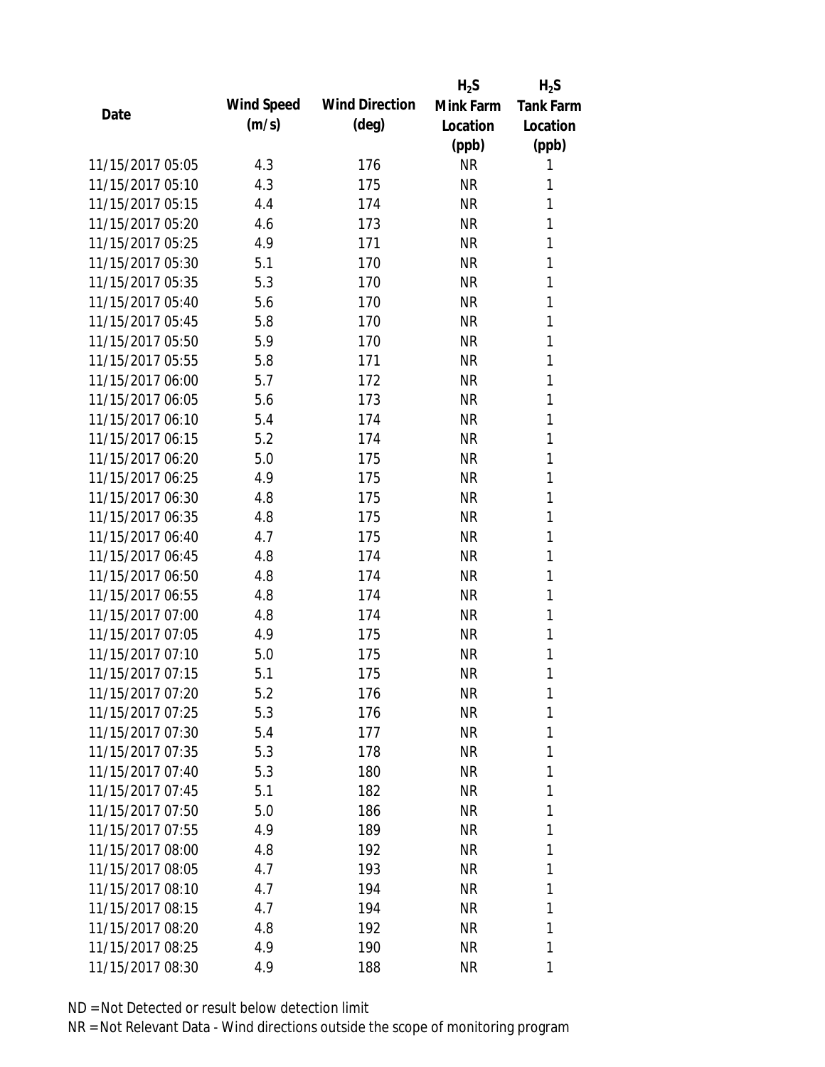| Date | Wind Speed (m/s) | Wind Direction (deg) | $H_2S$ Mink Farm Location (ppb) | $H_2S$ Tank Farm Location (ppb) |
| --- | --- | --- | --- | --- |
| 11/15/2017 05:05 | 4.3 | 176 | NR | 1 |
| 11/15/2017 05:10 | 4.3 | 175 | NR | 1 |
| 11/15/2017 05:15 | 4.4 | 174 | NR | 1 |
| 11/15/2017 05:20 | 4.6 | 173 | NR | 1 |
| 11/15/2017 05:25 | 4.9 | 171 | NR | 1 |
| 11/15/2017 05:30 | 5.1 | 170 | NR | 1 |
| 11/15/2017 05:35 | 5.3 | 170 | NR | 1 |
| 11/15/2017 05:40 | 5.6 | 170 | NR | 1 |
| 11/15/2017 05:45 | 5.8 | 170 | NR | 1 |
| 11/15/2017 05:50 | 5.9 | 170 | NR | 1 |
| 11/15/2017 05:55 | 5.8 | 171 | NR | 1 |
| 11/15/2017 06:00 | 5.7 | 172 | NR | 1 |
| 11/15/2017 06:05 | 5.6 | 173 | NR | 1 |
| 11/15/2017 06:10 | 5.4 | 174 | NR | 1 |
| 11/15/2017 06:15 | 5.2 | 174 | NR | 1 |
| 11/15/2017 06:20 | 5.0 | 175 | NR | 1 |
| 11/15/2017 06:25 | 4.9 | 175 | NR | 1 |
| 11/15/2017 06:30 | 4.8 | 175 | NR | 1 |
| 11/15/2017 06:35 | 4.8 | 175 | NR | 1 |
| 11/15/2017 06:40 | 4.7 | 175 | NR | 1 |
| 11/15/2017 06:45 | 4.8 | 174 | NR | 1 |
| 11/15/2017 06:50 | 4.8 | 174 | NR | 1 |
| 11/15/2017 06:55 | 4.8 | 174 | NR | 1 |
| 11/15/2017 07:00 | 4.8 | 174 | NR | 1 |
| 11/15/2017 07:05 | 4.9 | 175 | NR | 1 |
| 11/15/2017 07:10 | 5.0 | 175 | NR | 1 |
| 11/15/2017 07:15 | 5.1 | 175 | NR | 1 |
| 11/15/2017 07:20 | 5.2 | 176 | NR | 1 |
| 11/15/2017 07:25 | 5.3 | 176 | NR | 1 |
| 11/15/2017 07:30 | 5.4 | 177 | NR | 1 |
| 11/15/2017 07:35 | 5.3 | 178 | NR | 1 |
| 11/15/2017 07:40 | 5.3 | 180 | NR | 1 |
| 11/15/2017 07:45 | 5.1 | 182 | NR | 1 |
| 11/15/2017 07:50 | 5.0 | 186 | NR | 1 |
| 11/15/2017 07:55 | 4.9 | 189 | NR | 1 |
| 11/15/2017 08:00 | 4.8 | 192 | NR | 1 |
| 11/15/2017 08:05 | 4.7 | 193 | NR | 1 |
| 11/15/2017 08:10 | 4.7 | 194 | NR | 1 |
| 11/15/2017 08:15 | 4.7 | 194 | NR | 1 |
| 11/15/2017 08:20 | 4.8 | 192 | NR | 1 |
| 11/15/2017 08:25 | 4.9 | 190 | NR | 1 |
| 11/15/2017 08:30 | 4.9 | 188 | NR | 1 |

ND = Not Detected or result below detection limit

NR = Not Relevant Data - Wind directions outside the scope of monitoring program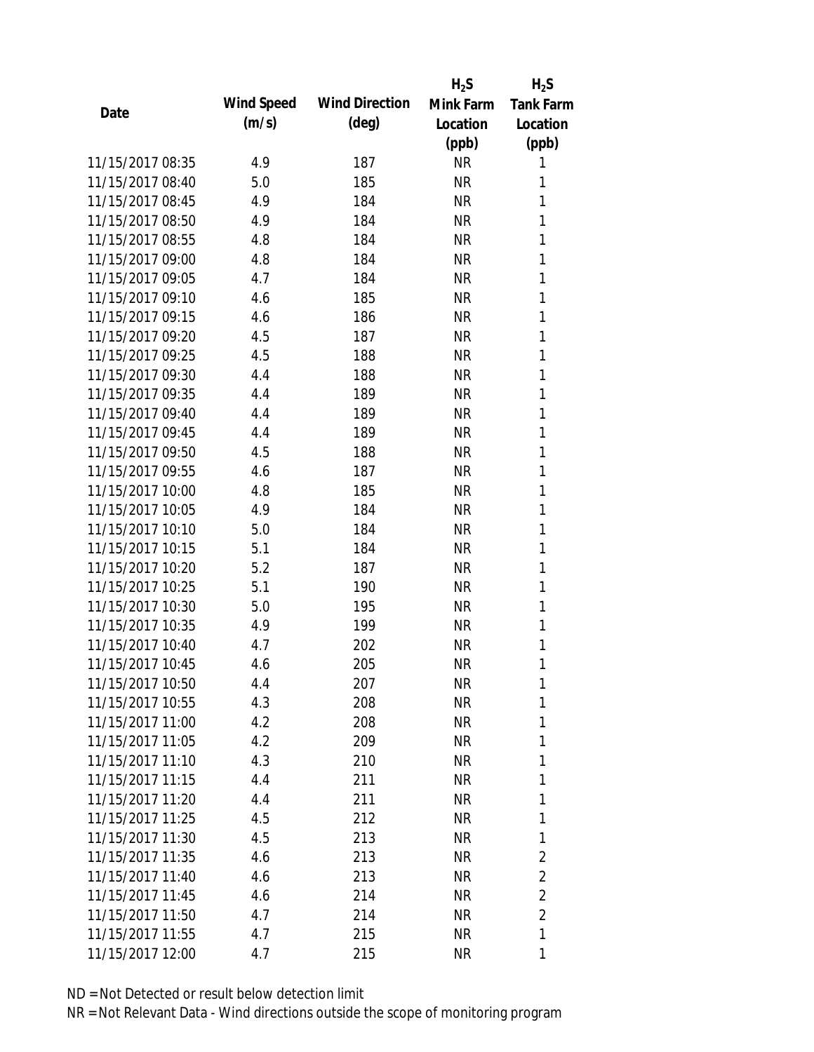| Date | Wind Speed (m/s) | Wind Direction (deg) | $H_2S$ Mink Farm Location (ppb) | $H_2S$ Tank Farm Location (ppb) |
|---|---|---|---|---|
| 11/15/2017 08:35 | 4.9 | 187 | NR | 1 |
| 11/15/2017 08:40 | 5.0 | 185 | NR | 1 |
| 11/15/2017 08:45 | 4.9 | 184 | NR | 1 |
| 11/15/2017 08:50 | 4.9 | 184 | NR | 1 |
| 11/15/2017 08:55 | 4.8 | 184 | NR | 1 |
| 11/15/2017 09:00 | 4.8 | 184 | NR | 1 |
| 11/15/2017 09:05 | 4.7 | 184 | NR | 1 |
| 11/15/2017 09:10 | 4.6 | 185 | NR | 1 |
| 11/15/2017 09:15 | 4.6 | 186 | NR | 1 |
| 11/15/2017 09:20 | 4.5 | 187 | NR | 1 |
| 11/15/2017 09:25 | 4.5 | 188 | NR | 1 |
| 11/15/2017 09:30 | 4.4 | 188 | NR | 1 |
| 11/15/2017 09:35 | 4.4 | 189 | NR | 1 |
| 11/15/2017 09:40 | 4.4 | 189 | NR | 1 |
| 11/15/2017 09:45 | 4.4 | 189 | NR | 1 |
| 11/15/2017 09:50 | 4.5 | 188 | NR | 1 |
| 11/15/2017 09:55 | 4.6 | 187 | NR | 1 |
| 11/15/2017 10:00 | 4.8 | 185 | NR | 1 |
| 11/15/2017 10:05 | 4.9 | 184 | NR | 1 |
| 11/15/2017 10:10 | 5.0 | 184 | NR | 1 |
| 11/15/2017 10:15 | 5.1 | 184 | NR | 1 |
| 11/15/2017 10:20 | 5.2 | 187 | NR | 1 |
| 11/15/2017 10:25 | 5.1 | 190 | NR | 1 |
| 11/15/2017 10:30 | 5.0 | 195 | NR | 1 |
| 11/15/2017 10:35 | 4.9 | 199 | NR | 1 |
| 11/15/2017 10:40 | 4.7 | 202 | NR | 1 |
| 11/15/2017 10:45 | 4.6 | 205 | NR | 1 |
| 11/15/2017 10:50 | 4.4 | 207 | NR | 1 |
| 11/15/2017 10:55 | 4.3 | 208 | NR | 1 |
| 11/15/2017 11:00 | 4.2 | 208 | NR | 1 |
| 11/15/2017 11:05 | 4.2 | 209 | NR | 1 |
| 11/15/2017 11:10 | 4.3 | 210 | NR | 1 |
| 11/15/2017 11:15 | 4.4 | 211 | NR | 1 |
| 11/15/2017 11:20 | 4.4 | 211 | NR | 1 |
| 11/15/2017 11:25 | 4.5 | 212 | NR | 1 |
| 11/15/2017 11:30 | 4.5 | 213 | NR | 1 |
| 11/15/2017 11:35 | 4.6 | 213 | NR | 2 |
| 11/15/2017 11:40 | 4.6 | 213 | NR | 2 |
| 11/15/2017 11:45 | 4.6 | 214 | NR | 2 |
| 11/15/2017 11:50 | 4.7 | 214 | NR | 2 |
| 11/15/2017 11:55 | 4.7 | 215 | NR | 1 |
| 11/15/2017 12:00 | 4.7 | 215 | NR | 1 |

ND = Not Detected or result below detection limit

NR = Not Relevant Data - Wind directions outside the scope of monitoring program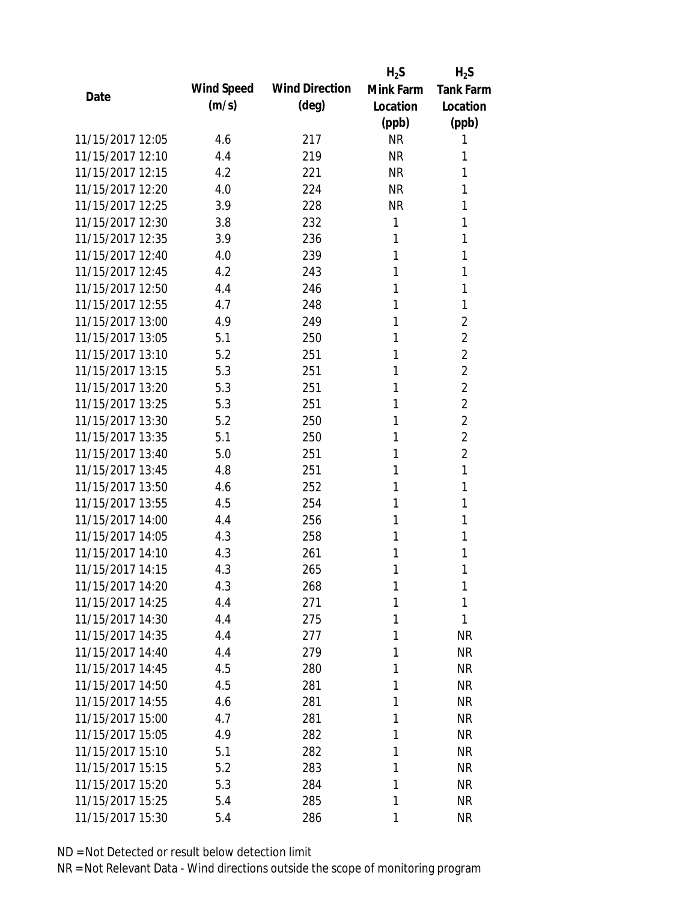| Date | Wind Speed (m/s) | Wind Direction (deg) | $H_2S$ Mink Farm Location (ppb) | $H_2S$ Tank Farm Location (ppb) |
|---|---|---|---|---|
| 11/15/2017 12:05 | 4.6 | 217 | NR | 1 |
| 11/15/2017 12:10 | 4.4 | 219 | NR | 1 |
| 11/15/2017 12:15 | 4.2 | 221 | NR | 1 |
| 11/15/2017 12:20 | 4.0 | 224 | NR | 1 |
| 11/15/2017 12:25 | 3.9 | 228 | NR | 1 |
| 11/15/2017 12:30 | 3.8 | 232 | 1 | 1 |
| 11/15/2017 12:35 | 3.9 | 236 | 1 | 1 |
| 11/15/2017 12:40 | 4.0 | 239 | 1 | 1 |
| 11/15/2017 12:45 | 4.2 | 243 | 1 | 1 |
| 11/15/2017 12:50 | 4.4 | 246 | 1 | 1 |
| 11/15/2017 12:55 | 4.7 | 248 | 1 | 1 |
| 11/15/2017 13:00 | 4.9 | 249 | 1 | 2 |
| 11/15/2017 13:05 | 5.1 | 250 | 1 | 2 |
| 11/15/2017 13:10 | 5.2 | 251 | 1 | 2 |
| 11/15/2017 13:15 | 5.3 | 251 | 1 | 2 |
| 11/15/2017 13:20 | 5.3 | 251 | 1 | 2 |
| 11/15/2017 13:25 | 5.3 | 251 | 1 | 2 |
| 11/15/2017 13:30 | 5.2 | 250 | 1 | 2 |
| 11/15/2017 13:35 | 5.1 | 250 | 1 | 2 |
| 11/15/2017 13:40 | 5.0 | 251 | 1 | 2 |
| 11/15/2017 13:45 | 4.8 | 251 | 1 | 1 |
| 11/15/2017 13:50 | 4.6 | 252 | 1 | 1 |
| 11/15/2017 13:55 | 4.5 | 254 | 1 | 1 |
| 11/15/2017 14:00 | 4.4 | 256 | 1 | 1 |
| 11/15/2017 14:05 | 4.3 | 258 | 1 | 1 |
| 11/15/2017 14:10 | 4.3 | 261 | 1 | 1 |
| 11/15/2017 14:15 | 4.3 | 265 | 1 | 1 |
| 11/15/2017 14:20 | 4.3 | 268 | 1 | 1 |
| 11/15/2017 14:25 | 4.4 | 271 | 1 | 1 |
| 11/15/2017 14:30 | 4.4 | 275 | 1 | 1 |
| 11/15/2017 14:35 | 4.4 | 277 | 1 | NR |
| 11/15/2017 14:40 | 4.4 | 279 | 1 | NR |
| 11/15/2017 14:45 | 4.5 | 280 | 1 | NR |
| 11/15/2017 14:50 | 4.5 | 281 | 1 | NR |
| 11/15/2017 14:55 | 4.6 | 281 | 1 | NR |
| 11/15/2017 15:00 | 4.7 | 281 | 1 | NR |
| 11/15/2017 15:05 | 4.9 | 282 | 1 | NR |
| 11/15/2017 15:10 | 5.1 | 282 | 1 | NR |
| 11/15/2017 15:15 | 5.2 | 283 | 1 | NR |
| 11/15/2017 15:20 | 5.3 | 284 | 1 | NR |
| 11/15/2017 15:25 | 5.4 | 285 | 1 | NR |
| 11/15/2017 15:30 | 5.4 | 286 | 1 | NR |

ND = Not Detected or result below detection limit

NR = Not Relevant Data - Wind directions outside the scope of monitoring program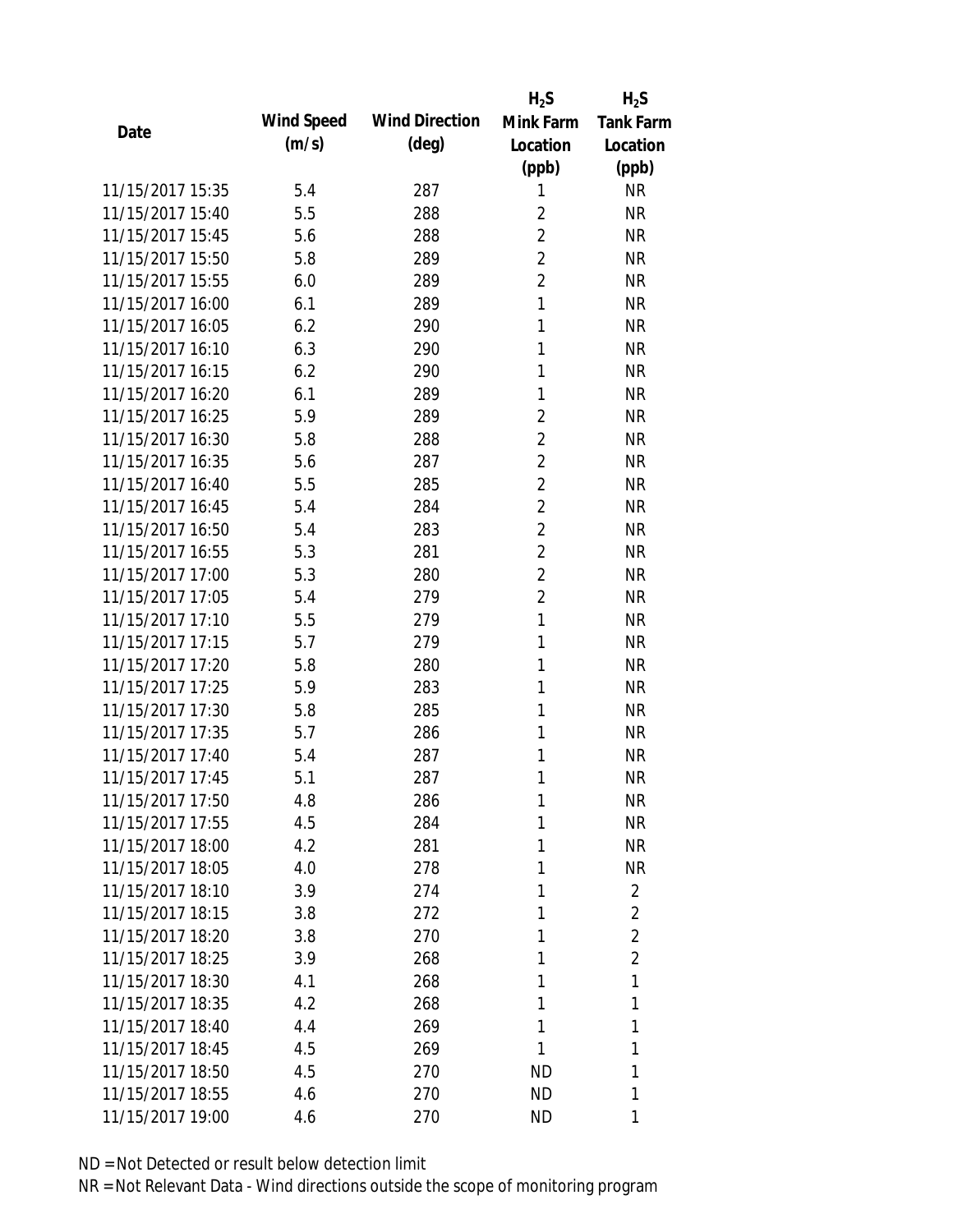| Date | Wind Speed (m/s) | Wind Direction (deg) | $H_2S$ Mink Farm Location (ppb) | $H_2S$ Tank Farm Location (ppb) |
|---|---|---|---|---|
| 11/15/2017 15:35 | 5.4 | 287 | 1 | NR |
| 11/15/2017 15:40 | 5.5 | 288 | 2 | NR |
| 11/15/2017 15:45 | 5.6 | 288 | 2 | NR |
| 11/15/2017 15:50 | 5.8 | 289 | 2 | NR |
| 11/15/2017 15:55 | 6.0 | 289 | 2 | NR |
| 11/15/2017 16:00 | 6.1 | 289 | 1 | NR |
| 11/15/2017 16:05 | 6.2 | 290 | 1 | NR |
| 11/15/2017 16:10 | 6.3 | 290 | 1 | NR |
| 11/15/2017 16:15 | 6.2 | 290 | 1 | NR |
| 11/15/2017 16:20 | 6.1 | 289 | 1 | NR |
| 11/15/2017 16:25 | 5.9 | 289 | 2 | NR |
| 11/15/2017 16:30 | 5.8 | 288 | 2 | NR |
| 11/15/2017 16:35 | 5.6 | 287 | 2 | NR |
| 11/15/2017 16:40 | 5.5 | 285 | 2 | NR |
| 11/15/2017 16:45 | 5.4 | 284 | 2 | NR |
| 11/15/2017 16:50 | 5.4 | 283 | 2 | NR |
| 11/15/2017 16:55 | 5.3 | 281 | 2 | NR |
| 11/15/2017 17:00 | 5.3 | 280 | 2 | NR |
| 11/15/2017 17:05 | 5.4 | 279 | 2 | NR |
| 11/15/2017 17:10 | 5.5 | 279 | 1 | NR |
| 11/15/2017 17:15 | 5.7 | 279 | 1 | NR |
| 11/15/2017 17:20 | 5.8 | 280 | 1 | NR |
| 11/15/2017 17:25 | 5.9 | 283 | 1 | NR |
| 11/15/2017 17:30 | 5.8 | 285 | 1 | NR |
| 11/15/2017 17:35 | 5.7 | 286 | 1 | NR |
| 11/15/2017 17:40 | 5.4 | 287 | 1 | NR |
| 11/15/2017 17:45 | 5.1 | 287 | 1 | NR |
| 11/15/2017 17:50 | 4.8 | 286 | 1 | NR |
| 11/15/2017 17:55 | 4.5 | 284 | 1 | NR |
| 11/15/2017 18:00 | 4.2 | 281 | 1 | NR |
| 11/15/2017 18:05 | 4.0 | 278 | 1 | NR |
| 11/15/2017 18:10 | 3.9 | 274 | 1 | 2 |
| 11/15/2017 18:15 | 3.8 | 272 | 1 | 2 |
| 11/15/2017 18:20 | 3.8 | 270 | 1 | 2 |
| 11/15/2017 18:25 | 3.9 | 268 | 1 | 2 |
| 11/15/2017 18:30 | 4.1 | 268 | 1 | 1 |
| 11/15/2017 18:35 | 4.2 | 268 | 1 | 1 |
| 11/15/2017 18:40 | 4.4 | 269 | 1 | 1 |
| 11/15/2017 18:45 | 4.5 | 269 | 1 | 1 |
| 11/15/2017 18:50 | 4.5 | 270 | ND | 1 |
| 11/15/2017 18:55 | 4.6 | 270 | ND | 1 |
| 11/15/2017 19:00 | 4.6 | 270 | ND | 1 |

ND = Not Detected or result below detection limit

NR = Not Relevant Data - Wind directions outside the scope of monitoring program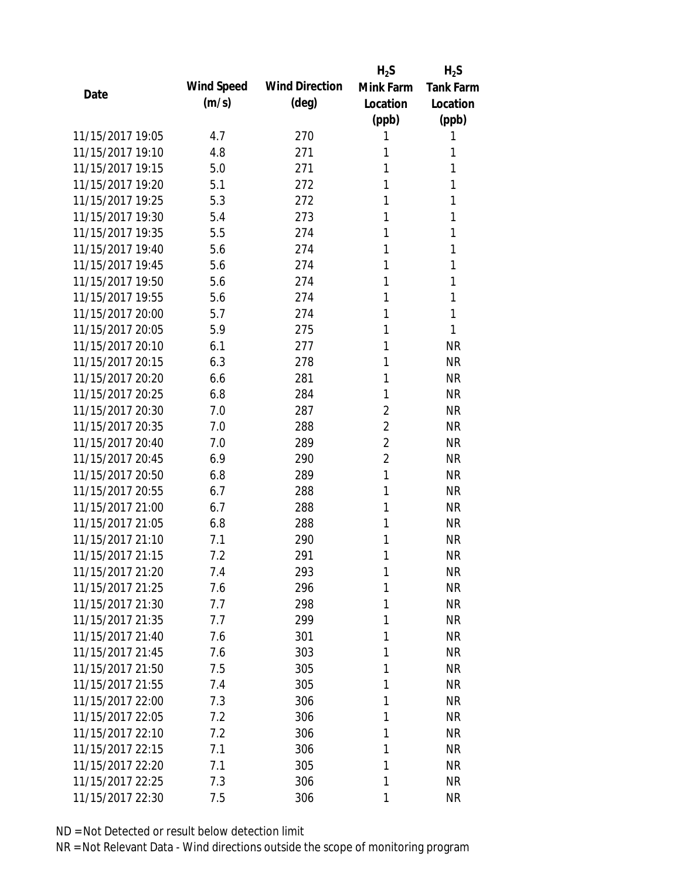| Date | Wind Speed (m/s) | Wind Direction (deg) | $H_2S$ Mink Farm Location (ppb) | $H_2S$ Tank Farm Location (ppb) |
|---|---|---|---|---|
| 11/15/2017 19:05 | 4.7 | 270 | 1 | 1 |
| 11/15/2017 19:10 | 4.8 | 271 | 1 | 1 |
| 11/15/2017 19:15 | 5.0 | 271 | 1 | 1 |
| 11/15/2017 19:20 | 5.1 | 272 | 1 | 1 |
| 11/15/2017 19:25 | 5.3 | 272 | 1 | 1 |
| 11/15/2017 19:30 | 5.4 | 273 | 1 | 1 |
| 11/15/2017 19:35 | 5.5 | 274 | 1 | 1 |
| 11/15/2017 19:40 | 5.6 | 274 | 1 | 1 |
| 11/15/2017 19:45 | 5.6 | 274 | 1 | 1 |
| 11/15/2017 19:50 | 5.6 | 274 | 1 | 1 |
| 11/15/2017 19:55 | 5.6 | 274 | 1 | 1 |
| 11/15/2017 20:00 | 5.7 | 274 | 1 | 1 |
| 11/15/2017 20:05 | 5.9 | 275 | 1 | 1 |
| 11/15/2017 20:10 | 6.1 | 277 | 1 | NR |
| 11/15/2017 20:15 | 6.3 | 278 | 1 | NR |
| 11/15/2017 20:20 | 6.6 | 281 | 1 | NR |
| 11/15/2017 20:25 | 6.8 | 284 | 1 | NR |
| 11/15/2017 20:30 | 7.0 | 287 | 2 | NR |
| 11/15/2017 20:35 | 7.0 | 288 | 2 | NR |
| 11/15/2017 20:40 | 7.0 | 289 | 2 | NR |
| 11/15/2017 20:45 | 6.9 | 290 | 2 | NR |
| 11/15/2017 20:50 | 6.8 | 289 | 1 | NR |
| 11/15/2017 20:55 | 6.7 | 288 | 1 | NR |
| 11/15/2017 21:00 | 6.7 | 288 | 1 | NR |
| 11/15/2017 21:05 | 6.8 | 288 | 1 | NR |
| 11/15/2017 21:10 | 7.1 | 290 | 1 | NR |
| 11/15/2017 21:15 | 7.2 | 291 | 1 | NR |
| 11/15/2017 21:20 | 7.4 | 293 | 1 | NR |
| 11/15/2017 21:25 | 7.6 | 296 | 1 | NR |
| 11/15/2017 21:30 | 7.7 | 298 | 1 | NR |
| 11/15/2017 21:35 | 7.7 | 299 | 1 | NR |
| 11/15/2017 21:40 | 7.6 | 301 | 1 | NR |
| 11/15/2017 21:45 | 7.6 | 303 | 1 | NR |
| 11/15/2017 21:50 | 7.5 | 305 | 1 | NR |
| 11/15/2017 21:55 | 7.4 | 305 | 1 | NR |
| 11/15/2017 22:00 | 7.3 | 306 | 1 | NR |
| 11/15/2017 22:05 | 7.2 | 306 | 1 | NR |
| 11/15/2017 22:10 | 7.2 | 306 | 1 | NR |
| 11/15/2017 22:15 | 7.1 | 306 | 1 | NR |
| 11/15/2017 22:20 | 7.1 | 305 | 1 | NR |
| 11/15/2017 22:25 | 7.3 | 306 | 1 | NR |
| 11/15/2017 22:30 | 7.5 | 306 | 1 | NR |

ND = Not Detected or result below detection limit

NR = Not Relevant Data - Wind directions outside the scope of monitoring program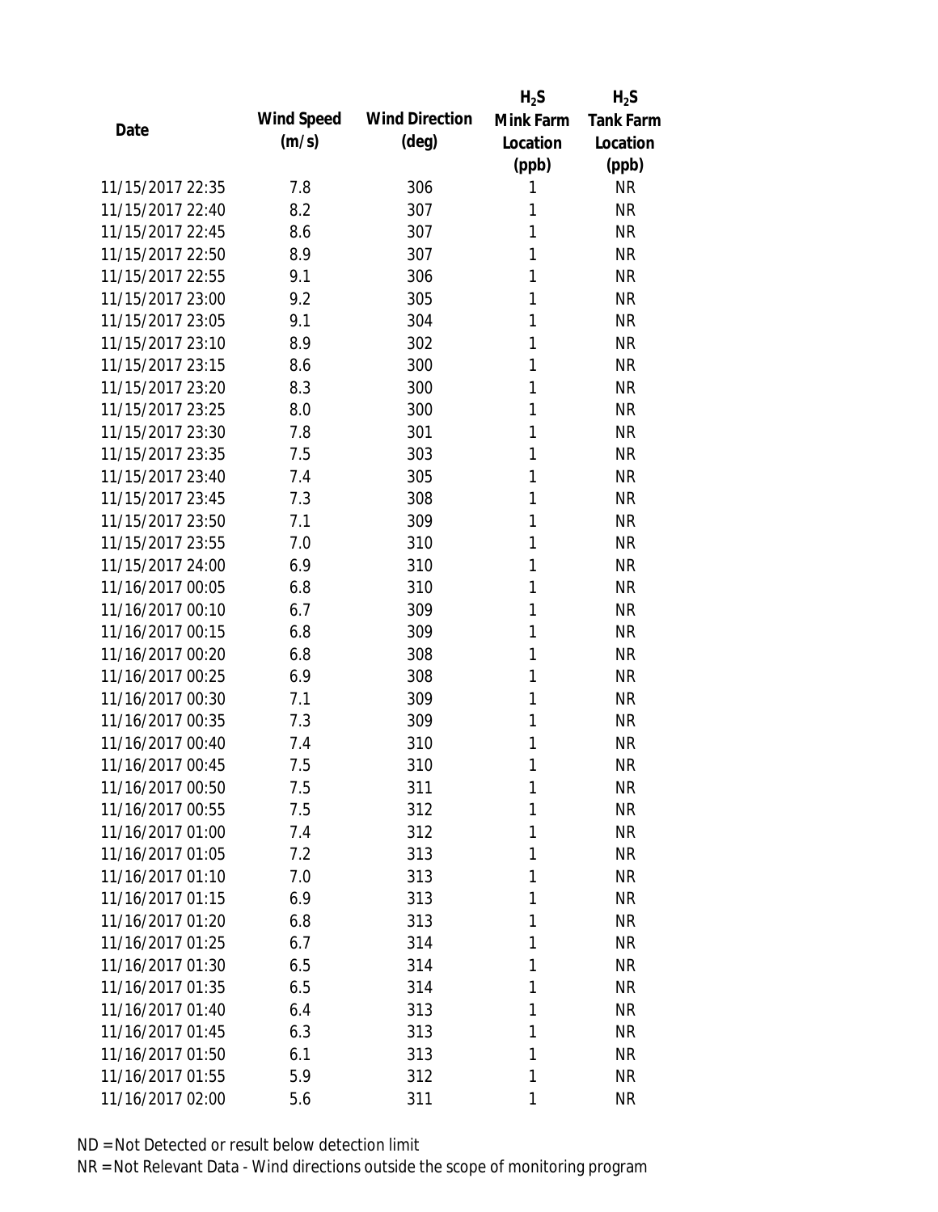| Date | Wind Speed (m/s) | Wind Direction (deg) | $H_2S$ Mink Farm Location (ppb) | $H_2S$ Tank Farm Location (ppb) |
|---|---|---|---|---|
| 11/15/2017 22:35 | 7.8 | 306 | 1 | NR |
| 11/15/2017 22:40 | 8.2 | 307 | 1 | NR |
| 11/15/2017 22:45 | 8.6 | 307 | 1 | NR |
| 11/15/2017 22:50 | 8.9 | 307 | 1 | NR |
| 11/15/2017 22:55 | 9.1 | 306 | 1 | NR |
| 11/15/2017 23:00 | 9.2 | 305 | 1 | NR |
| 11/15/2017 23:05 | 9.1 | 304 | 1 | NR |
| 11/15/2017 23:10 | 8.9 | 302 | 1 | NR |
| 11/15/2017 23:15 | 8.6 | 300 | 1 | NR |
| 11/15/2017 23:20 | 8.3 | 300 | 1 | NR |
| 11/15/2017 23:25 | 8.0 | 300 | 1 | NR |
| 11/15/2017 23:30 | 7.8 | 301 | 1 | NR |
| 11/15/2017 23:35 | 7.5 | 303 | 1 | NR |
| 11/15/2017 23:40 | 7.4 | 305 | 1 | NR |
| 11/15/2017 23:45 | 7.3 | 308 | 1 | NR |
| 11/15/2017 23:50 | 7.1 | 309 | 1 | NR |
| 11/15/2017 23:55 | 7.0 | 310 | 1 | NR |
| 11/15/2017 24:00 | 6.9 | 310 | 1 | NR |
| 11/16/2017 00:05 | 6.8 | 310 | 1 | NR |
| 11/16/2017 00:10 | 6.7 | 309 | 1 | NR |
| 11/16/2017 00:15 | 6.8 | 309 | 1 | NR |
| 11/16/2017 00:20 | 6.8 | 308 | 1 | NR |
| 11/16/2017 00:25 | 6.9 | 308 | 1 | NR |
| 11/16/2017 00:30 | 7.1 | 309 | 1 | NR |
| 11/16/2017 00:35 | 7.3 | 309 | 1 | NR |
| 11/16/2017 00:40 | 7.4 | 310 | 1 | NR |
| 11/16/2017 00:45 | 7.5 | 310 | 1 | NR |
| 11/16/2017 00:50 | 7.5 | 311 | 1 | NR |
| 11/16/2017 00:55 | 7.5 | 312 | 1 | NR |
| 11/16/2017 01:00 | 7.4 | 312 | 1 | NR |
| 11/16/2017 01:05 | 7.2 | 313 | 1 | NR |
| 11/16/2017 01:10 | 7.0 | 313 | 1 | NR |
| 11/16/2017 01:15 | 6.9 | 313 | 1 | NR |
| 11/16/2017 01:20 | 6.8 | 313 | 1 | NR |
| 11/16/2017 01:25 | 6.7 | 314 | 1 | NR |
| 11/16/2017 01:30 | 6.5 | 314 | 1 | NR |
| 11/16/2017 01:35 | 6.5 | 314 | 1 | NR |
| 11/16/2017 01:40 | 6.4 | 313 | 1 | NR |
| 11/16/2017 01:45 | 6.3 | 313 | 1 | NR |
| 11/16/2017 01:50 | 6.1 | 313 | 1 | NR |
| 11/16/2017 01:55 | 5.9 | 312 | 1 | NR |
| 11/16/2017 02:00 | 5.6 | 311 | 1 | NR |

ND = Not Detected or result below detection limit

NR = Not Relevant Data - Wind directions outside the scope of monitoring program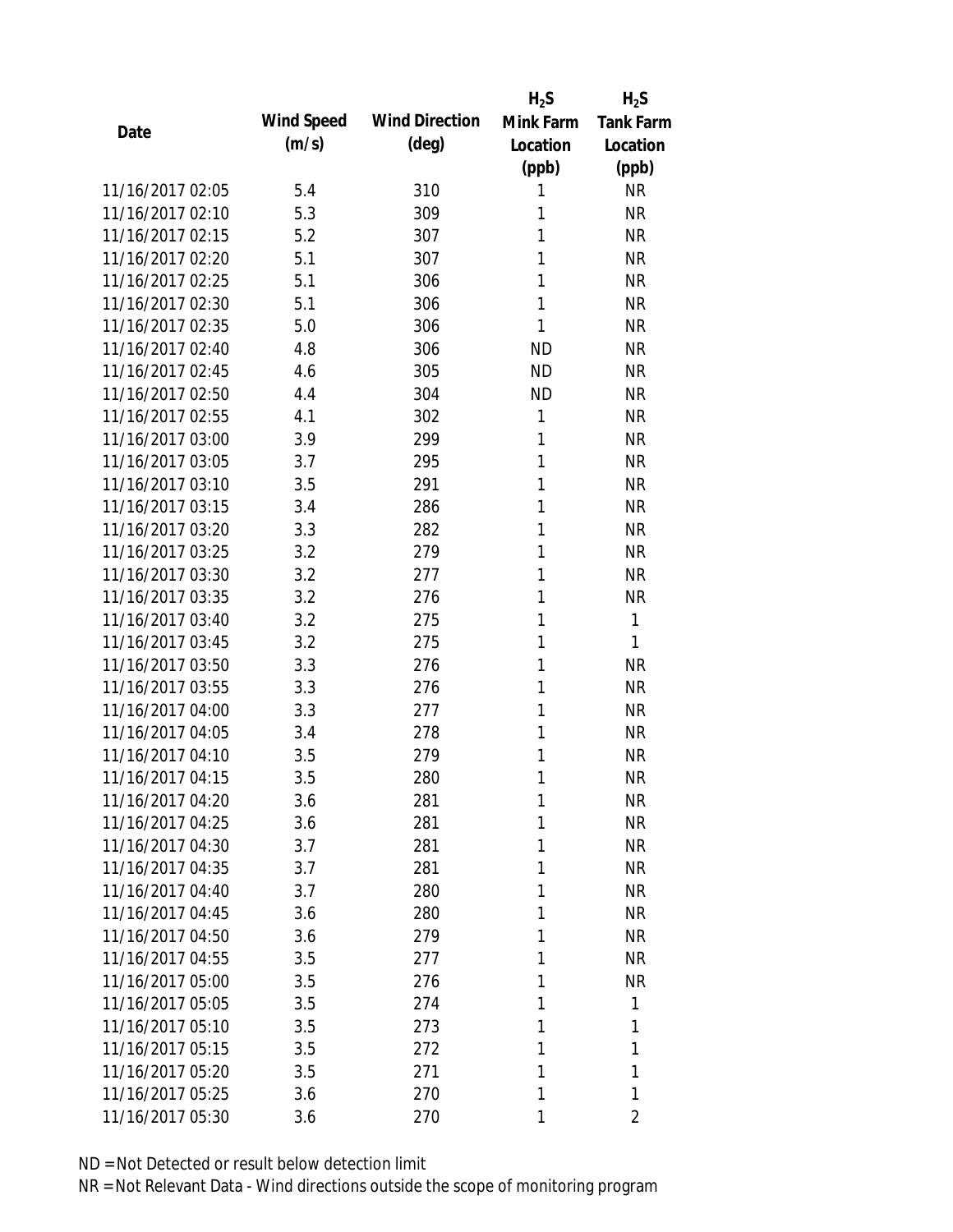| Date | Wind Speed (m/s) | Wind Direction (deg) | $H_2S$ Mink Farm Location (ppb) | $H_2S$ Tank Farm Location (ppb) |
|---|---|---|---|---|
| 11/16/2017 02:05 | 5.4 | 310 | 1 | NR |
| 11/16/2017 02:10 | 5.3 | 309 | 1 | NR |
| 11/16/2017 02:15 | 5.2 | 307 | 1 | NR |
| 11/16/2017 02:20 | 5.1 | 307 | 1 | NR |
| 11/16/2017 02:25 | 5.1 | 306 | 1 | NR |
| 11/16/2017 02:30 | 5.1 | 306 | 1 | NR |
| 11/16/2017 02:35 | 5.0 | 306 | 1 | NR |
| 11/16/2017 02:40 | 4.8 | 306 | ND | NR |
| 11/16/2017 02:45 | 4.6 | 305 | ND | NR |
| 11/16/2017 02:50 | 4.4 | 304 | ND | NR |
| 11/16/2017 02:55 | 4.1 | 302 | 1 | NR |
| 11/16/2017 03:00 | 3.9 | 299 | 1 | NR |
| 11/16/2017 03:05 | 3.7 | 295 | 1 | NR |
| 11/16/2017 03:10 | 3.5 | 291 | 1 | NR |
| 11/16/2017 03:15 | 3.4 | 286 | 1 | NR |
| 11/16/2017 03:20 | 3.3 | 282 | 1 | NR |
| 11/16/2017 03:25 | 3.2 | 279 | 1 | NR |
| 11/16/2017 03:30 | 3.2 | 277 | 1 | NR |
| 11/16/2017 03:35 | 3.2 | 276 | 1 | NR |
| 11/16/2017 03:40 | 3.2 | 275 | 1 | 1 |
| 11/16/2017 03:45 | 3.2 | 275 | 1 | 1 |
| 11/16/2017 03:50 | 3.3 | 276 | 1 | NR |
| 11/16/2017 03:55 | 3.3 | 276 | 1 | NR |
| 11/16/2017 04:00 | 3.3 | 277 | 1 | NR |
| 11/16/2017 04:05 | 3.4 | 278 | 1 | NR |
| 11/16/2017 04:10 | 3.5 | 279 | 1 | NR |
| 11/16/2017 04:15 | 3.5 | 280 | 1 | NR |
| 11/16/2017 04:20 | 3.6 | 281 | 1 | NR |
| 11/16/2017 04:25 | 3.6 | 281 | 1 | NR |
| 11/16/2017 04:30 | 3.7 | 281 | 1 | NR |
| 11/16/2017 04:35 | 3.7 | 281 | 1 | NR |
| 11/16/2017 04:40 | 3.7 | 280 | 1 | NR |
| 11/16/2017 04:45 | 3.6 | 280 | 1 | NR |
| 11/16/2017 04:50 | 3.6 | 279 | 1 | NR |
| 11/16/2017 04:55 | 3.5 | 277 | 1 | NR |
| 11/16/2017 05:00 | 3.5 | 276 | 1 | NR |
| 11/16/2017 05:05 | 3.5 | 274 | 1 | 1 |
| 11/16/2017 05:10 | 3.5 | 273 | 1 | 1 |
| 11/16/2017 05:15 | 3.5 | 272 | 1 | 1 |
| 11/16/2017 05:20 | 3.5 | 271 | 1 | 1 |
| 11/16/2017 05:25 | 3.6 | 270 | 1 | 1 |
| 11/16/2017 05:30 | 3.6 | 270 | 1 | 2 |

ND = Not Detected or result below detection limit

NR = Not Relevant Data - Wind directions outside the scope of monitoring program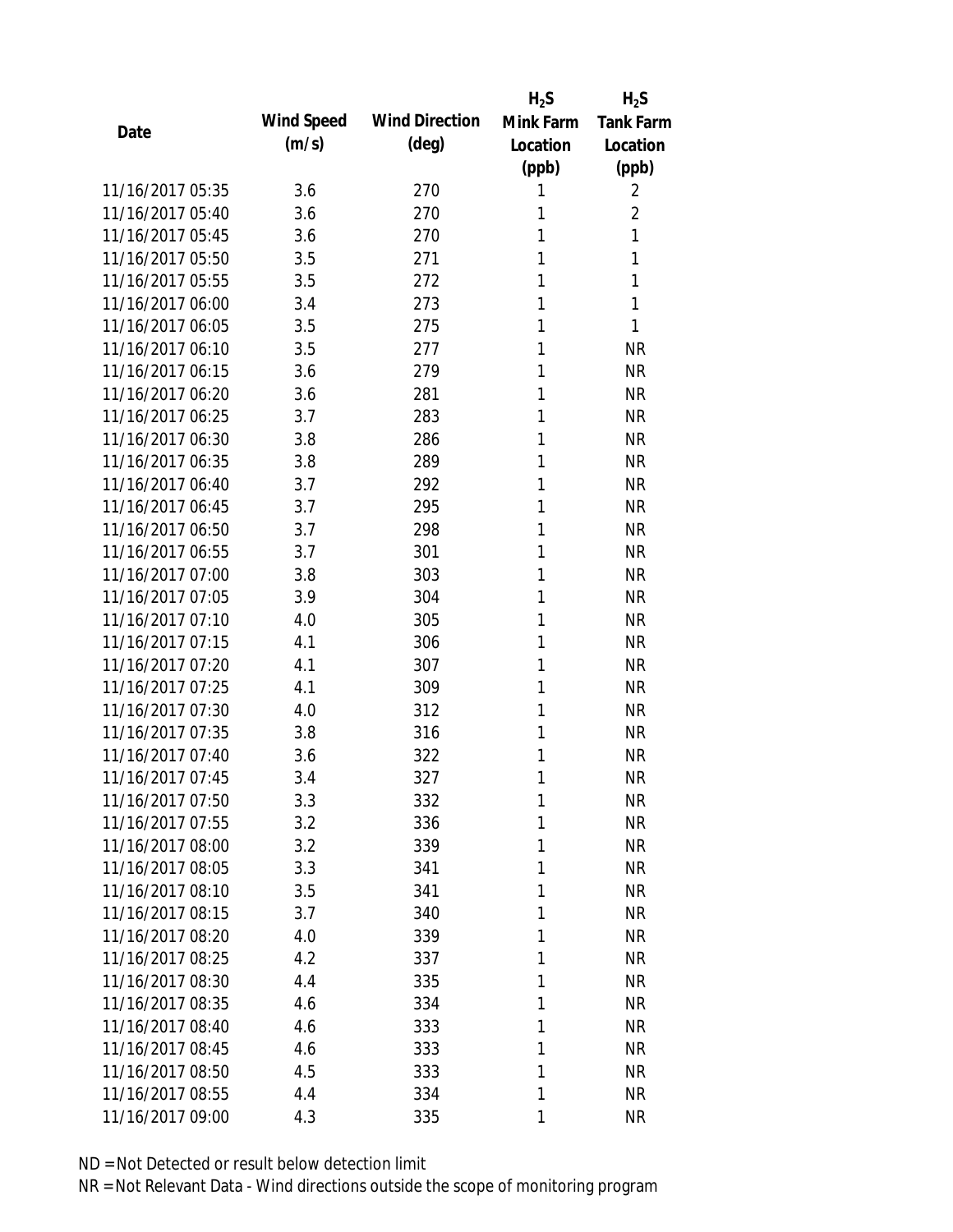| Date | Wind Speed (m/s) | Wind Direction (deg) | $H_2S$ Mink Farm Location (ppb) | $H_2S$ Tank Farm Location (ppb) |
|---|---|---|---|---|
| 11/16/2017 05:35 | 3.6 | 270 | 1 | 2 |
| 11/16/2017 05:40 | 3.6 | 270 | 1 | 2 |
| 11/16/2017 05:45 | 3.6 | 270 | 1 | 1 |
| 11/16/2017 05:50 | 3.5 | 271 | 1 | 1 |
| 11/16/2017 05:55 | 3.5 | 272 | 1 | 1 |
| 11/16/2017 06:00 | 3.4 | 273 | 1 | 1 |
| 11/16/2017 06:05 | 3.5 | 275 | 1 | 1 |
| 11/16/2017 06:10 | 3.5 | 277 | 1 | NR |
| 11/16/2017 06:15 | 3.6 | 279 | 1 | NR |
| 11/16/2017 06:20 | 3.6 | 281 | 1 | NR |
| 11/16/2017 06:25 | 3.7 | 283 | 1 | NR |
| 11/16/2017 06:30 | 3.8 | 286 | 1 | NR |
| 11/16/2017 06:35 | 3.8 | 289 | 1 | NR |
| 11/16/2017 06:40 | 3.7 | 292 | 1 | NR |
| 11/16/2017 06:45 | 3.7 | 295 | 1 | NR |
| 11/16/2017 06:50 | 3.7 | 298 | 1 | NR |
| 11/16/2017 06:55 | 3.7 | 301 | 1 | NR |
| 11/16/2017 07:00 | 3.8 | 303 | 1 | NR |
| 11/16/2017 07:05 | 3.9 | 304 | 1 | NR |
| 11/16/2017 07:10 | 4.0 | 305 | 1 | NR |
| 11/16/2017 07:15 | 4.1 | 306 | 1 | NR |
| 11/16/2017 07:20 | 4.1 | 307 | 1 | NR |
| 11/16/2017 07:25 | 4.1 | 309 | 1 | NR |
| 11/16/2017 07:30 | 4.0 | 312 | 1 | NR |
| 11/16/2017 07:35 | 3.8 | 316 | 1 | NR |
| 11/16/2017 07:40 | 3.6 | 322 | 1 | NR |
| 11/16/2017 07:45 | 3.4 | 327 | 1 | NR |
| 11/16/2017 07:50 | 3.3 | 332 | 1 | NR |
| 11/16/2017 07:55 | 3.2 | 336 | 1 | NR |
| 11/16/2017 08:00 | 3.2 | 339 | 1 | NR |
| 11/16/2017 08:05 | 3.3 | 341 | 1 | NR |
| 11/16/2017 08:10 | 3.5 | 341 | 1 | NR |
| 11/16/2017 08:15 | 3.7 | 340 | 1 | NR |
| 11/16/2017 08:20 | 4.0 | 339 | 1 | NR |
| 11/16/2017 08:25 | 4.2 | 337 | 1 | NR |
| 11/16/2017 08:30 | 4.4 | 335 | 1 | NR |
| 11/16/2017 08:35 | 4.6 | 334 | 1 | NR |
| 11/16/2017 08:40 | 4.6 | 333 | 1 | NR |
| 11/16/2017 08:45 | 4.6 | 333 | 1 | NR |
| 11/16/2017 08:50 | 4.5 | 333 | 1 | NR |
| 11/16/2017 08:55 | 4.4 | 334 | 1 | NR |
| 11/16/2017 09:00 | 4.3 | 335 | 1 | NR |

ND = Not Detected or result below detection limit

NR = Not Relevant Data - Wind directions outside the scope of monitoring program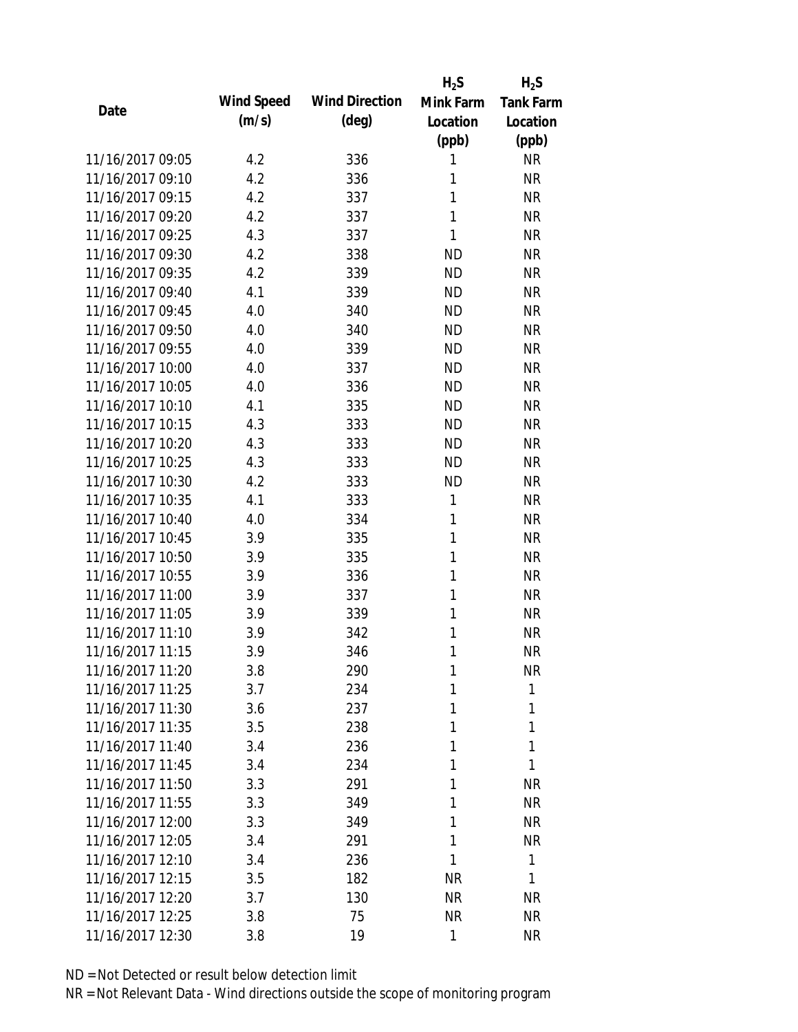| Date | Wind Speed (m/s) | Wind Direction (deg) | $H_2S$ Mink Farm Location (ppb) | $H_2S$ Tank Farm Location (ppb) |
|---|---|---|---|---|
| 11/16/2017 09:05 | 4.2 | 336 | 1 | NR |
| 11/16/2017 09:10 | 4.2 | 336 | 1 | NR |
| 11/16/2017 09:15 | 4.2 | 337 | 1 | NR |
| 11/16/2017 09:20 | 4.2 | 337 | 1 | NR |
| 11/16/2017 09:25 | 4.3 | 337 | 1 | NR |
| 11/16/2017 09:30 | 4.2 | 338 | ND | NR |
| 11/16/2017 09:35 | 4.2 | 339 | ND | NR |
| 11/16/2017 09:40 | 4.1 | 339 | ND | NR |
| 11/16/2017 09:45 | 4.0 | 340 | ND | NR |
| 11/16/2017 09:50 | 4.0 | 340 | ND | NR |
| 11/16/2017 09:55 | 4.0 | 339 | ND | NR |
| 11/16/2017 10:00 | 4.0 | 337 | ND | NR |
| 11/16/2017 10:05 | 4.0 | 336 | ND | NR |
| 11/16/2017 10:10 | 4.1 | 335 | ND | NR |
| 11/16/2017 10:15 | 4.3 | 333 | ND | NR |
| 11/16/2017 10:20 | 4.3 | 333 | ND | NR |
| 11/16/2017 10:25 | 4.3 | 333 | ND | NR |
| 11/16/2017 10:30 | 4.2 | 333 | ND | NR |
| 11/16/2017 10:35 | 4.1 | 333 | 1 | NR |
| 11/16/2017 10:40 | 4.0 | 334 | 1 | NR |
| 11/16/2017 10:45 | 3.9 | 335 | 1 | NR |
| 11/16/2017 10:50 | 3.9 | 335 | 1 | NR |
| 11/16/2017 10:55 | 3.9 | 336 | 1 | NR |
| 11/16/2017 11:00 | 3.9 | 337 | 1 | NR |
| 11/16/2017 11:05 | 3.9 | 339 | 1 | NR |
| 11/16/2017 11:10 | 3.9 | 342 | 1 | NR |
| 11/16/2017 11:15 | 3.9 | 346 | 1 | NR |
| 11/16/2017 11:20 | 3.8 | 290 | 1 | NR |
| 11/16/2017 11:25 | 3.7 | 234 | 1 | 1 |
| 11/16/2017 11:30 | 3.6 | 237 | 1 | 1 |
| 11/16/2017 11:35 | 3.5 | 238 | 1 | 1 |
| 11/16/2017 11:40 | 3.4 | 236 | 1 | 1 |
| 11/16/2017 11:45 | 3.4 | 234 | 1 | 1 |
| 11/16/2017 11:50 | 3.3 | 291 | 1 | NR |
| 11/16/2017 11:55 | 3.3 | 349 | 1 | NR |
| 11/16/2017 12:00 | 3.3 | 349 | 1 | NR |
| 11/16/2017 12:05 | 3.4 | 291 | 1 | NR |
| 11/16/2017 12:10 | 3.4 | 236 | 1 | 1 |
| 11/16/2017 12:15 | 3.5 | 182 | NR | 1 |
| 11/16/2017 12:20 | 3.7 | 130 | NR | NR |
| 11/16/2017 12:25 | 3.8 | 75 | NR | NR |
| 11/16/2017 12:30 | 3.8 | 19 | 1 | NR |

ND = Not Detected or result below detection limit

NR = Not Relevant Data - Wind directions outside the scope of monitoring program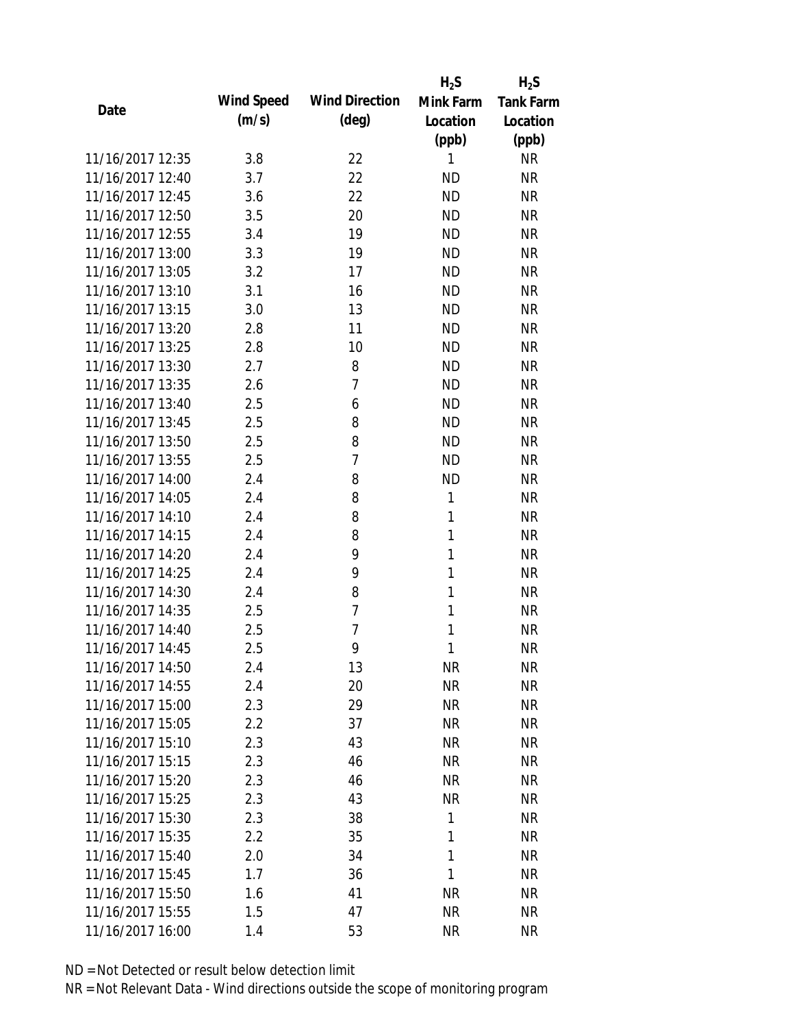| Date | Wind Speed (m/s) | Wind Direction (deg) | $H_2S$ Mink Farm Location (ppb) | $H_2S$ Tank Farm Location (ppb) |
|---|---|---|---|---|
| 11/16/2017 12:35 | 3.8 | 22 | 1 | NR |
| 11/16/2017 12:40 | 3.7 | 22 | ND | NR |
| 11/16/2017 12:45 | 3.6 | 22 | ND | NR |
| 11/16/2017 12:50 | 3.5 | 20 | ND | NR |
| 11/16/2017 12:55 | 3.4 | 19 | ND | NR |
| 11/16/2017 13:00 | 3.3 | 19 | ND | NR |
| 11/16/2017 13:05 | 3.2 | 17 | ND | NR |
| 11/16/2017 13:10 | 3.1 | 16 | ND | NR |
| 11/16/2017 13:15 | 3.0 | 13 | ND | NR |
| 11/16/2017 13:20 | 2.8 | 11 | ND | NR |
| 11/16/2017 13:25 | 2.8 | 10 | ND | NR |
| 11/16/2017 13:30 | 2.7 | 8 | ND | NR |
| 11/16/2017 13:35 | 2.6 | 7 | ND | NR |
| 11/16/2017 13:40 | 2.5 | 6 | ND | NR |
| 11/16/2017 13:45 | 2.5 | 8 | ND | NR |
| 11/16/2017 13:50 | 2.5 | 8 | ND | NR |
| 11/16/2017 13:55 | 2.5 | 7 | ND | NR |
| 11/16/2017 14:00 | 2.4 | 8 | ND | NR |
| 11/16/2017 14:05 | 2.4 | 8 | 1 | NR |
| 11/16/2017 14:10 | 2.4 | 8 | 1 | NR |
| 11/16/2017 14:15 | 2.4 | 8 | 1 | NR |
| 11/16/2017 14:20 | 2.4 | 9 | 1 | NR |
| 11/16/2017 14:25 | 2.4 | 9 | 1 | NR |
| 11/16/2017 14:30 | 2.4 | 8 | 1 | NR |
| 11/16/2017 14:35 | 2.5 | 7 | 1 | NR |
| 11/16/2017 14:40 | 2.5 | 7 | 1 | NR |
| 11/16/2017 14:45 | 2.5 | 9 | 1 | NR |
| 11/16/2017 14:50 | 2.4 | 13 | NR | NR |
| 11/16/2017 14:55 | 2.4 | 20 | NR | NR |
| 11/16/2017 15:00 | 2.3 | 29 | NR | NR |
| 11/16/2017 15:05 | 2.2 | 37 | NR | NR |
| 11/16/2017 15:10 | 2.3 | 43 | NR | NR |
| 11/16/2017 15:15 | 2.3 | 46 | NR | NR |
| 11/16/2017 15:20 | 2.3 | 46 | NR | NR |
| 11/16/2017 15:25 | 2.3 | 43 | NR | NR |
| 11/16/2017 15:30 | 2.3 | 38 | 1 | NR |
| 11/16/2017 15:35 | 2.2 | 35 | 1 | NR |
| 11/16/2017 15:40 | 2.0 | 34 | 1 | NR |
| 11/16/2017 15:45 | 1.7 | 36 | 1 | NR |
| 11/16/2017 15:50 | 1.6 | 41 | NR | NR |
| 11/16/2017 15:55 | 1.5 | 47 | NR | NR |
| 11/16/2017 16:00 | 1.4 | 53 | NR | NR |

ND = Not Detected or result below detection limit

NR = Not Relevant Data - Wind directions outside the scope of monitoring program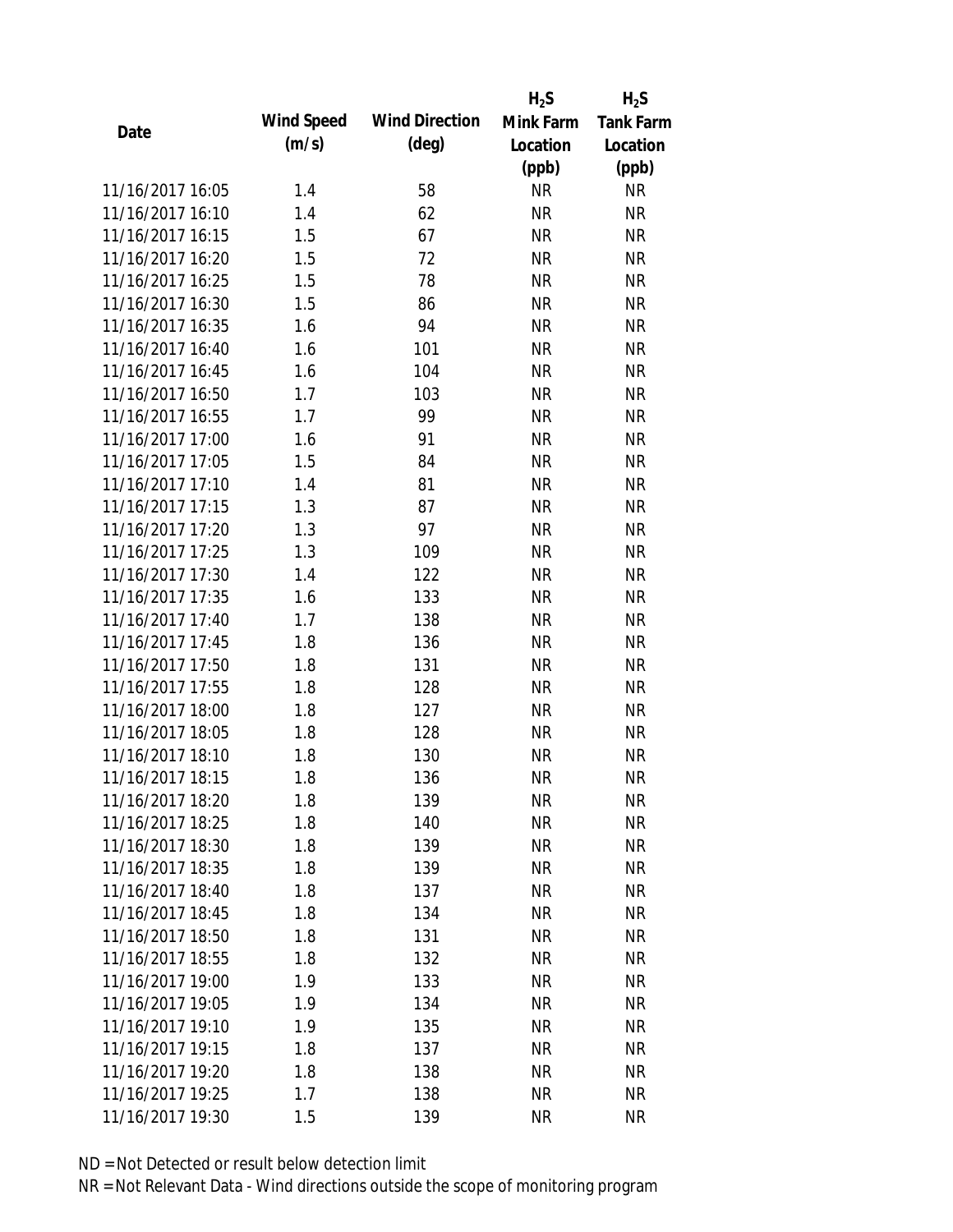| Date | Wind Speed (m/s) | Wind Direction (deg) | $H_2S$ Mink Farm Location (ppb) | $H_2S$ Tank Farm Location (ppb) |
| --- | --- | --- | --- | --- |
| 11/16/2017 16:05 | 1.4 | 58 | NR | NR |
| 11/16/2017 16:10 | 1.4 | 62 | NR | NR |
| 11/16/2017 16:15 | 1.5 | 67 | NR | NR |
| 11/16/2017 16:20 | 1.5 | 72 | NR | NR |
| 11/16/2017 16:25 | 1.5 | 78 | NR | NR |
| 11/16/2017 16:30 | 1.5 | 86 | NR | NR |
| 11/16/2017 16:35 | 1.6 | 94 | NR | NR |
| 11/16/2017 16:40 | 1.6 | 101 | NR | NR |
| 11/16/2017 16:45 | 1.6 | 104 | NR | NR |
| 11/16/2017 16:50 | 1.7 | 103 | NR | NR |
| 11/16/2017 16:55 | 1.7 | 99 | NR | NR |
| 11/16/2017 17:00 | 1.6 | 91 | NR | NR |
| 11/16/2017 17:05 | 1.5 | 84 | NR | NR |
| 11/16/2017 17:10 | 1.4 | 81 | NR | NR |
| 11/16/2017 17:15 | 1.3 | 87 | NR | NR |
| 11/16/2017 17:20 | 1.3 | 97 | NR | NR |
| 11/16/2017 17:25 | 1.3 | 109 | NR | NR |
| 11/16/2017 17:30 | 1.4 | 122 | NR | NR |
| 11/16/2017 17:35 | 1.6 | 133 | NR | NR |
| 11/16/2017 17:40 | 1.7 | 138 | NR | NR |
| 11/16/2017 17:45 | 1.8 | 136 | NR | NR |
| 11/16/2017 17:50 | 1.8 | 131 | NR | NR |
| 11/16/2017 17:55 | 1.8 | 128 | NR | NR |
| 11/16/2017 18:00 | 1.8 | 127 | NR | NR |
| 11/16/2017 18:05 | 1.8 | 128 | NR | NR |
| 11/16/2017 18:10 | 1.8 | 130 | NR | NR |
| 11/16/2017 18:15 | 1.8 | 136 | NR | NR |
| 11/16/2017 18:20 | 1.8 | 139 | NR | NR |
| 11/16/2017 18:25 | 1.8 | 140 | NR | NR |
| 11/16/2017 18:30 | 1.8 | 139 | NR | NR |
| 11/16/2017 18:35 | 1.8 | 139 | NR | NR |
| 11/16/2017 18:40 | 1.8 | 137 | NR | NR |
| 11/16/2017 18:45 | 1.8 | 134 | NR | NR |
| 11/16/2017 18:50 | 1.8 | 131 | NR | NR |
| 11/16/2017 18:55 | 1.8 | 132 | NR | NR |
| 11/16/2017 19:00 | 1.9 | 133 | NR | NR |
| 11/16/2017 19:05 | 1.9 | 134 | NR | NR |
| 11/16/2017 19:10 | 1.9 | 135 | NR | NR |
| 11/16/2017 19:15 | 1.8 | 137 | NR | NR |
| 11/16/2017 19:20 | 1.8 | 138 | NR | NR |
| 11/16/2017 19:25 | 1.7 | 138 | NR | NR |
| 11/16/2017 19:30 | 1.5 | 139 | NR | NR |

ND = Not Detected or result below detection limit

NR = Not Relevant Data - Wind directions outside the scope of monitoring program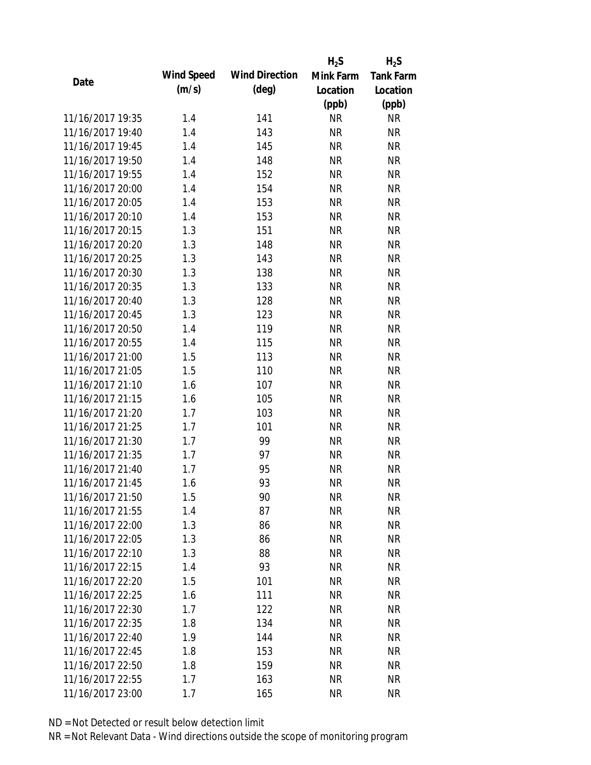| Date | Wind Speed (m/s) | Wind Direction (deg) | $H_2S$ Mink Farm Location (ppb) | $H_2S$ Tank Farm Location (ppb) |
|---|---|---|---|---|
| 11/16/2017 19:35 | 1.4 | 141 | NR | NR |
| 11/16/2017 19:40 | 1.4 | 143 | NR | NR |
| 11/16/2017 19:45 | 1.4 | 145 | NR | NR |
| 11/16/2017 19:50 | 1.4 | 148 | NR | NR |
| 11/16/2017 19:55 | 1.4 | 152 | NR | NR |
| 11/16/2017 20:00 | 1.4 | 154 | NR | NR |
| 11/16/2017 20:05 | 1.4 | 153 | NR | NR |
| 11/16/2017 20:10 | 1.4 | 153 | NR | NR |
| 11/16/2017 20:15 | 1.3 | 151 | NR | NR |
| 11/16/2017 20:20 | 1.3 | 148 | NR | NR |
| 11/16/2017 20:25 | 1.3 | 143 | NR | NR |
| 11/16/2017 20:30 | 1.3 | 138 | NR | NR |
| 11/16/2017 20:35 | 1.3 | 133 | NR | NR |
| 11/16/2017 20:40 | 1.3 | 128 | NR | NR |
| 11/16/2017 20:45 | 1.3 | 123 | NR | NR |
| 11/16/2017 20:50 | 1.4 | 119 | NR | NR |
| 11/16/2017 20:55 | 1.4 | 115 | NR | NR |
| 11/16/2017 21:00 | 1.5 | 113 | NR | NR |
| 11/16/2017 21:05 | 1.5 | 110 | NR | NR |
| 11/16/2017 21:10 | 1.6 | 107 | NR | NR |
| 11/16/2017 21:15 | 1.6 | 105 | NR | NR |
| 11/16/2017 21:20 | 1.7 | 103 | NR | NR |
| 11/16/2017 21:25 | 1.7 | 101 | NR | NR |
| 11/16/2017 21:30 | 1.7 | 99 | NR | NR |
| 11/16/2017 21:35 | 1.7 | 97 | NR | NR |
| 11/16/2017 21:40 | 1.7 | 95 | NR | NR |
| 11/16/2017 21:45 | 1.6 | 93 | NR | NR |
| 11/16/2017 21:50 | 1.5 | 90 | NR | NR |
| 11/16/2017 21:55 | 1.4 | 87 | NR | NR |
| 11/16/2017 22:00 | 1.3 | 86 | NR | NR |
| 11/16/2017 22:05 | 1.3 | 86 | NR | NR |
| 11/16/2017 22:10 | 1.3 | 88 | NR | NR |
| 11/16/2017 22:15 | 1.4 | 93 | NR | NR |
| 11/16/2017 22:20 | 1.5 | 101 | NR | NR |
| 11/16/2017 22:25 | 1.6 | 111 | NR | NR |
| 11/16/2017 22:30 | 1.7 | 122 | NR | NR |
| 11/16/2017 22:35 | 1.8 | 134 | NR | NR |
| 11/16/2017 22:40 | 1.9 | 144 | NR | NR |
| 11/16/2017 22:45 | 1.8 | 153 | NR | NR |
| 11/16/2017 22:50 | 1.8 | 159 | NR | NR |
| 11/16/2017 22:55 | 1.7 | 163 | NR | NR |
| 11/16/2017 23:00 | 1.7 | 165 | NR | NR |

ND = Not Detected or result below detection limit

NR = Not Relevant Data - Wind directions outside the scope of monitoring program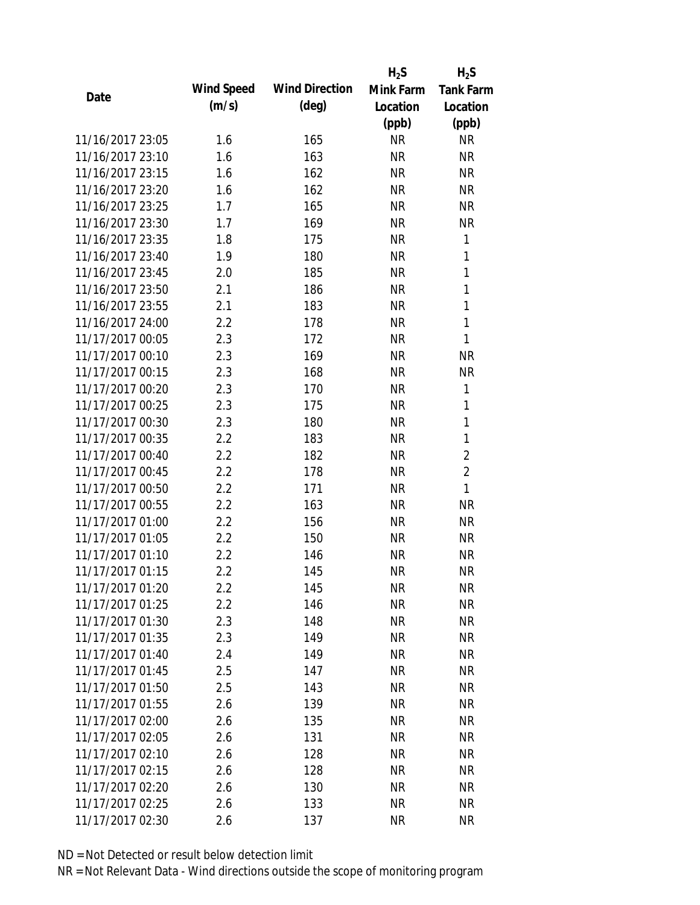| Date | Wind Speed (m/s) | Wind Direction (deg) | $H_2S$ Mink Farm Location (ppb) | $H_2S$ Tank Farm Location (ppb) |
|---|---|---|---|---|
| 11/16/2017 23:05 | 1.6 | 165 | NR | NR |
| 11/16/2017 23:10 | 1.6 | 163 | NR | NR |
| 11/16/2017 23:15 | 1.6 | 162 | NR | NR |
| 11/16/2017 23:20 | 1.6 | 162 | NR | NR |
| 11/16/2017 23:25 | 1.7 | 165 | NR | NR |
| 11/16/2017 23:30 | 1.7 | 169 | NR | NR |
| 11/16/2017 23:35 | 1.8 | 175 | NR | 1 |
| 11/16/2017 23:40 | 1.9 | 180 | NR | 1 |
| 11/16/2017 23:45 | 2.0 | 185 | NR | 1 |
| 11/16/2017 23:50 | 2.1 | 186 | NR | 1 |
| 11/16/2017 23:55 | 2.1 | 183 | NR | 1 |
| 11/16/2017 24:00 | 2.2 | 178 | NR | 1 |
| 11/17/2017 00:05 | 2.3 | 172 | NR | 1 |
| 11/17/2017 00:10 | 2.3 | 169 | NR | NR |
| 11/17/2017 00:15 | 2.3 | 168 | NR | NR |
| 11/17/2017 00:20 | 2.3 | 170 | NR | 1 |
| 11/17/2017 00:25 | 2.3 | 175 | NR | 1 |
| 11/17/2017 00:30 | 2.3 | 180 | NR | 1 |
| 11/17/2017 00:35 | 2.2 | 183 | NR | 1 |
| 11/17/2017 00:40 | 2.2 | 182 | NR | 2 |
| 11/17/2017 00:45 | 2.2 | 178 | NR | 2 |
| 11/17/2017 00:50 | 2.2 | 171 | NR | 1 |
| 11/17/2017 00:55 | 2.2 | 163 | NR | NR |
| 11/17/2017 01:00 | 2.2 | 156 | NR | NR |
| 11/17/2017 01:05 | 2.2 | 150 | NR | NR |
| 11/17/2017 01:10 | 2.2 | 146 | NR | NR |
| 11/17/2017 01:15 | 2.2 | 145 | NR | NR |
| 11/17/2017 01:20 | 2.2 | 145 | NR | NR |
| 11/17/2017 01:25 | 2.2 | 146 | NR | NR |
| 11/17/2017 01:30 | 2.3 | 148 | NR | NR |
| 11/17/2017 01:35 | 2.3 | 149 | NR | NR |
| 11/17/2017 01:40 | 2.4 | 149 | NR | NR |
| 11/17/2017 01:45 | 2.5 | 147 | NR | NR |
| 11/17/2017 01:50 | 2.5 | 143 | NR | NR |
| 11/17/2017 01:55 | 2.6 | 139 | NR | NR |
| 11/17/2017 02:00 | 2.6 | 135 | NR | NR |
| 11/17/2017 02:05 | 2.6 | 131 | NR | NR |
| 11/17/2017 02:10 | 2.6 | 128 | NR | NR |
| 11/17/2017 02:15 | 2.6 | 128 | NR | NR |
| 11/17/2017 02:20 | 2.6 | 130 | NR | NR |
| 11/17/2017 02:25 | 2.6 | 133 | NR | NR |
| 11/17/2017 02:30 | 2.6 | 137 | NR | NR |

ND = Not Detected or result below detection limit

NR = Not Relevant Data - Wind directions outside the scope of monitoring program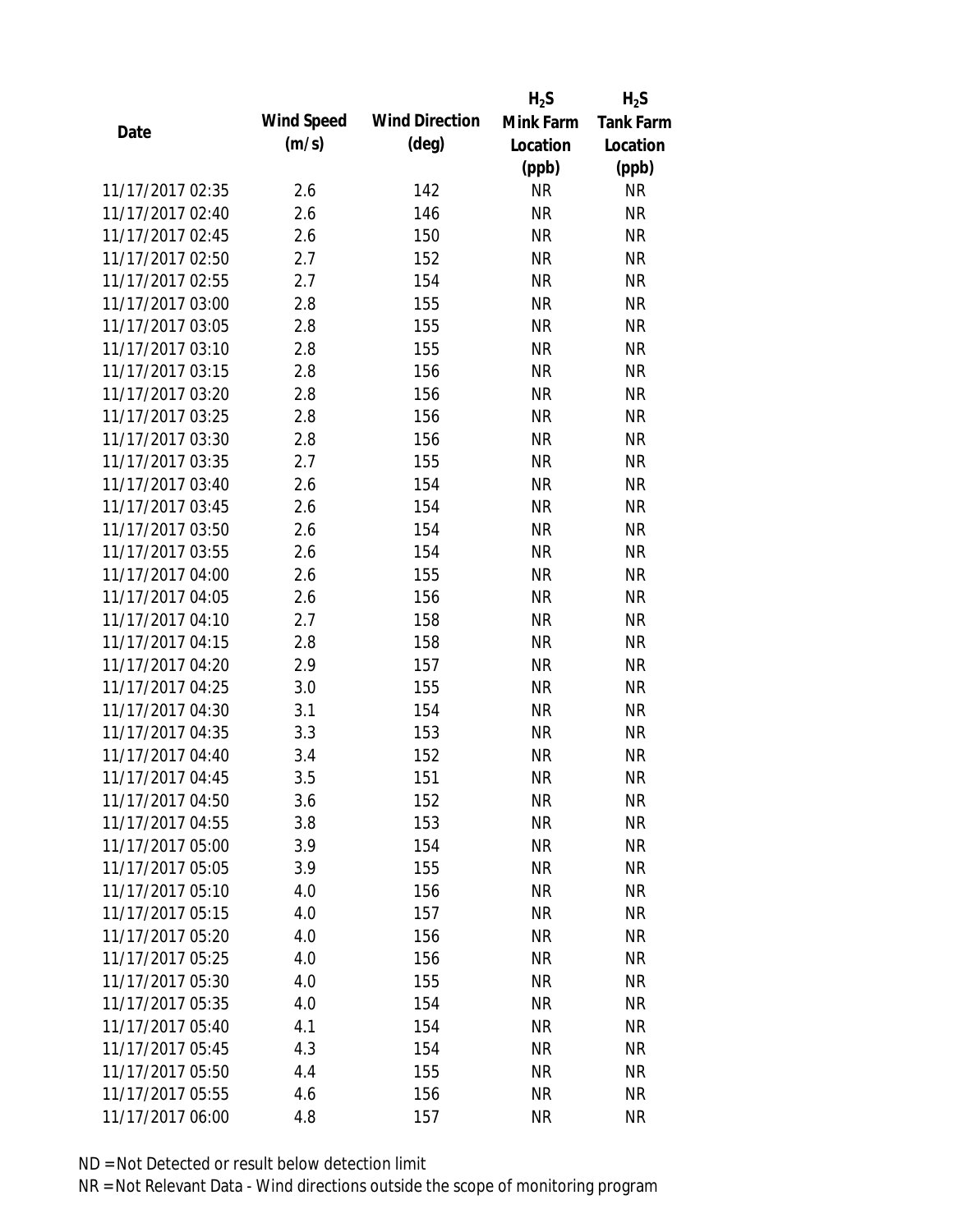| Date | Wind Speed (m/s) | Wind Direction (deg) | $H_2S$ Mink Farm Location (ppb) | $H_2S$ Tank Farm Location (ppb) |
|---|---|---|---|---|
| 11/17/2017 02:35 | 2.6 | 142 | NR | NR |
| 11/17/2017 02:40 | 2.6 | 146 | NR | NR |
| 11/17/2017 02:45 | 2.6 | 150 | NR | NR |
| 11/17/2017 02:50 | 2.7 | 152 | NR | NR |
| 11/17/2017 02:55 | 2.7 | 154 | NR | NR |
| 11/17/2017 03:00 | 2.8 | 155 | NR | NR |
| 11/17/2017 03:05 | 2.8 | 155 | NR | NR |
| 11/17/2017 03:10 | 2.8 | 155 | NR | NR |
| 11/17/2017 03:15 | 2.8 | 156 | NR | NR |
| 11/17/2017 03:20 | 2.8 | 156 | NR | NR |
| 11/17/2017 03:25 | 2.8 | 156 | NR | NR |
| 11/17/2017 03:30 | 2.8 | 156 | NR | NR |
| 11/17/2017 03:35 | 2.7 | 155 | NR | NR |
| 11/17/2017 03:40 | 2.6 | 154 | NR | NR |
| 11/17/2017 03:45 | 2.6 | 154 | NR | NR |
| 11/17/2017 03:50 | 2.6 | 154 | NR | NR |
| 11/17/2017 03:55 | 2.6 | 154 | NR | NR |
| 11/17/2017 04:00 | 2.6 | 155 | NR | NR |
| 11/17/2017 04:05 | 2.6 | 156 | NR | NR |
| 11/17/2017 04:10 | 2.7 | 158 | NR | NR |
| 11/17/2017 04:15 | 2.8 | 158 | NR | NR |
| 11/17/2017 04:20 | 2.9 | 157 | NR | NR |
| 11/17/2017 04:25 | 3.0 | 155 | NR | NR |
| 11/17/2017 04:30 | 3.1 | 154 | NR | NR |
| 11/17/2017 04:35 | 3.3 | 153 | NR | NR |
| 11/17/2017 04:40 | 3.4 | 152 | NR | NR |
| 11/17/2017 04:45 | 3.5 | 151 | NR | NR |
| 11/17/2017 04:50 | 3.6 | 152 | NR | NR |
| 11/17/2017 04:55 | 3.8 | 153 | NR | NR |
| 11/17/2017 05:00 | 3.9 | 154 | NR | NR |
| 11/17/2017 05:05 | 3.9 | 155 | NR | NR |
| 11/17/2017 05:10 | 4.0 | 156 | NR | NR |
| 11/17/2017 05:15 | 4.0 | 157 | NR | NR |
| 11/17/2017 05:20 | 4.0 | 156 | NR | NR |
| 11/17/2017 05:25 | 4.0 | 156 | NR | NR |
| 11/17/2017 05:30 | 4.0 | 155 | NR | NR |
| 11/17/2017 05:35 | 4.0 | 154 | NR | NR |
| 11/17/2017 05:40 | 4.1 | 154 | NR | NR |
| 11/17/2017 05:45 | 4.3 | 154 | NR | NR |
| 11/17/2017 05:50 | 4.4 | 155 | NR | NR |
| 11/17/2017 05:55 | 4.6 | 156 | NR | NR |
| 11/17/2017 06:00 | 4.8 | 157 | NR | NR |

ND = Not Detected or result below detection limit

NR = Not Relevant Data - Wind directions outside the scope of monitoring program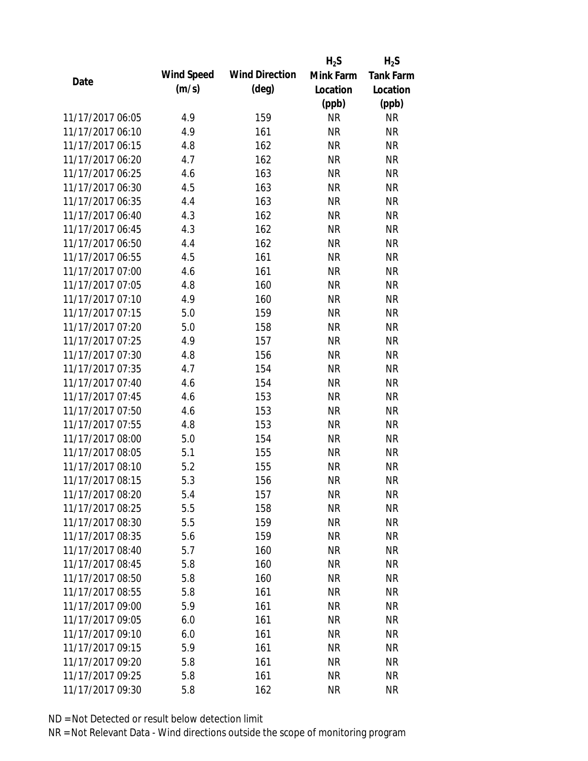| Date | Wind Speed (m/s) | Wind Direction (deg) | $H_2S$ Mink Farm Location (ppb) | $H_2S$ Tank Farm Location (ppb) |
|---|---|---|---|---|
| 11/17/2017 06:05 | 4.9 | 159 | NR | NR |
| 11/17/2017 06:10 | 4.9 | 161 | NR | NR |
| 11/17/2017 06:15 | 4.8 | 162 | NR | NR |
| 11/17/2017 06:20 | 4.7 | 162 | NR | NR |
| 11/17/2017 06:25 | 4.6 | 163 | NR | NR |
| 11/17/2017 06:30 | 4.5 | 163 | NR | NR |
| 11/17/2017 06:35 | 4.4 | 163 | NR | NR |
| 11/17/2017 06:40 | 4.3 | 162 | NR | NR |
| 11/17/2017 06:45 | 4.3 | 162 | NR | NR |
| 11/17/2017 06:50 | 4.4 | 162 | NR | NR |
| 11/17/2017 06:55 | 4.5 | 161 | NR | NR |
| 11/17/2017 07:00 | 4.6 | 161 | NR | NR |
| 11/17/2017 07:05 | 4.8 | 160 | NR | NR |
| 11/17/2017 07:10 | 4.9 | 160 | NR | NR |
| 11/17/2017 07:15 | 5.0 | 159 | NR | NR |
| 11/17/2017 07:20 | 5.0 | 158 | NR | NR |
| 11/17/2017 07:25 | 4.9 | 157 | NR | NR |
| 11/17/2017 07:30 | 4.8 | 156 | NR | NR |
| 11/17/2017 07:35 | 4.7 | 154 | NR | NR |
| 11/17/2017 07:40 | 4.6 | 154 | NR | NR |
| 11/17/2017 07:45 | 4.6 | 153 | NR | NR |
| 11/17/2017 07:50 | 4.6 | 153 | NR | NR |
| 11/17/2017 07:55 | 4.8 | 153 | NR | NR |
| 11/17/2017 08:00 | 5.0 | 154 | NR | NR |
| 11/17/2017 08:05 | 5.1 | 155 | NR | NR |
| 11/17/2017 08:10 | 5.2 | 155 | NR | NR |
| 11/17/2017 08:15 | 5.3 | 156 | NR | NR |
| 11/17/2017 08:20 | 5.4 | 157 | NR | NR |
| 11/17/2017 08:25 | 5.5 | 158 | NR | NR |
| 11/17/2017 08:30 | 5.5 | 159 | NR | NR |
| 11/17/2017 08:35 | 5.6 | 159 | NR | NR |
| 11/17/2017 08:40 | 5.7 | 160 | NR | NR |
| 11/17/2017 08:45 | 5.8 | 160 | NR | NR |
| 11/17/2017 08:50 | 5.8 | 160 | NR | NR |
| 11/17/2017 08:55 | 5.8 | 161 | NR | NR |
| 11/17/2017 09:00 | 5.9 | 161 | NR | NR |
| 11/17/2017 09:05 | 6.0 | 161 | NR | NR |
| 11/17/2017 09:10 | 6.0 | 161 | NR | NR |
| 11/17/2017 09:15 | 5.9 | 161 | NR | NR |
| 11/17/2017 09:20 | 5.8 | 161 | NR | NR |
| 11/17/2017 09:25 | 5.8 | 161 | NR | NR |
| 11/17/2017 09:30 | 5.8 | 162 | NR | NR |

ND = Not Detected or result below detection limit

NR = Not Relevant Data - Wind directions outside the scope of monitoring program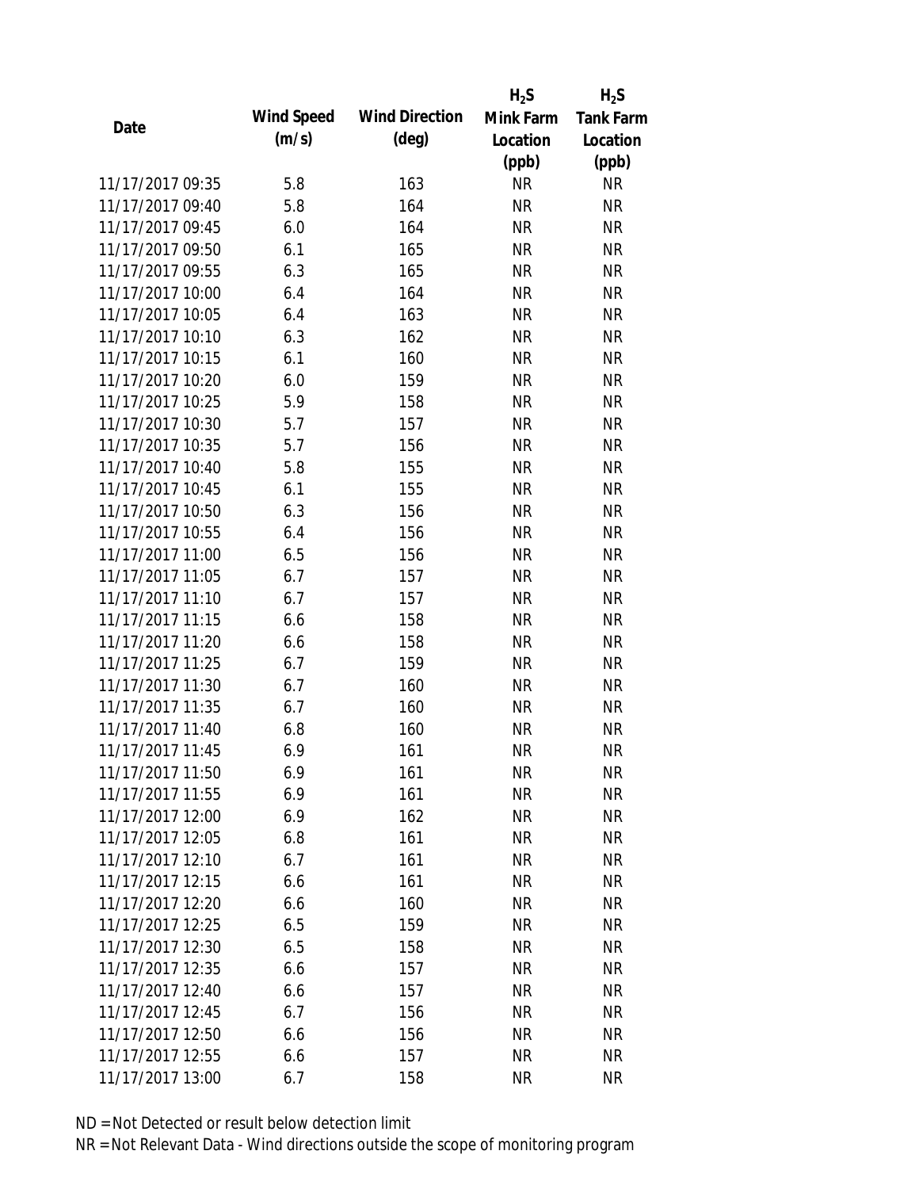| Date | Wind Speed (m/s) | Wind Direction (deg) | $H_2S$ Mink Farm Location (ppb) | $H_2S$ Tank Farm Location (ppb) |
|---|---|---|---|---|
| 11/17/2017 09:35 | 5.8 | 163 | NR | NR |
| 11/17/2017 09:40 | 5.8 | 164 | NR | NR |
| 11/17/2017 09:45 | 6.0 | 164 | NR | NR |
| 11/17/2017 09:50 | 6.1 | 165 | NR | NR |
| 11/17/2017 09:55 | 6.3 | 165 | NR | NR |
| 11/17/2017 10:00 | 6.4 | 164 | NR | NR |
| 11/17/2017 10:05 | 6.4 | 163 | NR | NR |
| 11/17/2017 10:10 | 6.3 | 162 | NR | NR |
| 11/17/2017 10:15 | 6.1 | 160 | NR | NR |
| 11/17/2017 10:20 | 6.0 | 159 | NR | NR |
| 11/17/2017 10:25 | 5.9 | 158 | NR | NR |
| 11/17/2017 10:30 | 5.7 | 157 | NR | NR |
| 11/17/2017 10:35 | 5.7 | 156 | NR | NR |
| 11/17/2017 10:40 | 5.8 | 155 | NR | NR |
| 11/17/2017 10:45 | 6.1 | 155 | NR | NR |
| 11/17/2017 10:50 | 6.3 | 156 | NR | NR |
| 11/17/2017 10:55 | 6.4 | 156 | NR | NR |
| 11/17/2017 11:00 | 6.5 | 156 | NR | NR |
| 11/17/2017 11:05 | 6.7 | 157 | NR | NR |
| 11/17/2017 11:10 | 6.7 | 157 | NR | NR |
| 11/17/2017 11:15 | 6.6 | 158 | NR | NR |
| 11/17/2017 11:20 | 6.6 | 158 | NR | NR |
| 11/17/2017 11:25 | 6.7 | 159 | NR | NR |
| 11/17/2017 11:30 | 6.7 | 160 | NR | NR |
| 11/17/2017 11:35 | 6.7 | 160 | NR | NR |
| 11/17/2017 11:40 | 6.8 | 160 | NR | NR |
| 11/17/2017 11:45 | 6.9 | 161 | NR | NR |
| 11/17/2017 11:50 | 6.9 | 161 | NR | NR |
| 11/17/2017 11:55 | 6.9 | 161 | NR | NR |
| 11/17/2017 12:00 | 6.9 | 162 | NR | NR |
| 11/17/2017 12:05 | 6.8 | 161 | NR | NR |
| 11/17/2017 12:10 | 6.7 | 161 | NR | NR |
| 11/17/2017 12:15 | 6.6 | 161 | NR | NR |
| 11/17/2017 12:20 | 6.6 | 160 | NR | NR |
| 11/17/2017 12:25 | 6.5 | 159 | NR | NR |
| 11/17/2017 12:30 | 6.5 | 158 | NR | NR |
| 11/17/2017 12:35 | 6.6 | 157 | NR | NR |
| 11/17/2017 12:40 | 6.6 | 157 | NR | NR |
| 11/17/2017 12:45 | 6.7 | 156 | NR | NR |
| 11/17/2017 12:50 | 6.6 | 156 | NR | NR |
| 11/17/2017 12:55 | 6.6 | 157 | NR | NR |
| 11/17/2017 13:00 | 6.7 | 158 | NR | NR |

ND = Not Detected or result below detection limit

NR = Not Relevant Data - Wind directions outside the scope of monitoring program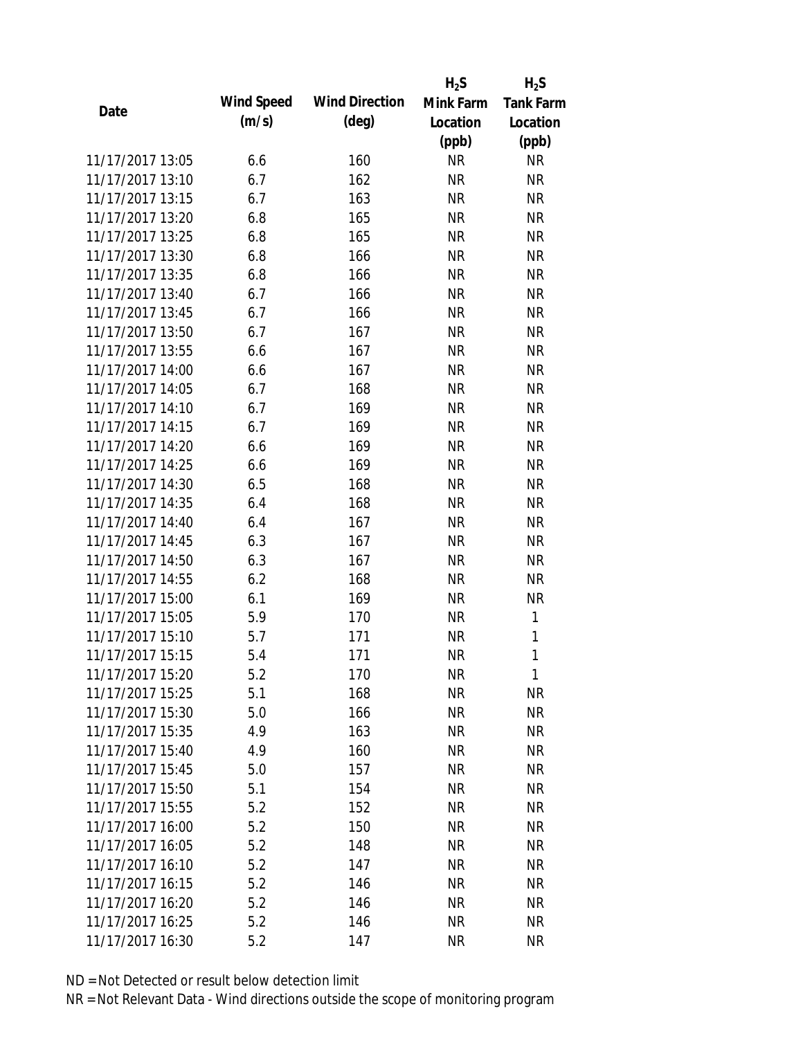| Date | Wind Speed (m/s) | Wind Direction (deg) | $H_2S$ Mink Farm Location (ppb) | $H_2S$ Tank Farm Location (ppb) |
|---|---|---|---|---|
| 11/17/2017 13:05 | 6.6 | 160 | NR | NR |
| 11/17/2017 13:10 | 6.7 | 162 | NR | NR |
| 11/17/2017 13:15 | 6.7 | 163 | NR | NR |
| 11/17/2017 13:20 | 6.8 | 165 | NR | NR |
| 11/17/2017 13:25 | 6.8 | 165 | NR | NR |
| 11/17/2017 13:30 | 6.8 | 166 | NR | NR |
| 11/17/2017 13:35 | 6.8 | 166 | NR | NR |
| 11/17/2017 13:40 | 6.7 | 166 | NR | NR |
| 11/17/2017 13:45 | 6.7 | 166 | NR | NR |
| 11/17/2017 13:50 | 6.7 | 167 | NR | NR |
| 11/17/2017 13:55 | 6.6 | 167 | NR | NR |
| 11/17/2017 14:00 | 6.6 | 167 | NR | NR |
| 11/17/2017 14:05 | 6.7 | 168 | NR | NR |
| 11/17/2017 14:10 | 6.7 | 169 | NR | NR |
| 11/17/2017 14:15 | 6.7 | 169 | NR | NR |
| 11/17/2017 14:20 | 6.6 | 169 | NR | NR |
| 11/17/2017 14:25 | 6.6 | 169 | NR | NR |
| 11/17/2017 14:30 | 6.5 | 168 | NR | NR |
| 11/17/2017 14:35 | 6.4 | 168 | NR | NR |
| 11/17/2017 14:40 | 6.4 | 167 | NR | NR |
| 11/17/2017 14:45 | 6.3 | 167 | NR | NR |
| 11/17/2017 14:50 | 6.3 | 167 | NR | NR |
| 11/17/2017 14:55 | 6.2 | 168 | NR | NR |
| 11/17/2017 15:00 | 6.1 | 169 | NR | NR |
| 11/17/2017 15:05 | 5.9 | 170 | NR | 1 |
| 11/17/2017 15:10 | 5.7 | 171 | NR | 1 |
| 11/17/2017 15:15 | 5.4 | 171 | NR | 1 |
| 11/17/2017 15:20 | 5.2 | 170 | NR | 1 |
| 11/17/2017 15:25 | 5.1 | 168 | NR | NR |
| 11/17/2017 15:30 | 5.0 | 166 | NR | NR |
| 11/17/2017 15:35 | 4.9 | 163 | NR | NR |
| 11/17/2017 15:40 | 4.9 | 160 | NR | NR |
| 11/17/2017 15:45 | 5.0 | 157 | NR | NR |
| 11/17/2017 15:50 | 5.1 | 154 | NR | NR |
| 11/17/2017 15:55 | 5.2 | 152 | NR | NR |
| 11/17/2017 16:00 | 5.2 | 150 | NR | NR |
| 11/17/2017 16:05 | 5.2 | 148 | NR | NR |
| 11/17/2017 16:10 | 5.2 | 147 | NR | NR |
| 11/17/2017 16:15 | 5.2 | 146 | NR | NR |
| 11/17/2017 16:20 | 5.2 | 146 | NR | NR |
| 11/17/2017 16:25 | 5.2 | 146 | NR | NR |
| 11/17/2017 16:30 | 5.2 | 147 | NR | NR |

ND = Not Detected or result below detection limit

NR = Not Relevant Data - Wind directions outside the scope of monitoring program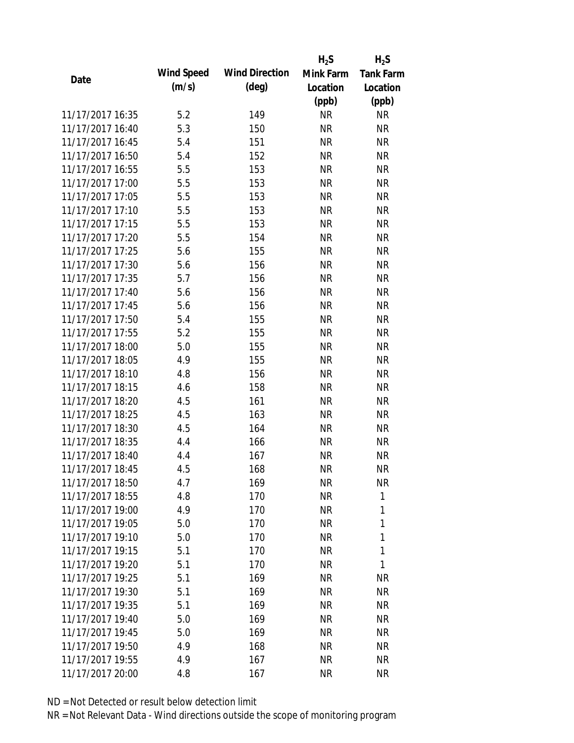| Date | Wind Speed (m/s) | Wind Direction (deg) | $H_2S$ Mink Farm Location (ppb) | $H_2S$ Tank Farm Location (ppb) |
|---|---|---|---|---|
| 11/17/2017 16:35 | 5.2 | 149 | NR | NR |
| 11/17/2017 16:40 | 5.3 | 150 | NR | NR |
| 11/17/2017 16:45 | 5.4 | 151 | NR | NR |
| 11/17/2017 16:50 | 5.4 | 152 | NR | NR |
| 11/17/2017 16:55 | 5.5 | 153 | NR | NR |
| 11/17/2017 17:00 | 5.5 | 153 | NR | NR |
| 11/17/2017 17:05 | 5.5 | 153 | NR | NR |
| 11/17/2017 17:10 | 5.5 | 153 | NR | NR |
| 11/17/2017 17:15 | 5.5 | 153 | NR | NR |
| 11/17/2017 17:20 | 5.5 | 154 | NR | NR |
| 11/17/2017 17:25 | 5.6 | 155 | NR | NR |
| 11/17/2017 17:30 | 5.6 | 156 | NR | NR |
| 11/17/2017 17:35 | 5.7 | 156 | NR | NR |
| 11/17/2017 17:40 | 5.6 | 156 | NR | NR |
| 11/17/2017 17:45 | 5.6 | 156 | NR | NR |
| 11/17/2017 17:50 | 5.4 | 155 | NR | NR |
| 11/17/2017 17:55 | 5.2 | 155 | NR | NR |
| 11/17/2017 18:00 | 5.0 | 155 | NR | NR |
| 11/17/2017 18:05 | 4.9 | 155 | NR | NR |
| 11/17/2017 18:10 | 4.8 | 156 | NR | NR |
| 11/17/2017 18:15 | 4.6 | 158 | NR | NR |
| 11/17/2017 18:20 | 4.5 | 161 | NR | NR |
| 11/17/2017 18:25 | 4.5 | 163 | NR | NR |
| 11/17/2017 18:30 | 4.5 | 164 | NR | NR |
| 11/17/2017 18:35 | 4.4 | 166 | NR | NR |
| 11/17/2017 18:40 | 4.4 | 167 | NR | NR |
| 11/17/2017 18:45 | 4.5 | 168 | NR | NR |
| 11/17/2017 18:50 | 4.7 | 169 | NR | NR |
| 11/17/2017 18:55 | 4.8 | 170 | NR | 1 |
| 11/17/2017 19:00 | 4.9 | 170 | NR | 1 |
| 11/17/2017 19:05 | 5.0 | 170 | NR | 1 |
| 11/17/2017 19:10 | 5.0 | 170 | NR | 1 |
| 11/17/2017 19:15 | 5.1 | 170 | NR | 1 |
| 11/17/2017 19:20 | 5.1 | 170 | NR | 1 |
| 11/17/2017 19:25 | 5.1 | 169 | NR | NR |
| 11/17/2017 19:30 | 5.1 | 169 | NR | NR |
| 11/17/2017 19:35 | 5.1 | 169 | NR | NR |
| 11/17/2017 19:40 | 5.0 | 169 | NR | NR |
| 11/17/2017 19:45 | 5.0 | 169 | NR | NR |
| 11/17/2017 19:50 | 4.9 | 168 | NR | NR |
| 11/17/2017 19:55 | 4.9 | 167 | NR | NR |
| 11/17/2017 20:00 | 4.8 | 167 | NR | NR |

ND = Not Detected or result below detection limit

NR = Not Relevant Data - Wind directions outside the scope of monitoring program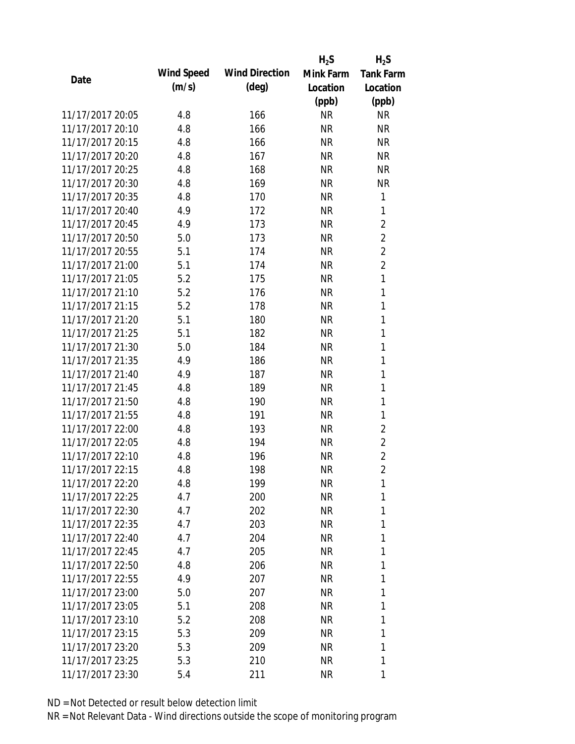| Date | Wind Speed (m/s) | Wind Direction (deg) | $H_2S$ Mink Farm Location (ppb) | $H_2S$ Tank Farm Location (ppb) |
|---|---|---|---|---|
| 11/17/2017 20:05 | 4.8 | 166 | NR | NR |
| 11/17/2017 20:10 | 4.8 | 166 | NR | NR |
| 11/17/2017 20:15 | 4.8 | 166 | NR | NR |
| 11/17/2017 20:20 | 4.8 | 167 | NR | NR |
| 11/17/2017 20:25 | 4.8 | 168 | NR | NR |
| 11/17/2017 20:30 | 4.8 | 169 | NR | NR |
| 11/17/2017 20:35 | 4.8 | 170 | NR | 1 |
| 11/17/2017 20:40 | 4.9 | 172 | NR | 1 |
| 11/17/2017 20:45 | 4.9 | 173 | NR | 2 |
| 11/17/2017 20:50 | 5.0 | 173 | NR | 2 |
| 11/17/2017 20:55 | 5.1 | 174 | NR | 2 |
| 11/17/2017 21:00 | 5.1 | 174 | NR | 2 |
| 11/17/2017 21:05 | 5.2 | 175 | NR | 1 |
| 11/17/2017 21:10 | 5.2 | 176 | NR | 1 |
| 11/17/2017 21:15 | 5.2 | 178 | NR | 1 |
| 11/17/2017 21:20 | 5.1 | 180 | NR | 1 |
| 11/17/2017 21:25 | 5.1 | 182 | NR | 1 |
| 11/17/2017 21:30 | 5.0 | 184 | NR | 1 |
| 11/17/2017 21:35 | 4.9 | 186 | NR | 1 |
| 11/17/2017 21:40 | 4.9 | 187 | NR | 1 |
| 11/17/2017 21:45 | 4.8 | 189 | NR | 1 |
| 11/17/2017 21:50 | 4.8 | 190 | NR | 1 |
| 11/17/2017 21:55 | 4.8 | 191 | NR | 1 |
| 11/17/2017 22:00 | 4.8 | 193 | NR | 2 |
| 11/17/2017 22:05 | 4.8 | 194 | NR | 2 |
| 11/17/2017 22:10 | 4.8 | 196 | NR | 2 |
| 11/17/2017 22:15 | 4.8 | 198 | NR | 2 |
| 11/17/2017 22:20 | 4.8 | 199 | NR | 1 |
| 11/17/2017 22:25 | 4.7 | 200 | NR | 1 |
| 11/17/2017 22:30 | 4.7 | 202 | NR | 1 |
| 11/17/2017 22:35 | 4.7 | 203 | NR | 1 |
| 11/17/2017 22:40 | 4.7 | 204 | NR | 1 |
| 11/17/2017 22:45 | 4.7 | 205 | NR | 1 |
| 11/17/2017 22:50 | 4.8 | 206 | NR | 1 |
| 11/17/2017 22:55 | 4.9 | 207 | NR | 1 |
| 11/17/2017 23:00 | 5.0 | 207 | NR | 1 |
| 11/17/2017 23:05 | 5.1 | 208 | NR | 1 |
| 11/17/2017 23:10 | 5.2 | 208 | NR | 1 |
| 11/17/2017 23:15 | 5.3 | 209 | NR | 1 |
| 11/17/2017 23:20 | 5.3 | 209 | NR | 1 |
| 11/17/2017 23:25 | 5.3 | 210 | NR | 1 |
| 11/17/2017 23:30 | 5.4 | 211 | NR | 1 |

ND = Not Detected or result below detection limit

NR = Not Relevant Data - Wind directions outside the scope of monitoring program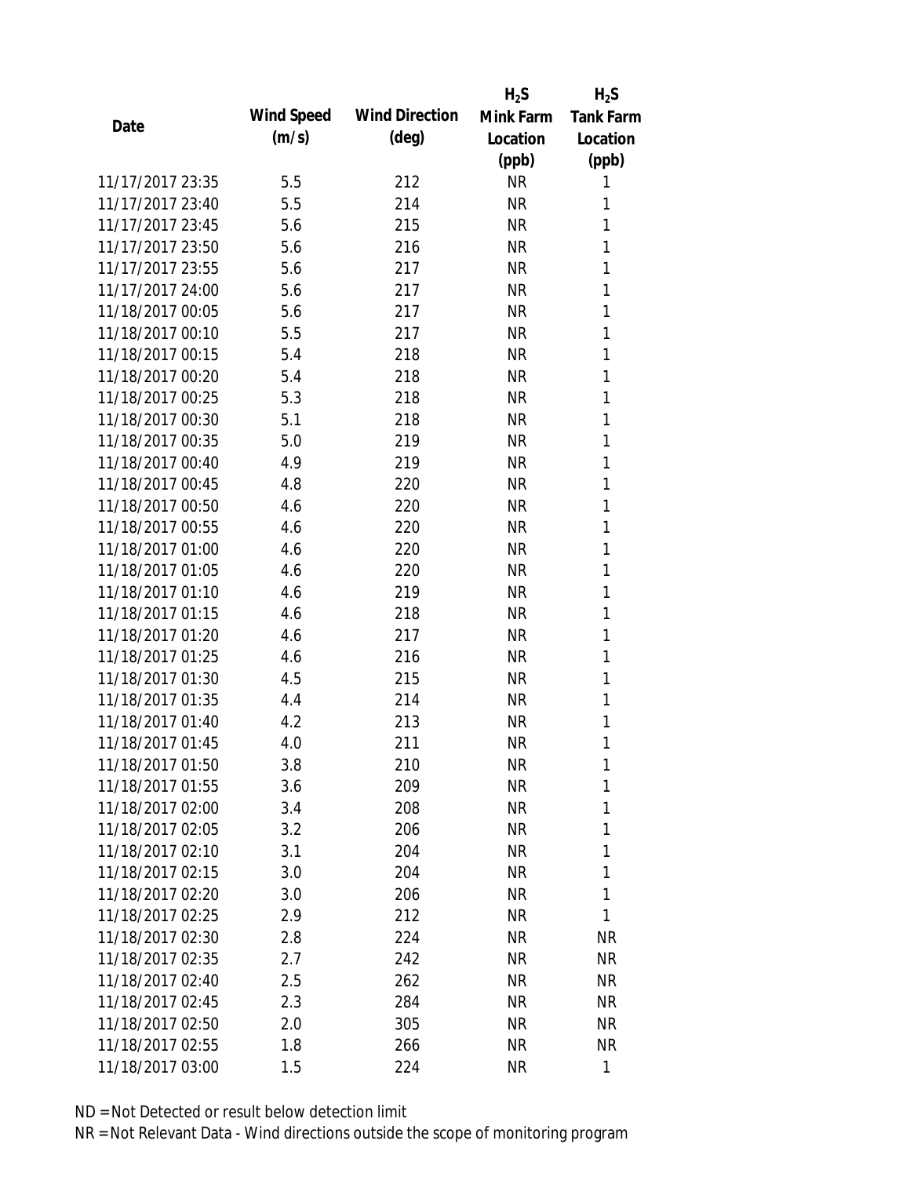| Date | Wind Speed (m/s) | Wind Direction (deg) | $H_2S$ Mink Farm Location (ppb) | $H_2S$ Tank Farm Location (ppb) |
|---|---|---|---|---|
| 11/17/2017 23:35 | 5.5 | 212 | NR | 1 |
| 11/17/2017 23:40 | 5.5 | 214 | NR | 1 |
| 11/17/2017 23:45 | 5.6 | 215 | NR | 1 |
| 11/17/2017 23:50 | 5.6 | 216 | NR | 1 |
| 11/17/2017 23:55 | 5.6 | 217 | NR | 1 |
| 11/17/2017 24:00 | 5.6 | 217 | NR | 1 |
| 11/18/2017 00:05 | 5.6 | 217 | NR | 1 |
| 11/18/2017 00:10 | 5.5 | 217 | NR | 1 |
| 11/18/2017 00:15 | 5.4 | 218 | NR | 1 |
| 11/18/2017 00:20 | 5.4 | 218 | NR | 1 |
| 11/18/2017 00:25 | 5.3 | 218 | NR | 1 |
| 11/18/2017 00:30 | 5.1 | 218 | NR | 1 |
| 11/18/2017 00:35 | 5.0 | 219 | NR | 1 |
| 11/18/2017 00:40 | 4.9 | 219 | NR | 1 |
| 11/18/2017 00:45 | 4.8 | 220 | NR | 1 |
| 11/18/2017 00:50 | 4.6 | 220 | NR | 1 |
| 11/18/2017 00:55 | 4.6 | 220 | NR | 1 |
| 11/18/2017 01:00 | 4.6 | 220 | NR | 1 |
| 11/18/2017 01:05 | 4.6 | 220 | NR | 1 |
| 11/18/2017 01:10 | 4.6 | 219 | NR | 1 |
| 11/18/2017 01:15 | 4.6 | 218 | NR | 1 |
| 11/18/2017 01:20 | 4.6 | 217 | NR | 1 |
| 11/18/2017 01:25 | 4.6 | 216 | NR | 1 |
| 11/18/2017 01:30 | 4.5 | 215 | NR | 1 |
| 11/18/2017 01:35 | 4.4 | 214 | NR | 1 |
| 11/18/2017 01:40 | 4.2 | 213 | NR | 1 |
| 11/18/2017 01:45 | 4.0 | 211 | NR | 1 |
| 11/18/2017 01:50 | 3.8 | 210 | NR | 1 |
| 11/18/2017 01:55 | 3.6 | 209 | NR | 1 |
| 11/18/2017 02:00 | 3.4 | 208 | NR | 1 |
| 11/18/2017 02:05 | 3.2 | 206 | NR | 1 |
| 11/18/2017 02:10 | 3.1 | 204 | NR | 1 |
| 11/18/2017 02:15 | 3.0 | 204 | NR | 1 |
| 11/18/2017 02:20 | 3.0 | 206 | NR | 1 |
| 11/18/2017 02:25 | 2.9 | 212 | NR | 1 |
| 11/18/2017 02:30 | 2.8 | 224 | NR | NR |
| 11/18/2017 02:35 | 2.7 | 242 | NR | NR |
| 11/18/2017 02:40 | 2.5 | 262 | NR | NR |
| 11/18/2017 02:45 | 2.3 | 284 | NR | NR |
| 11/18/2017 02:50 | 2.0 | 305 | NR | NR |
| 11/18/2017 02:55 | 1.8 | 266 | NR | NR |
| 11/18/2017 03:00 | 1.5 | 224 | NR | 1 |

ND = Not Detected or result below detection limit

NR = Not Relevant Data - Wind directions outside the scope of monitoring program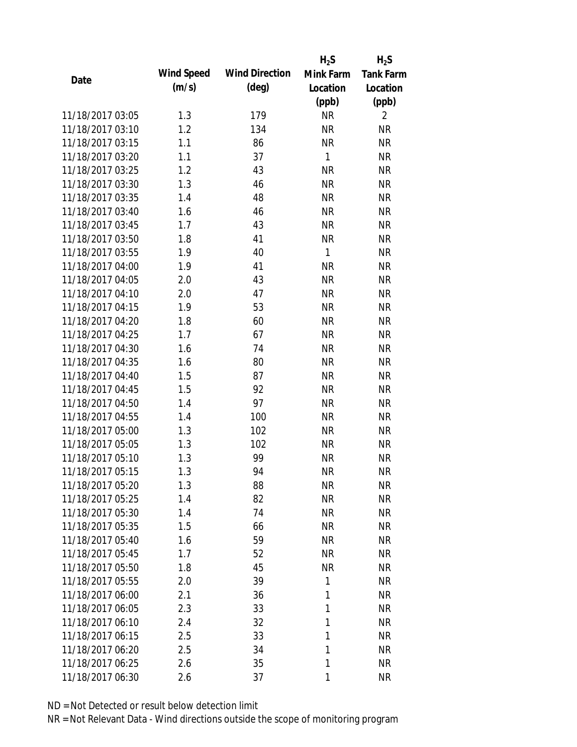| Date | Wind Speed (m/s) | Wind Direction (deg) | $H_2S$ Mink Farm Location (ppb) | $H_2S$ Tank Farm Location (ppb) |
|---|---|---|---|---|
| 11/18/2017 03:05 | 1.3 | 179 | NR | 2 |
| 11/18/2017 03:10 | 1.2 | 134 | NR | NR |
| 11/18/2017 03:15 | 1.1 | 86 | NR | NR |
| 11/18/2017 03:20 | 1.1 | 37 | 1 | NR |
| 11/18/2017 03:25 | 1.2 | 43 | NR | NR |
| 11/18/2017 03:30 | 1.3 | 46 | NR | NR |
| 11/18/2017 03:35 | 1.4 | 48 | NR | NR |
| 11/18/2017 03:40 | 1.6 | 46 | NR | NR |
| 11/18/2017 03:45 | 1.7 | 43 | NR | NR |
| 11/18/2017 03:50 | 1.8 | 41 | NR | NR |
| 11/18/2017 03:55 | 1.9 | 40 | 1 | NR |
| 11/18/2017 04:00 | 1.9 | 41 | NR | NR |
| 11/18/2017 04:05 | 2.0 | 43 | NR | NR |
| 11/18/2017 04:10 | 2.0 | 47 | NR | NR |
| 11/18/2017 04:15 | 1.9 | 53 | NR | NR |
| 11/18/2017 04:20 | 1.8 | 60 | NR | NR |
| 11/18/2017 04:25 | 1.7 | 67 | NR | NR |
| 11/18/2017 04:30 | 1.6 | 74 | NR | NR |
| 11/18/2017 04:35 | 1.6 | 80 | NR | NR |
| 11/18/2017 04:40 | 1.5 | 87 | NR | NR |
| 11/18/2017 04:45 | 1.5 | 92 | NR | NR |
| 11/18/2017 04:50 | 1.4 | 97 | NR | NR |
| 11/18/2017 04:55 | 1.4 | 100 | NR | NR |
| 11/18/2017 05:00 | 1.3 | 102 | NR | NR |
| 11/18/2017 05:05 | 1.3 | 102 | NR | NR |
| 11/18/2017 05:10 | 1.3 | 99 | NR | NR |
| 11/18/2017 05:15 | 1.3 | 94 | NR | NR |
| 11/18/2017 05:20 | 1.3 | 88 | NR | NR |
| 11/18/2017 05:25 | 1.4 | 82 | NR | NR |
| 11/18/2017 05:30 | 1.4 | 74 | NR | NR |
| 11/18/2017 05:35 | 1.5 | 66 | NR | NR |
| 11/18/2017 05:40 | 1.6 | 59 | NR | NR |
| 11/18/2017 05:45 | 1.7 | 52 | NR | NR |
| 11/18/2017 05:50 | 1.8 | 45 | NR | NR |
| 11/18/2017 05:55 | 2.0 | 39 | 1 | NR |
| 11/18/2017 06:00 | 2.1 | 36 | 1 | NR |
| 11/18/2017 06:05 | 2.3 | 33 | 1 | NR |
| 11/18/2017 06:10 | 2.4 | 32 | 1 | NR |
| 11/18/2017 06:15 | 2.5 | 33 | 1 | NR |
| 11/18/2017 06:20 | 2.5 | 34 | 1 | NR |
| 11/18/2017 06:25 | 2.6 | 35 | 1 | NR |
| 11/18/2017 06:30 | 2.6 | 37 | 1 | NR |

ND = Not Detected or result below detection limit

NR = Not Relevant Data - Wind directions outside the scope of monitoring program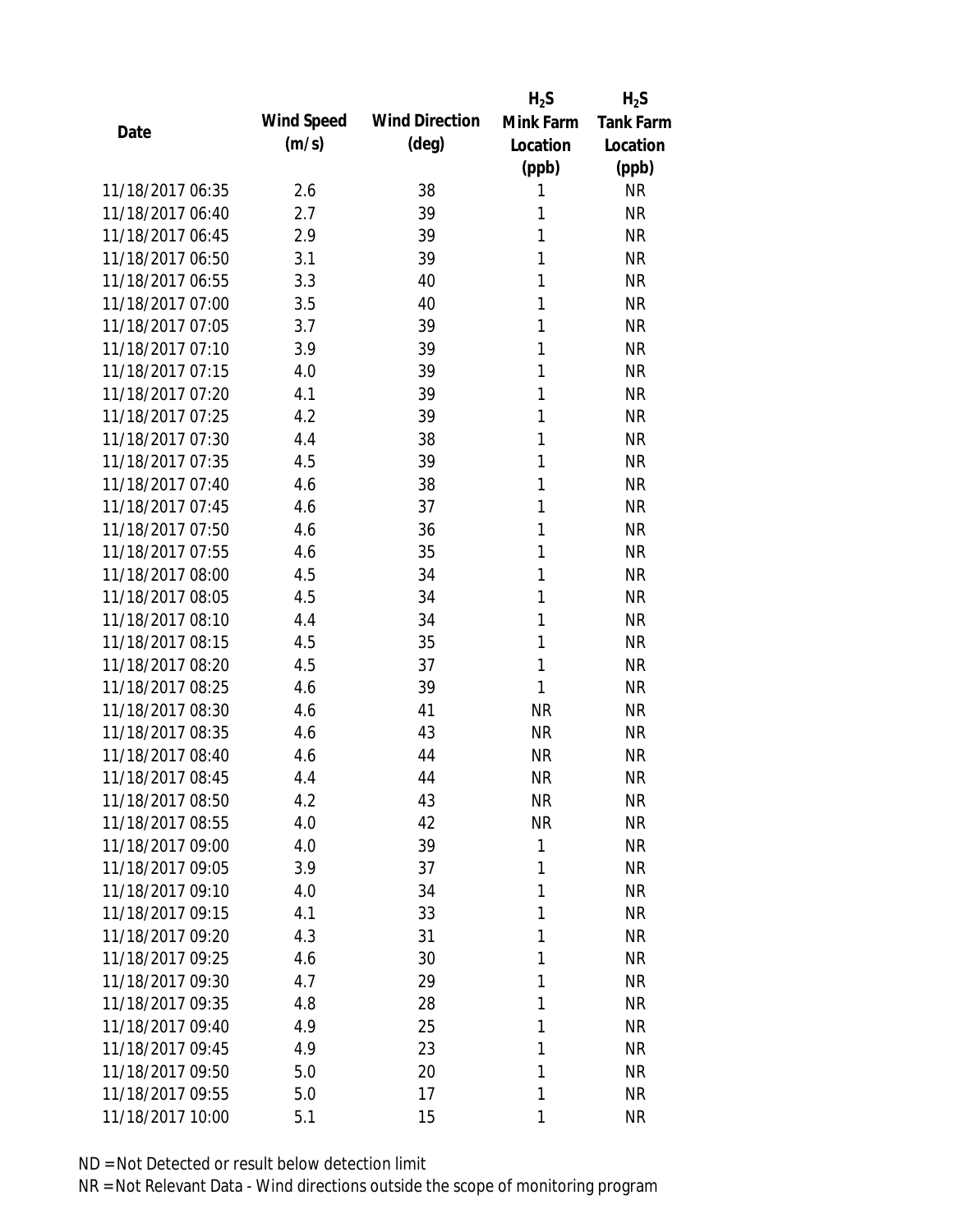| Date | Wind Speed (m/s) | Wind Direction (deg) | $H_2S$ Mink Farm Location (ppb) | $H_2S$ Tank Farm Location (ppb) |
|---|---|---|---|---|
| 11/18/2017 06:35 | 2.6 | 38 | 1 | NR |
| 11/18/2017 06:40 | 2.7 | 39 | 1 | NR |
| 11/18/2017 06:45 | 2.9 | 39 | 1 | NR |
| 11/18/2017 06:50 | 3.1 | 39 | 1 | NR |
| 11/18/2017 06:55 | 3.3 | 40 | 1 | NR |
| 11/18/2017 07:00 | 3.5 | 40 | 1 | NR |
| 11/18/2017 07:05 | 3.7 | 39 | 1 | NR |
| 11/18/2017 07:10 | 3.9 | 39 | 1 | NR |
| 11/18/2017 07:15 | 4.0 | 39 | 1 | NR |
| 11/18/2017 07:20 | 4.1 | 39 | 1 | NR |
| 11/18/2017 07:25 | 4.2 | 39 | 1 | NR |
| 11/18/2017 07:30 | 4.4 | 38 | 1 | NR |
| 11/18/2017 07:35 | 4.5 | 39 | 1 | NR |
| 11/18/2017 07:40 | 4.6 | 38 | 1 | NR |
| 11/18/2017 07:45 | 4.6 | 37 | 1 | NR |
| 11/18/2017 07:50 | 4.6 | 36 | 1 | NR |
| 11/18/2017 07:55 | 4.6 | 35 | 1 | NR |
| 11/18/2017 08:00 | 4.5 | 34 | 1 | NR |
| 11/18/2017 08:05 | 4.5 | 34 | 1 | NR |
| 11/18/2017 08:10 | 4.4 | 34 | 1 | NR |
| 11/18/2017 08:15 | 4.5 | 35 | 1 | NR |
| 11/18/2017 08:20 | 4.5 | 37 | 1 | NR |
| 11/18/2017 08:25 | 4.6 | 39 | 1 | NR |
| 11/18/2017 08:30 | 4.6 | 41 | NR | NR |
| 11/18/2017 08:35 | 4.6 | 43 | NR | NR |
| 11/18/2017 08:40 | 4.6 | 44 | NR | NR |
| 11/18/2017 08:45 | 4.4 | 44 | NR | NR |
| 11/18/2017 08:50 | 4.2 | 43 | NR | NR |
| 11/18/2017 08:55 | 4.0 | 42 | NR | NR |
| 11/18/2017 09:00 | 4.0 | 39 | 1 | NR |
| 11/18/2017 09:05 | 3.9 | 37 | 1 | NR |
| 11/18/2017 09:10 | 4.0 | 34 | 1 | NR |
| 11/18/2017 09:15 | 4.1 | 33 | 1 | NR |
| 11/18/2017 09:20 | 4.3 | 31 | 1 | NR |
| 11/18/2017 09:25 | 4.6 | 30 | 1 | NR |
| 11/18/2017 09:30 | 4.7 | 29 | 1 | NR |
| 11/18/2017 09:35 | 4.8 | 28 | 1 | NR |
| 11/18/2017 09:40 | 4.9 | 25 | 1 | NR |
| 11/18/2017 09:45 | 4.9 | 23 | 1 | NR |
| 11/18/2017 09:50 | 5.0 | 20 | 1 | NR |
| 11/18/2017 09:55 | 5.0 | 17 | 1 | NR |
| 11/18/2017 10:00 | 5.1 | 15 | 1 | NR |

ND = Not Detected or result below detection limit

NR = Not Relevant Data - Wind directions outside the scope of monitoring program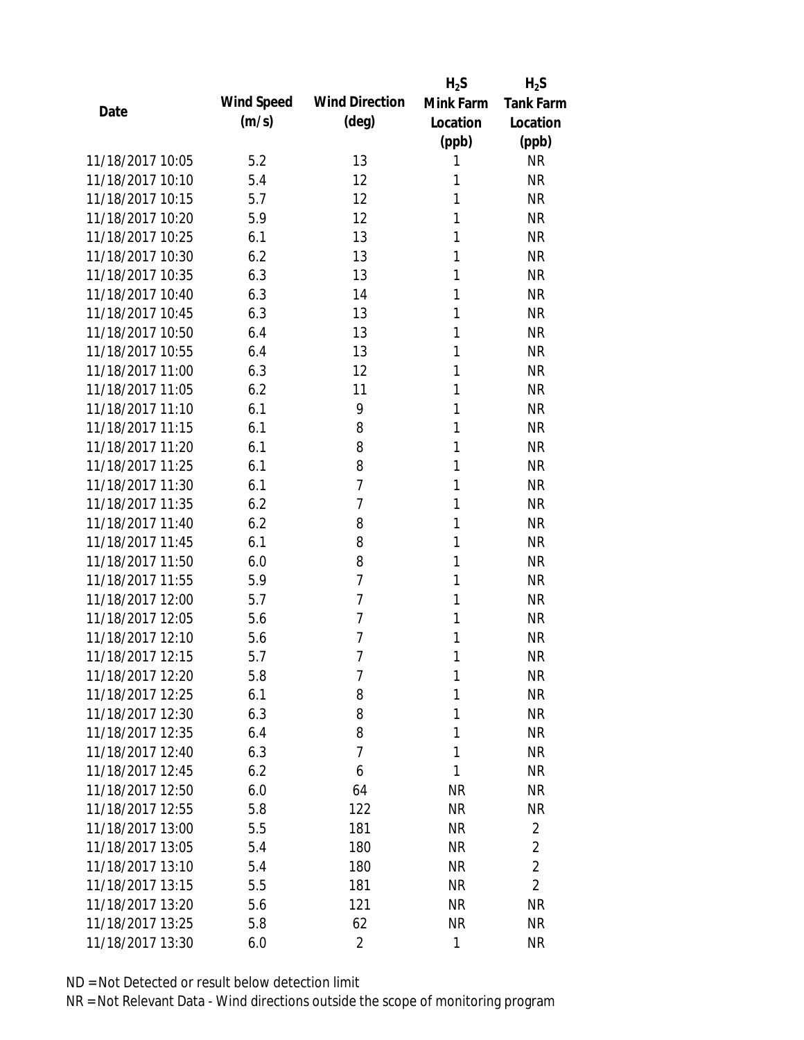| Date | Wind Speed (m/s) | Wind Direction (deg) | $H_2S$ Mink Farm Location (ppb) | $H_2S$ Tank Farm Location (ppb) |
|---|---|---|---|---|
| 11/18/2017 10:05 | 5.2 | 13 | 1 | NR |
| 11/18/2017 10:10 | 5.4 | 12 | 1 | NR |
| 11/18/2017 10:15 | 5.7 | 12 | 1 | NR |
| 11/18/2017 10:20 | 5.9 | 12 | 1 | NR |
| 11/18/2017 10:25 | 6.1 | 13 | 1 | NR |
| 11/18/2017 10:30 | 6.2 | 13 | 1 | NR |
| 11/18/2017 10:35 | 6.3 | 13 | 1 | NR |
| 11/18/2017 10:40 | 6.3 | 14 | 1 | NR |
| 11/18/2017 10:45 | 6.3 | 13 | 1 | NR |
| 11/18/2017 10:50 | 6.4 | 13 | 1 | NR |
| 11/18/2017 10:55 | 6.4 | 13 | 1 | NR |
| 11/18/2017 11:00 | 6.3 | 12 | 1 | NR |
| 11/18/2017 11:05 | 6.2 | 11 | 1 | NR |
| 11/18/2017 11:10 | 6.1 | 9 | 1 | NR |
| 11/18/2017 11:15 | 6.1 | 8 | 1 | NR |
| 11/18/2017 11:20 | 6.1 | 8 | 1 | NR |
| 11/18/2017 11:25 | 6.1 | 8 | 1 | NR |
| 11/18/2017 11:30 | 6.1 | 7 | 1 | NR |
| 11/18/2017 11:35 | 6.2 | 7 | 1 | NR |
| 11/18/2017 11:40 | 6.2 | 8 | 1 | NR |
| 11/18/2017 11:45 | 6.1 | 8 | 1 | NR |
| 11/18/2017 11:50 | 6.0 | 8 | 1 | NR |
| 11/18/2017 11:55 | 5.9 | 7 | 1 | NR |
| 11/18/2017 12:00 | 5.7 | 7 | 1 | NR |
| 11/18/2017 12:05 | 5.6 | 7 | 1 | NR |
| 11/18/2017 12:10 | 5.6 | 7 | 1 | NR |
| 11/18/2017 12:15 | 5.7 | 7 | 1 | NR |
| 11/18/2017 12:20 | 5.8 | 7 | 1 | NR |
| 11/18/2017 12:25 | 6.1 | 8 | 1 | NR |
| 11/18/2017 12:30 | 6.3 | 8 | 1 | NR |
| 11/18/2017 12:35 | 6.4 | 8 | 1 | NR |
| 11/18/2017 12:40 | 6.3 | 7 | 1 | NR |
| 11/18/2017 12:45 | 6.2 | 6 | 1 | NR |
| 11/18/2017 12:50 | 6.0 | 64 | NR | NR |
| 11/18/2017 12:55 | 5.8 | 122 | NR | NR |
| 11/18/2017 13:00 | 5.5 | 181 | NR | 2 |
| 11/18/2017 13:05 | 5.4 | 180 | NR | 2 |
| 11/18/2017 13:10 | 5.4 | 180 | NR | 2 |
| 11/18/2017 13:15 | 5.5 | 181 | NR | 2 |
| 11/18/2017 13:20 | 5.6 | 121 | NR | NR |
| 11/18/2017 13:25 | 5.8 | 62 | NR | NR |
| 11/18/2017 13:30 | 6.0 | 2 | 1 | NR |

ND = Not Detected or result below detection limit

NR = Not Relevant Data - Wind directions outside the scope of monitoring program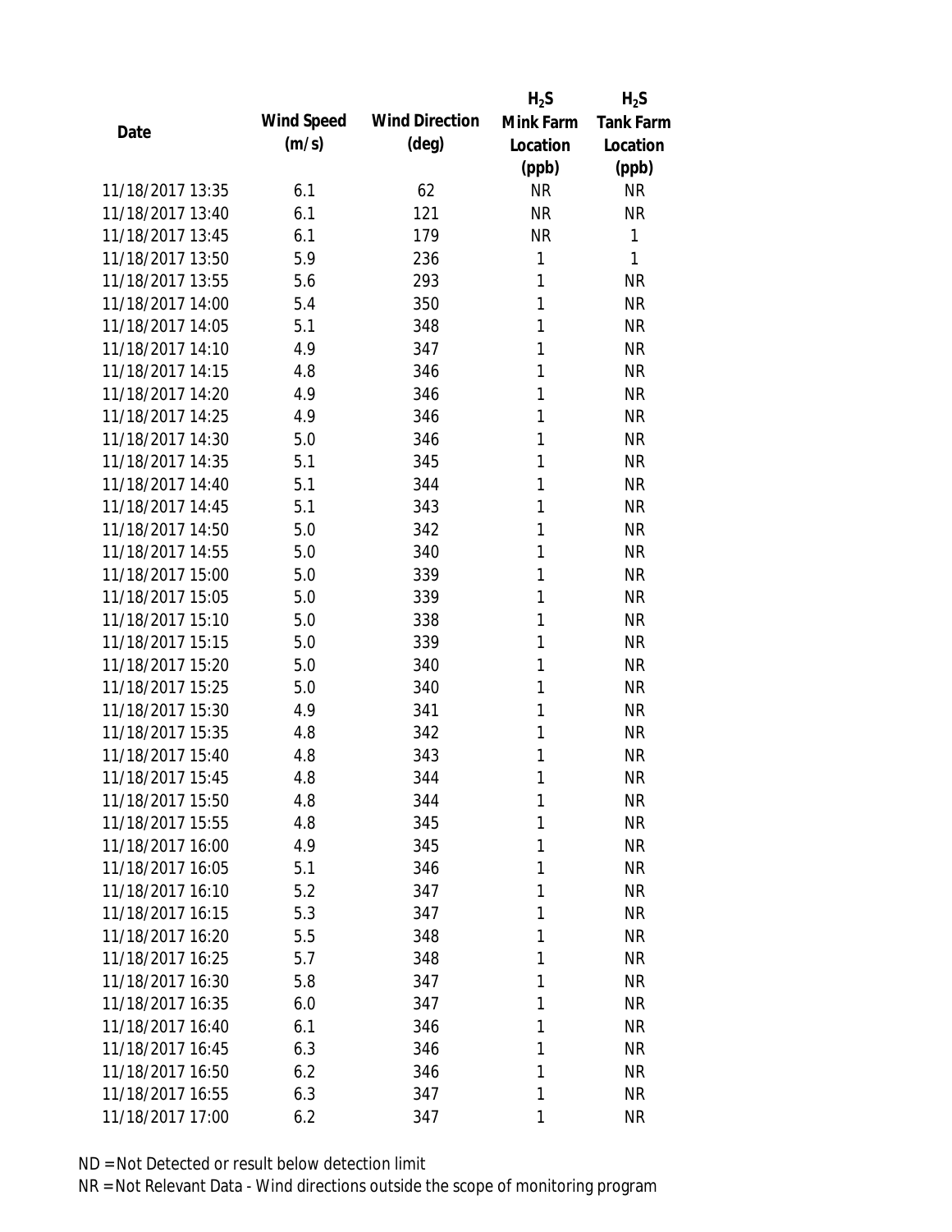| Date | Wind Speed (m/s) | Wind Direction (deg) | $H_2S$ Mink Farm Location (ppb) | $H_2S$ Tank Farm Location (ppb) |
|---|---|---|---|---|
| 11/18/2017 13:35 | 6.1 | 62 | NR | NR |
| 11/18/2017 13:40 | 6.1 | 121 | NR | NR |
| 11/18/2017 13:45 | 6.1 | 179 | NR | 1 |
| 11/18/2017 13:50 | 5.9 | 236 | 1 | 1 |
| 11/18/2017 13:55 | 5.6 | 293 | 1 | NR |
| 11/18/2017 14:00 | 5.4 | 350 | 1 | NR |
| 11/18/2017 14:05 | 5.1 | 348 | 1 | NR |
| 11/18/2017 14:10 | 4.9 | 347 | 1 | NR |
| 11/18/2017 14:15 | 4.8 | 346 | 1 | NR |
| 11/18/2017 14:20 | 4.9 | 346 | 1 | NR |
| 11/18/2017 14:25 | 4.9 | 346 | 1 | NR |
| 11/18/2017 14:30 | 5.0 | 346 | 1 | NR |
| 11/18/2017 14:35 | 5.1 | 345 | 1 | NR |
| 11/18/2017 14:40 | 5.1 | 344 | 1 | NR |
| 11/18/2017 14:45 | 5.1 | 343 | 1 | NR |
| 11/18/2017 14:50 | 5.0 | 342 | 1 | NR |
| 11/18/2017 14:55 | 5.0 | 340 | 1 | NR |
| 11/18/2017 15:00 | 5.0 | 339 | 1 | NR |
| 11/18/2017 15:05 | 5.0 | 339 | 1 | NR |
| 11/18/2017 15:10 | 5.0 | 338 | 1 | NR |
| 11/18/2017 15:15 | 5.0 | 339 | 1 | NR |
| 11/18/2017 15:20 | 5.0 | 340 | 1 | NR |
| 11/18/2017 15:25 | 5.0 | 340 | 1 | NR |
| 11/18/2017 15:30 | 4.9 | 341 | 1 | NR |
| 11/18/2017 15:35 | 4.8 | 342 | 1 | NR |
| 11/18/2017 15:40 | 4.8 | 343 | 1 | NR |
| 11/18/2017 15:45 | 4.8 | 344 | 1 | NR |
| 11/18/2017 15:50 | 4.8 | 344 | 1 | NR |
| 11/18/2017 15:55 | 4.8 | 345 | 1 | NR |
| 11/18/2017 16:00 | 4.9 | 345 | 1 | NR |
| 11/18/2017 16:05 | 5.1 | 346 | 1 | NR |
| 11/18/2017 16:10 | 5.2 | 347 | 1 | NR |
| 11/18/2017 16:15 | 5.3 | 347 | 1 | NR |
| 11/18/2017 16:20 | 5.5 | 348 | 1 | NR |
| 11/18/2017 16:25 | 5.7 | 348 | 1 | NR |
| 11/18/2017 16:30 | 5.8 | 347 | 1 | NR |
| 11/18/2017 16:35 | 6.0 | 347 | 1 | NR |
| 11/18/2017 16:40 | 6.1 | 346 | 1 | NR |
| 11/18/2017 16:45 | 6.3 | 346 | 1 | NR |
| 11/18/2017 16:50 | 6.2 | 346 | 1 | NR |
| 11/18/2017 16:55 | 6.3 | 347 | 1 | NR |
| 11/18/2017 17:00 | 6.2 | 347 | 1 | NR |

ND = Not Detected or result below detection limit

NR = Not Relevant Data - Wind directions outside the scope of monitoring program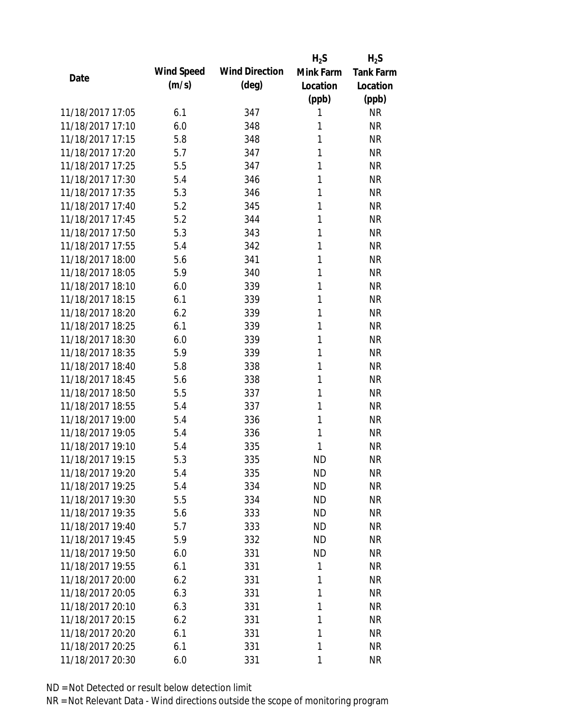| Date | Wind Speed (m/s) | Wind Direction (deg) | $H_2S$ Mink Farm Location (ppb) | $H_2S$ Tank Farm Location (ppb) |
|---|---|---|---|---|
| 11/18/2017 17:05 | 6.1 | 347 | 1 | NR |
| 11/18/2017 17:10 | 6.0 | 348 | 1 | NR |
| 11/18/2017 17:15 | 5.8 | 348 | 1 | NR |
| 11/18/2017 17:20 | 5.7 | 347 | 1 | NR |
| 11/18/2017 17:25 | 5.5 | 347 | 1 | NR |
| 11/18/2017 17:30 | 5.4 | 346 | 1 | NR |
| 11/18/2017 17:35 | 5.3 | 346 | 1 | NR |
| 11/18/2017 17:40 | 5.2 | 345 | 1 | NR |
| 11/18/2017 17:45 | 5.2 | 344 | 1 | NR |
| 11/18/2017 17:50 | 5.3 | 343 | 1 | NR |
| 11/18/2017 17:55 | 5.4 | 342 | 1 | NR |
| 11/18/2017 18:00 | 5.6 | 341 | 1 | NR |
| 11/18/2017 18:05 | 5.9 | 340 | 1 | NR |
| 11/18/2017 18:10 | 6.0 | 339 | 1 | NR |
| 11/18/2017 18:15 | 6.1 | 339 | 1 | NR |
| 11/18/2017 18:20 | 6.2 | 339 | 1 | NR |
| 11/18/2017 18:25 | 6.1 | 339 | 1 | NR |
| 11/18/2017 18:30 | 6.0 | 339 | 1 | NR |
| 11/18/2017 18:35 | 5.9 | 339 | 1 | NR |
| 11/18/2017 18:40 | 5.8 | 338 | 1 | NR |
| 11/18/2017 18:45 | 5.6 | 338 | 1 | NR |
| 11/18/2017 18:50 | 5.5 | 337 | 1 | NR |
| 11/18/2017 18:55 | 5.4 | 337 | 1 | NR |
| 11/18/2017 19:00 | 5.4 | 336 | 1 | NR |
| 11/18/2017 19:05 | 5.4 | 336 | 1 | NR |
| 11/18/2017 19:10 | 5.4 | 335 | 1 | NR |
| 11/18/2017 19:15 | 5.3 | 335 | ND | NR |
| 11/18/2017 19:20 | 5.4 | 335 | ND | NR |
| 11/18/2017 19:25 | 5.4 | 334 | ND | NR |
| 11/18/2017 19:30 | 5.5 | 334 | ND | NR |
| 11/18/2017 19:35 | 5.6 | 333 | ND | NR |
| 11/18/2017 19:40 | 5.7 | 333 | ND | NR |
| 11/18/2017 19:45 | 5.9 | 332 | ND | NR |
| 11/18/2017 19:50 | 6.0 | 331 | ND | NR |
| 11/18/2017 19:55 | 6.1 | 331 | 1 | NR |
| 11/18/2017 20:00 | 6.2 | 331 | 1 | NR |
| 11/18/2017 20:05 | 6.3 | 331 | 1 | NR |
| 11/18/2017 20:10 | 6.3 | 331 | 1 | NR |
| 11/18/2017 20:15 | 6.2 | 331 | 1 | NR |
| 11/18/2017 20:20 | 6.1 | 331 | 1 | NR |
| 11/18/2017 20:25 | 6.1 | 331 | 1 | NR |
| 11/18/2017 20:30 | 6.0 | 331 | 1 | NR |

ND = Not Detected or result below detection limit

NR = Not Relevant Data - Wind directions outside the scope of monitoring program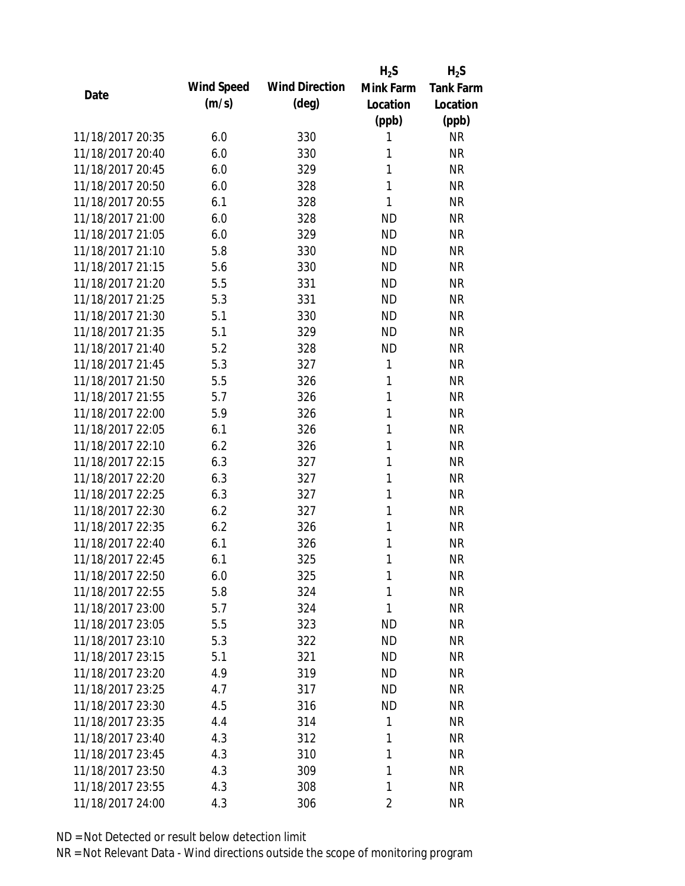| Date | Wind Speed (m/s) | Wind Direction (deg) | $H_2S$ Mink Farm Location (ppb) | $H_2S$ Tank Farm Location (ppb) |
|---|---|---|---|---|
| 11/18/2017 20:35 | 6.0 | 330 | 1 | NR |
| 11/18/2017 20:40 | 6.0 | 330 | 1 | NR |
| 11/18/2017 20:45 | 6.0 | 329 | 1 | NR |
| 11/18/2017 20:50 | 6.0 | 328 | 1 | NR |
| 11/18/2017 20:55 | 6.1 | 328 | 1 | NR |
| 11/18/2017 21:00 | 6.0 | 328 | ND | NR |
| 11/18/2017 21:05 | 6.0 | 329 | ND | NR |
| 11/18/2017 21:10 | 5.8 | 330 | ND | NR |
| 11/18/2017 21:15 | 5.6 | 330 | ND | NR |
| 11/18/2017 21:20 | 5.5 | 331 | ND | NR |
| 11/18/2017 21:25 | 5.3 | 331 | ND | NR |
| 11/18/2017 21:30 | 5.1 | 330 | ND | NR |
| 11/18/2017 21:35 | 5.1 | 329 | ND | NR |
| 11/18/2017 21:40 | 5.2 | 328 | ND | NR |
| 11/18/2017 21:45 | 5.3 | 327 | 1 | NR |
| 11/18/2017 21:50 | 5.5 | 326 | 1 | NR |
| 11/18/2017 21:55 | 5.7 | 326 | 1 | NR |
| 11/18/2017 22:00 | 5.9 | 326 | 1 | NR |
| 11/18/2017 22:05 | 6.1 | 326 | 1 | NR |
| 11/18/2017 22:10 | 6.2 | 326 | 1 | NR |
| 11/18/2017 22:15 | 6.3 | 327 | 1 | NR |
| 11/18/2017 22:20 | 6.3 | 327 | 1 | NR |
| 11/18/2017 22:25 | 6.3 | 327 | 1 | NR |
| 11/18/2017 22:30 | 6.2 | 327 | 1 | NR |
| 11/18/2017 22:35 | 6.2 | 326 | 1 | NR |
| 11/18/2017 22:40 | 6.1 | 326 | 1 | NR |
| 11/18/2017 22:45 | 6.1 | 325 | 1 | NR |
| 11/18/2017 22:50 | 6.0 | 325 | 1 | NR |
| 11/18/2017 22:55 | 5.8 | 324 | 1 | NR |
| 11/18/2017 23:00 | 5.7 | 324 | 1 | NR |
| 11/18/2017 23:05 | 5.5 | 323 | ND | NR |
| 11/18/2017 23:10 | 5.3 | 322 | ND | NR |
| 11/18/2017 23:15 | 5.1 | 321 | ND | NR |
| 11/18/2017 23:20 | 4.9 | 319 | ND | NR |
| 11/18/2017 23:25 | 4.7 | 317 | ND | NR |
| 11/18/2017 23:30 | 4.5 | 316 | ND | NR |
| 11/18/2017 23:35 | 4.4 | 314 | 1 | NR |
| 11/18/2017 23:40 | 4.3 | 312 | 1 | NR |
| 11/18/2017 23:45 | 4.3 | 310 | 1 | NR |
| 11/18/2017 23:50 | 4.3 | 309 | 1 | NR |
| 11/18/2017 23:55 | 4.3 | 308 | 1 | NR |
| 11/18/2017 24:00 | 4.3 | 306 | 2 | NR |

ND = Not Detected or result below detection limit

NR = Not Relevant Data - Wind directions outside the scope of monitoring program